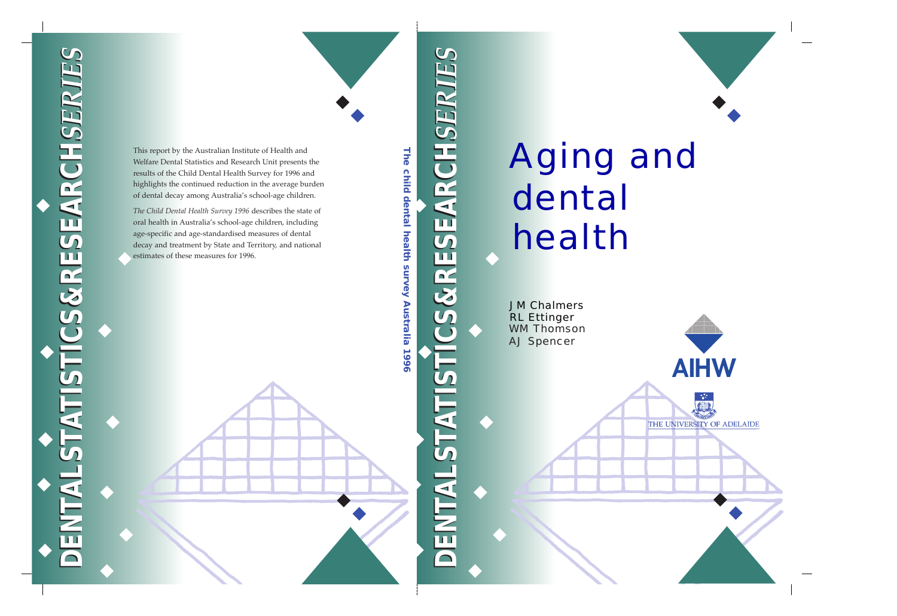DENTAL STATISTICS & RESEARCH SERIES

This report by the Australian Institute of Health and Welfare Dental Statistics and Research Unit presents the results of the Child Dental Health Survey for 1996 and highlights the continued reduction in the average burden of dental decay among Australia's school-age children.

*The Child Dental Health Survey 1996* describes the state of oral health in Australia's school-age children, including age-specific and age-standardised measures of dental decay and treatment by State and Territory, and national estimates of these measures for 1996.

**The child dental health survey Australia 1996**

DENTAL STATISTICS & RESEARCH SERIES

# Aging and dental health

J M Chalmers
RL Ettinger
WM Thomson
AJ Spencer

AIHW

THE UNIVERSITY OF ADELAIDE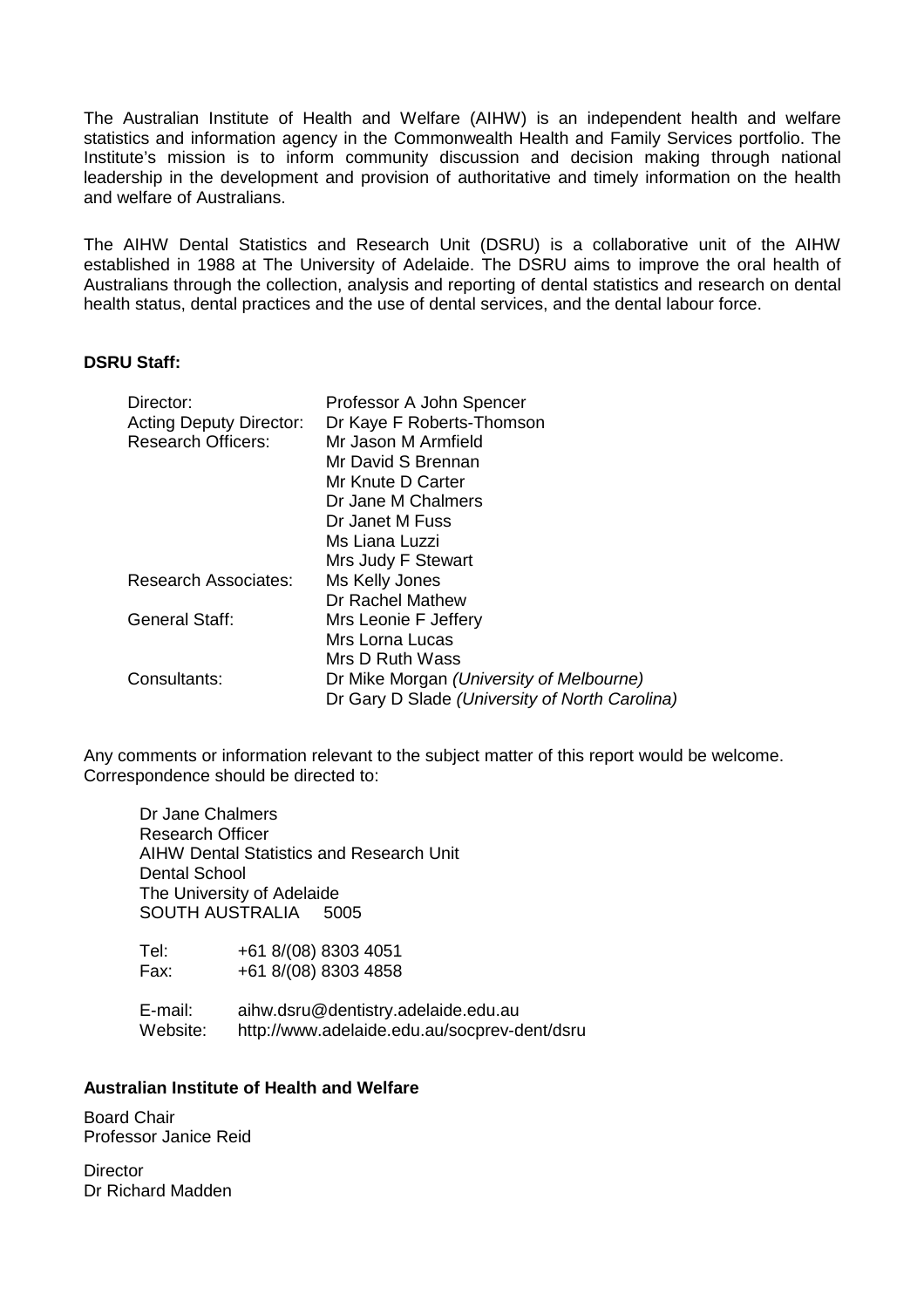The Australian Institute of Health and Welfare (AIHW) is an independent health and welfare statistics and information agency in the Commonwealth Health and Family Services portfolio. The Institute's mission is to inform community discussion and decision making through national leadership in the development and provision of authoritative and timely information on the health and welfare of Australians.

The AIHW Dental Statistics and Research Unit (DSRU) is a collaborative unit of the AIHW established in 1988 at The University of Adelaide. The DSRU aims to improve the oral health of Australians through the collection, analysis and reporting of dental statistics and research on dental health status, dental practices and the use of dental services, and the dental labour force.

**DSRU Staff:**

| | |
|---|---|
| Director: | Professor A John Spencer |
| Acting Deputy Director: | Dr Kaye F Roberts-Thomson |
| Research Officers: | Mr Jason M Armfield |
| | Mr David S Brennan |
| | Mr Knute D Carter |
| | Dr Jane M Chalmers |
| | Dr Janet M Fuss |
| | Ms Liana Luzzi |
| | Mrs Judy F Stewart |
| Research Associates: | Ms Kelly Jones |
| | Dr Rachel Mathew |
| General Staff: | Mrs Leonie F Jeffery |
| | Mrs Lorna Lucas |
| | Mrs D Ruth Wass |
| Consultants: | Dr Mike Morgan *(University of Melbourne)* |
| | Dr Gary D Slade *(University of North Carolina)* |

Any comments or information relevant to the subject matter of this report would be welcome. Correspondence should be directed to:

Dr Jane Chalmers
Research Officer
AIHW Dental Statistics and Research Unit
Dental School
The University of Adelaide
SOUTH AUSTRALIA 5005

Tel: +61 8/(08) 8303 4051
Fax: +61 8/(08) 8303 4858

E-mail: aihw.dsru@dentistry.adelaide.edu.au
Website: http://www.adelaide.edu.au/socprev-dent/dsru

**Australian Institute of Health and Welfare**

Board Chair
Professor Janice Reid

Director
Dr Richard Madden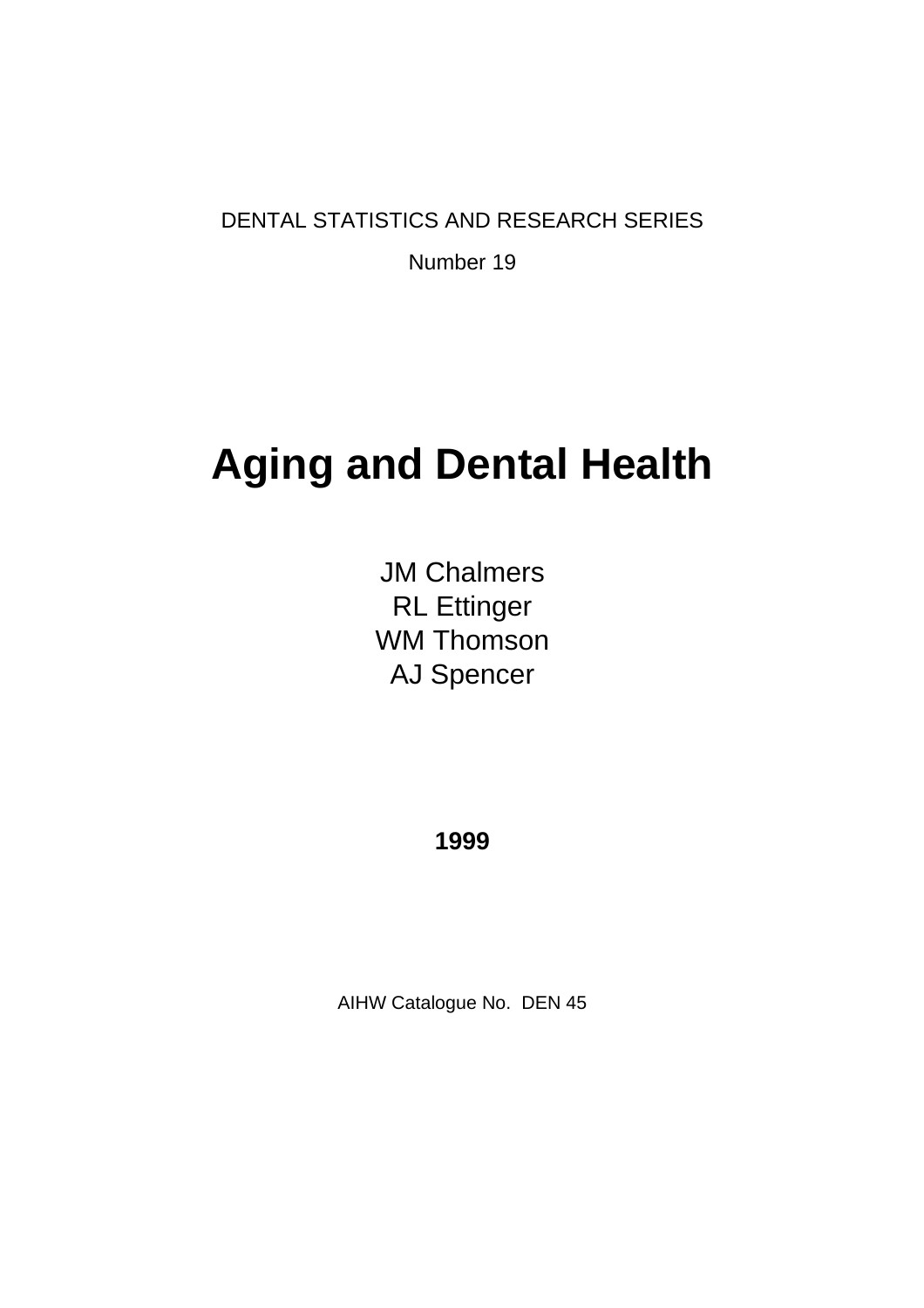DENTAL STATISTICS AND RESEARCH SERIES

Number 19

# Aging and Dental Health

JM Chalmers
RL Ettinger
WM Thomson
AJ Spencer

**1999**

AIHW Catalogue No. DEN 45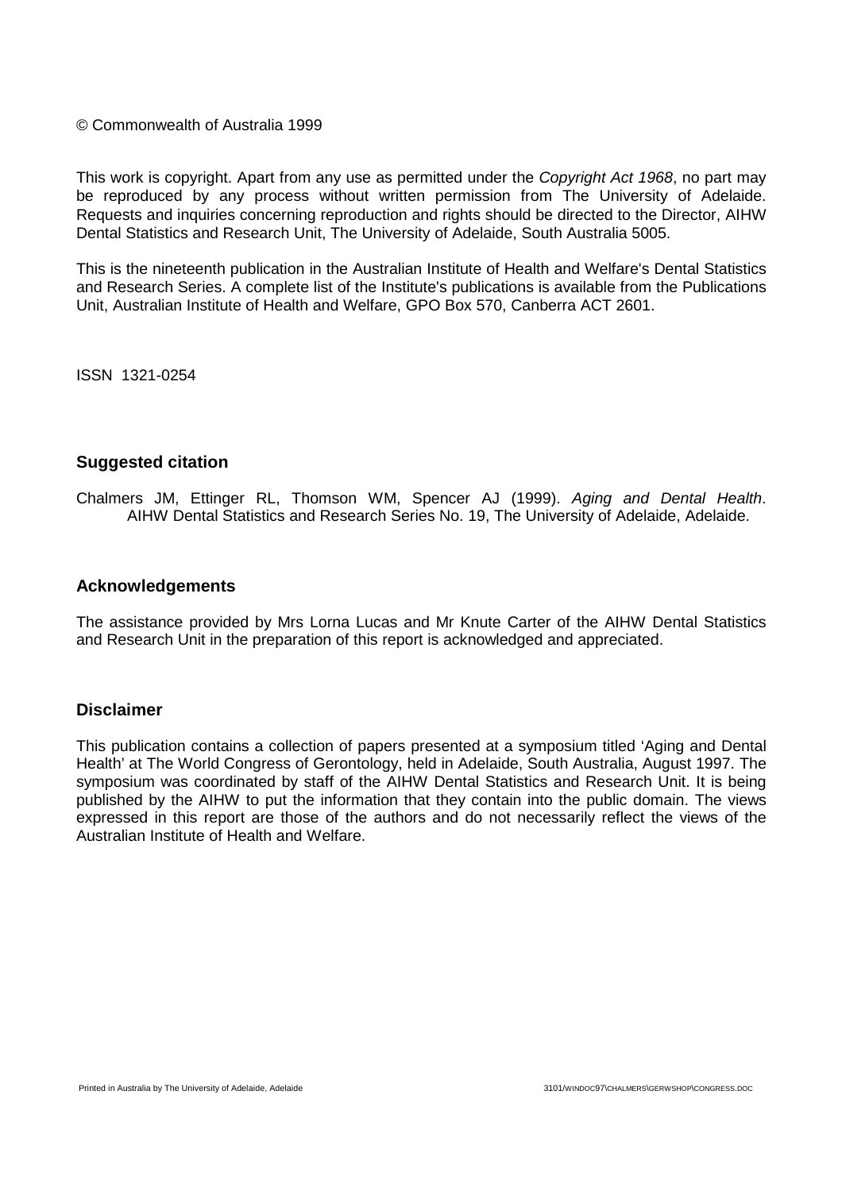© Commonwealth of Australia 1999

This work is copyright. Apart from any use as permitted under the *Copyright Act 1968*, no part may be reproduced by any process without written permission from The University of Adelaide. Requests and inquiries concerning reproduction and rights should be directed to the Director, AIHW Dental Statistics and Research Unit, The University of Adelaide, South Australia 5005.

This is the nineteenth publication in the Australian Institute of Health and Welfare's Dental Statistics and Research Series. A complete list of the Institute's publications is available from the Publications Unit, Australian Institute of Health and Welfare, GPO Box 570, Canberra ACT 2601.

ISSN 1321-0254

## Suggested citation

Chalmers JM, Ettinger RL, Thomson WM, Spencer AJ (1999). *Aging and Dental Health*. AIHW Dental Statistics and Research Series No. 19, The University of Adelaide, Adelaide.

## Acknowledgements

The assistance provided by Mrs Lorna Lucas and Mr Knute Carter of the AIHW Dental Statistics and Research Unit in the preparation of this report is acknowledged and appreciated.

## Disclaimer

This publication contains a collection of papers presented at a symposium titled 'Aging and Dental Health' at The World Congress of Gerontology, held in Adelaide, South Australia, August 1997. The symposium was coordinated by staff of the AIHW Dental Statistics and Research Unit. It is being published by the AIHW to put the information that they contain into the public domain. The views expressed in this report are those of the authors and do not necessarily reflect the views of the Australian Institute of Health and Welfare.

Printed in Australia by The University of Adelaide, Adelaide

3101/WINDOC97\CHALMERS\GERWSHOP\CONGRESS.DOC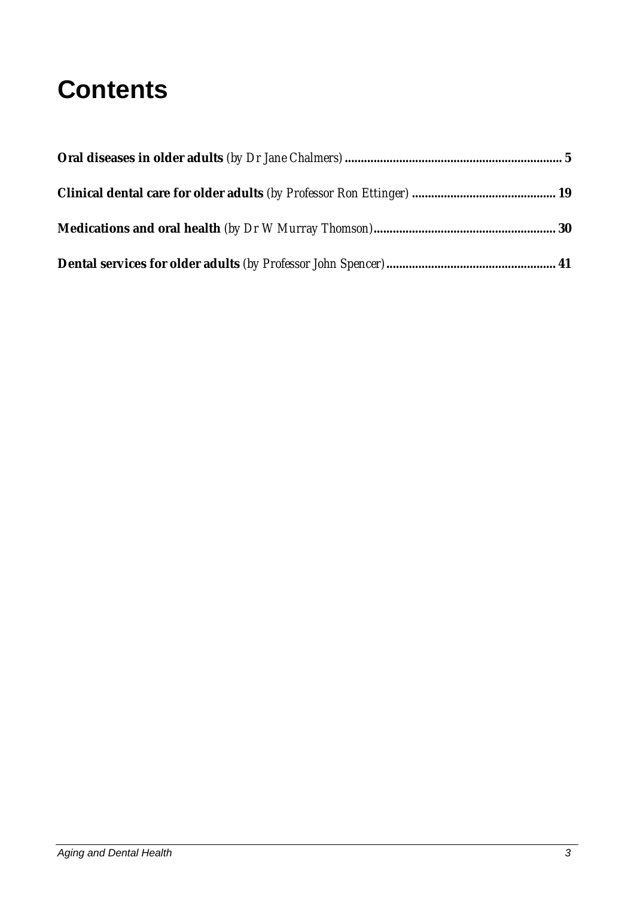# Contents

**Oral diseases in older adults** *(by Dr Jane Chalmers)* **.................................................................... 5**

**Clinical dental care for older adults** *(by Professor Ron Ettinger)* **.............................................. 19**

**Medications and oral health** *(by Dr W Murray Thomson)* **......................................................... 30**

**Dental services for older adults** *(by Professor John Spencer)* **..................................................... 41**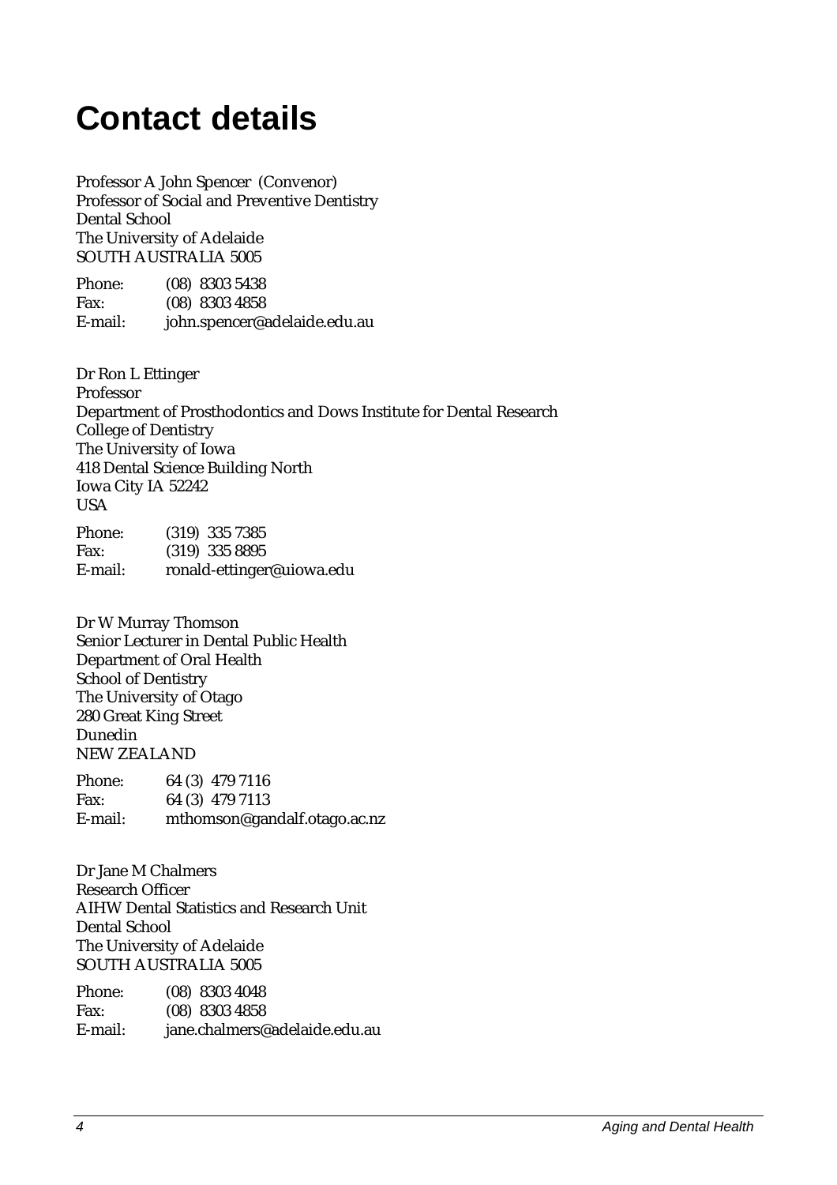# Contact details

Professor A John Spencer (Convenor)
Professor of Social and Preventive Dentistry
Dental School
The University of Adelaide
SOUTH AUSTRALIA 5005

Phone: (08) 8303 5438
Fax: (08) 8303 4858
E-mail: john.spencer@adelaide.edu.au

Dr Ron L Ettinger
Professor
Department of Prosthodontics and Dows Institute for Dental Research
College of Dentistry
The University of Iowa
418 Dental Science Building North
Iowa City IA 52242
USA

Phone: (319) 335 7385
Fax: (319) 335 8895
E-mail: ronald-ettinger@uiowa.edu

Dr W Murray Thomson
Senior Lecturer in Dental Public Health
Department of Oral Health
School of Dentistry
The University of Otago
280 Great King Street
Dunedin
NEW ZEALAND

Phone: 64 (3) 479 7116
Fax: 64 (3) 479 7113
E-mail: mthomson@gandalf.otago.ac.nz

Dr Jane M Chalmers
Research Officer
AIHW Dental Statistics and Research Unit
Dental School
The University of Adelaide
SOUTH AUSTRALIA 5005

Phone: (08) 8303 4048
Fax: (08) 8303 4858
E-mail: jane.chalmers@adelaide.edu.au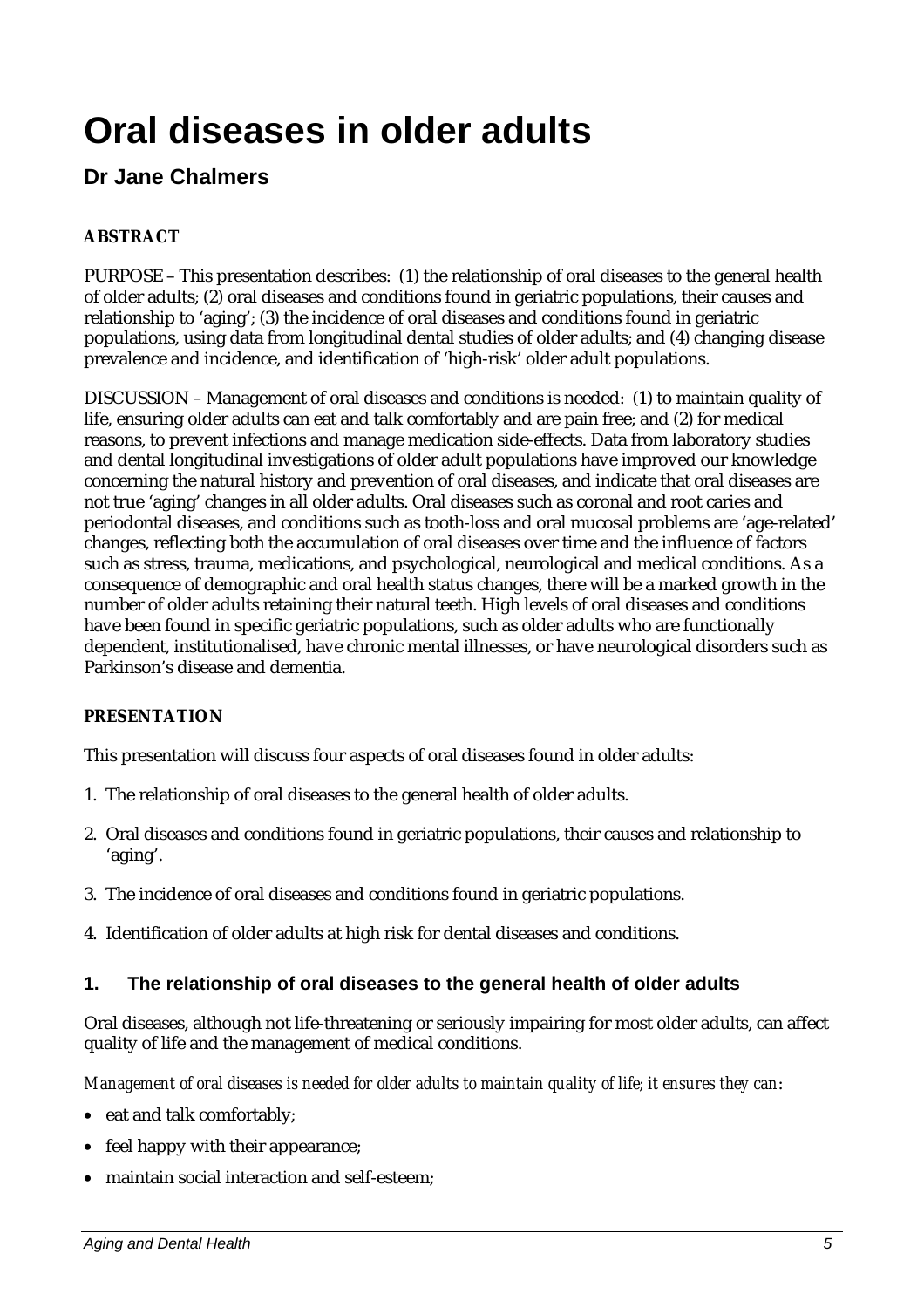# Oral diseases in older adults

## Dr Jane Chalmers

**ABSTRACT**

PURPOSE – This presentation describes: (1) the relationship of oral diseases to the general health of older adults; (2) oral diseases and conditions found in geriatric populations, their causes and relationship to 'aging'; (3) the incidence of oral diseases and conditions found in geriatric populations, using data from longitudinal dental studies of older adults; and (4) changing disease prevalence and incidence, and identification of 'high-risk' older adult populations.

DISCUSSION – Management of oral diseases and conditions is needed: (1) to maintain quality of life, ensuring older adults can eat and talk comfortably and are pain free; and (2) for medical reasons, to prevent infections and manage medication side-effects. Data from laboratory studies and dental longitudinal investigations of older adult populations have improved our knowledge concerning the natural history and prevention of oral diseases, and indicate that oral diseases are not true 'aging' changes in all older adults. Oral diseases such as coronal and root caries and periodontal diseases, and conditions such as tooth-loss and oral mucosal problems are 'age-related' changes, reflecting both the accumulation of oral diseases over time and the influence of factors such as stress, trauma, medications, and psychological, neurological and medical conditions. As a consequence of demographic and oral health status changes, there will be a marked growth in the number of older adults retaining their natural teeth. High levels of oral diseases and conditions have been found in specific geriatric populations, such as older adults who are functionally dependent, institutionalised, have chronic mental illnesses, or have neurological disorders such as Parkinson's disease and dementia.

**PRESENTATION**

This presentation will discuss four aspects of oral diseases found in older adults:

1. The relationship of oral diseases to the general health of older adults.
2. Oral diseases and conditions found in geriatric populations, their causes and relationship to 'aging'.
3. The incidence of oral diseases and conditions found in geriatric populations.
4. Identification of older adults at high risk for dental diseases and conditions.

### 1. The relationship of oral diseases to the general health of older adults

Oral diseases, although not life-threatening or seriously impairing for most older adults, can affect quality of life and the management of medical conditions.

*Management of oral diseases is needed for older adults to maintain quality of life; it ensures they can:*

- eat and talk comfortably;
- feel happy with their appearance;
- maintain social interaction and self-esteem;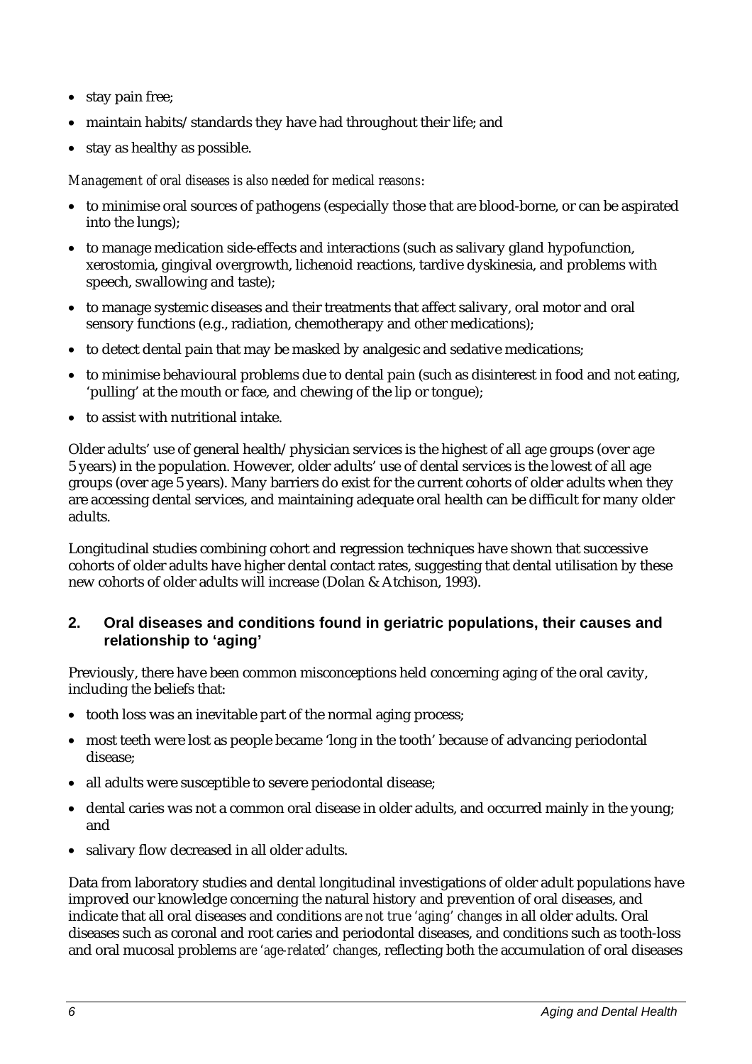- stay pain free;
- maintain habits/standards they have had throughout their life; and
- stay as healthy as possible.

*Management of oral diseases is also needed for medical reasons*:

- to minimise oral sources of pathogens (especially those that are blood-borne, or can be aspirated into the lungs);
- to manage medication side-effects and interactions (such as salivary gland hypofunction, xerostomia, gingival overgrowth, lichenoid reactions, tardive dyskinesia, and problems with speech, swallowing and taste);
- to manage systemic diseases and their treatments that affect salivary, oral motor and oral sensory functions (e.g., radiation, chemotherapy and other medications);
- to detect dental pain that may be masked by analgesic and sedative medications;
- to minimise behavioural problems due to dental pain (such as disinterest in food and not eating, 'pulling' at the mouth or face, and chewing of the lip or tongue);
- to assist with nutritional intake.

Older adults' use of general health/physician services is the highest of all age groups (over age 5 years) in the population. However, older adults' use of dental services is the lowest of all age groups (over age 5 years). Many barriers do exist for the current cohorts of older adults when they are accessing dental services, and maintaining adequate oral health can be difficult for many older adults.

Longitudinal studies combining cohort and regression techniques have shown that successive cohorts of older adults have higher dental contact rates, suggesting that dental utilisation by these new cohorts of older adults will increase (Dolan & Atchison, 1993).

## 2. Oral diseases and conditions found in geriatric populations, their causes and relationship to 'aging'

Previously, there have been common misconceptions held concerning aging of the oral cavity, including the beliefs that:

- tooth loss was an inevitable part of the normal aging process;
- most teeth were lost as people became 'long in the tooth' because of advancing periodontal disease;
- all adults were susceptible to severe periodontal disease;
- dental caries was not a common oral disease in older adults, and occurred mainly in the young; and
- salivary flow decreased in all older adults.

Data from laboratory studies and dental longitudinal investigations of older adult populations have improved our knowledge concerning the natural history and prevention of oral diseases, and indicate that all oral diseases and conditions *are not true 'aging' changes* in all older adults. Oral diseases such as coronal and root caries and periodontal diseases, and conditions such as tooth-loss and oral mucosal problems *are 'age-related' changes*, reflecting both the accumulation of oral diseases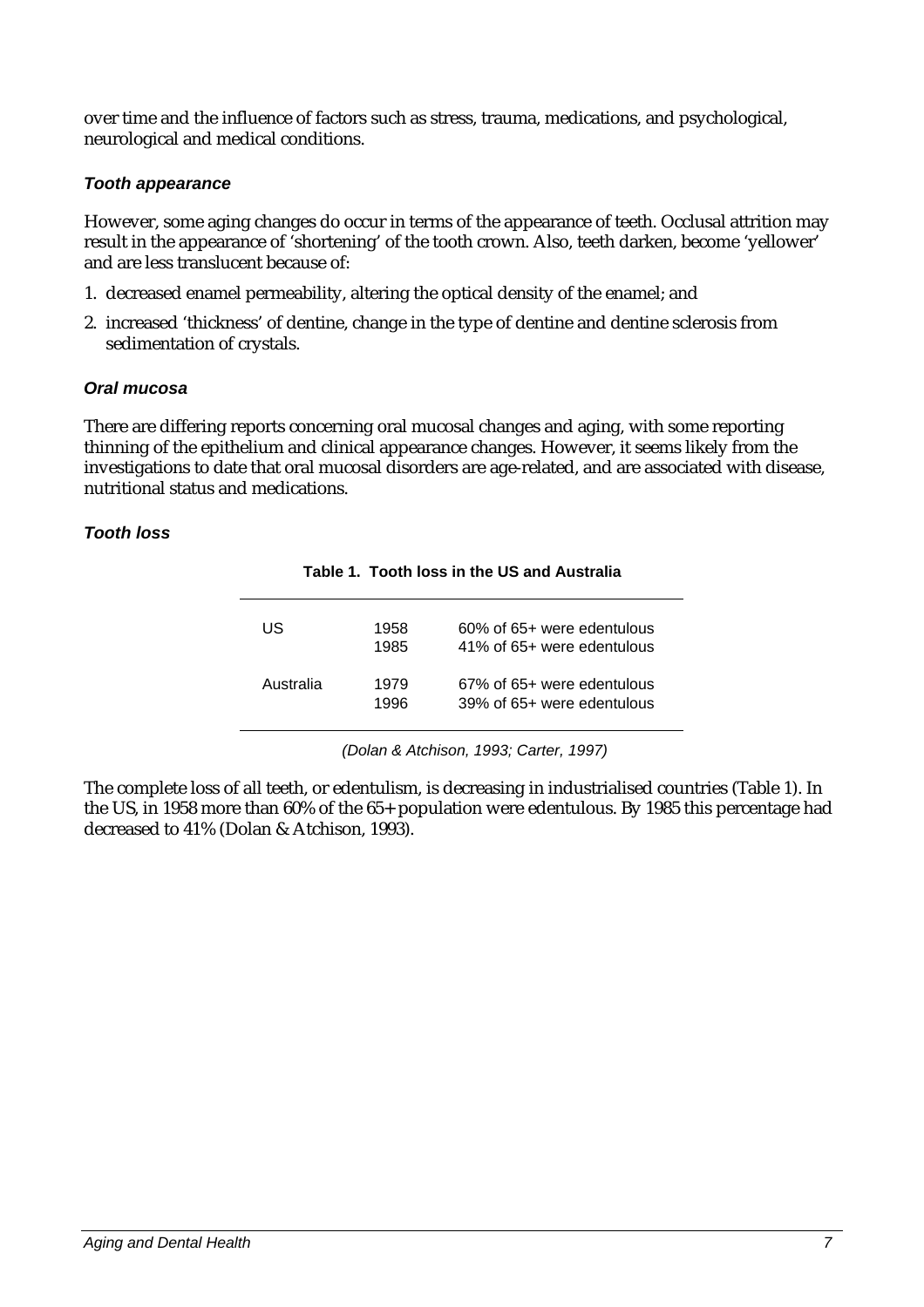over time and the influence of factors such as stress, trauma, medications, and psychological, neurological and medical conditions.

### *Tooth appearance*

However, some aging changes do occur in terms of the appearance of teeth. Occlusal attrition may result in the appearance of 'shortening' of the tooth crown. Also, teeth darken, become 'yellower' and are less translucent because of:

1. decreased enamel permeability, altering the optical density of the enamel; and
2. increased 'thickness' of dentine, change in the type of dentine and dentine sclerosis from sedimentation of crystals.

### *Oral mucosa*

There are differing reports concerning oral mucosal changes and aging, with some reporting thinning of the epithelium and clinical appearance changes. However, it seems likely from the investigations to date that oral mucosal disorders are age-related, and are associated with disease, nutritional status and medications.

### *Tooth loss*

**Table 1. Tooth loss in the US and Australia**

| | | |
|---|---|---|
| US | 1958 | 60% of 65+ were edentulous |
| | 1985 | 41% of 65+ were edentulous |
| Australia | 1979 | 67% of 65+ were edentulous |
| | 1996 | 39% of 65+ were edentulous |

*(Dolan & Atchison, 1993; Carter, 1997)*

The complete loss of all teeth, or edentulism, is decreasing in industrialised countries (Table 1). In the US, in 1958 more than 60% of the 65+ population were edentulous. By 1985 this percentage had decreased to 41% (Dolan & Atchison, 1993).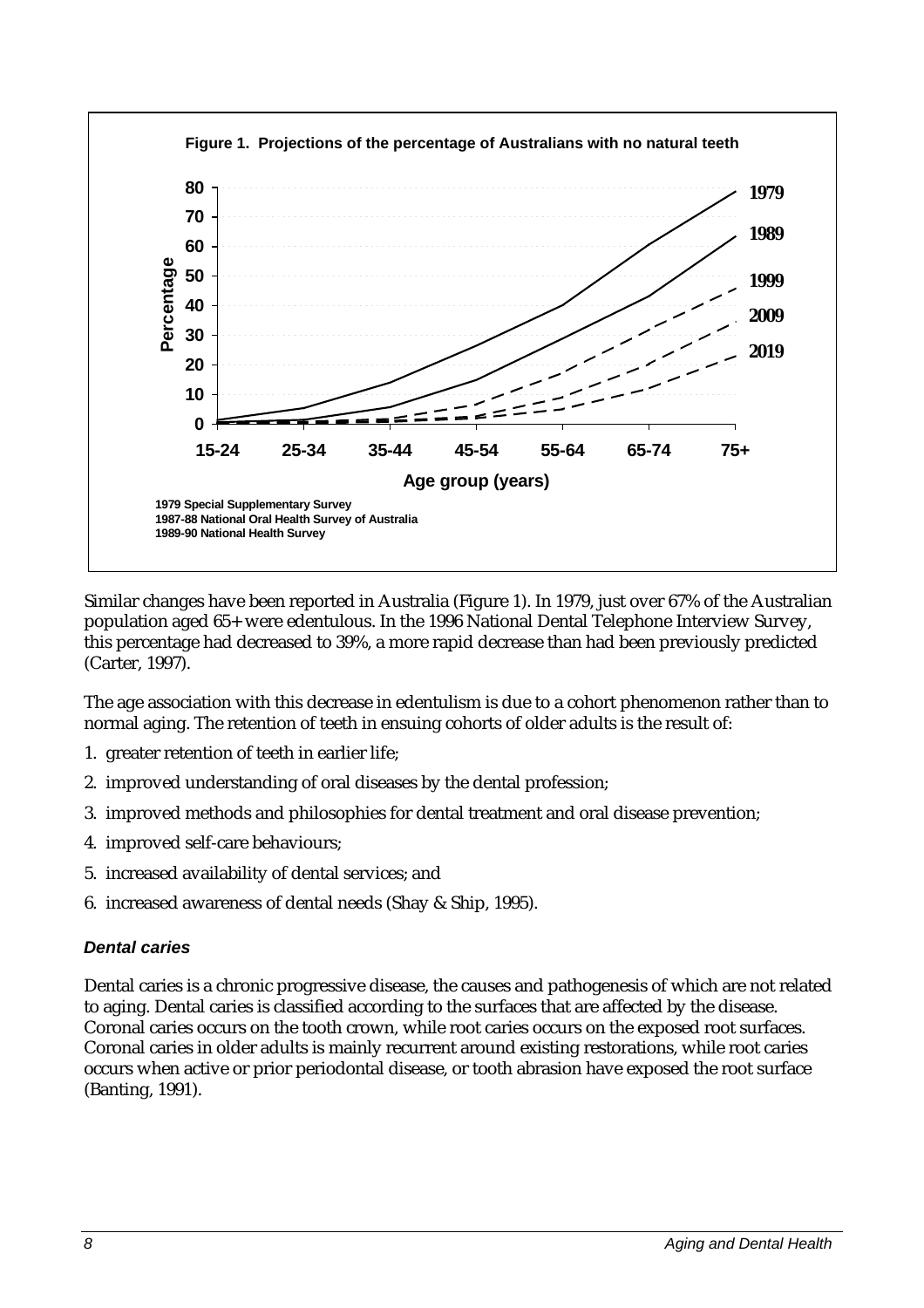**Figure 1. Projections of the percentage of Australians with no natural teeth**

1979 Special Supplementary Survey
1987-88 National Oral Health Survey of Australia
1989-90 National Health Survey

Similar changes have been reported in Australia (Figure 1). In 1979, just over 67% of the Australian population aged 65+ were edentulous. In the 1996 National Dental Telephone Interview Survey, this percentage had decreased to 39%, a more rapid decrease than had been previously predicted (Carter, 1997).

The age association with this decrease in edentulism is due to a cohort phenomenon rather than to normal aging. The retention of teeth in ensuing cohorts of older adults is the result of:

1. greater retention of teeth in earlier life;
2. improved understanding of oral diseases by the dental profession;
3. improved methods and philosophies for dental treatment and oral disease prevention;
4. improved self-care behaviours;
5. increased availability of dental services; and
6. increased awareness of dental needs (Shay & Ship, 1995).

### *Dental caries*

Dental caries is a chronic progressive disease, the causes and pathogenesis of which are not related to aging. Dental caries is classified according to the surfaces that are affected by the disease. Coronal caries occurs on the tooth crown, while root caries occurs on the exposed root surfaces. Coronal caries in older adults is mainly recurrent around existing restorations, while root caries occurs when active or prior periodontal disease, or tooth abrasion have exposed the root surface (Banting, 1991).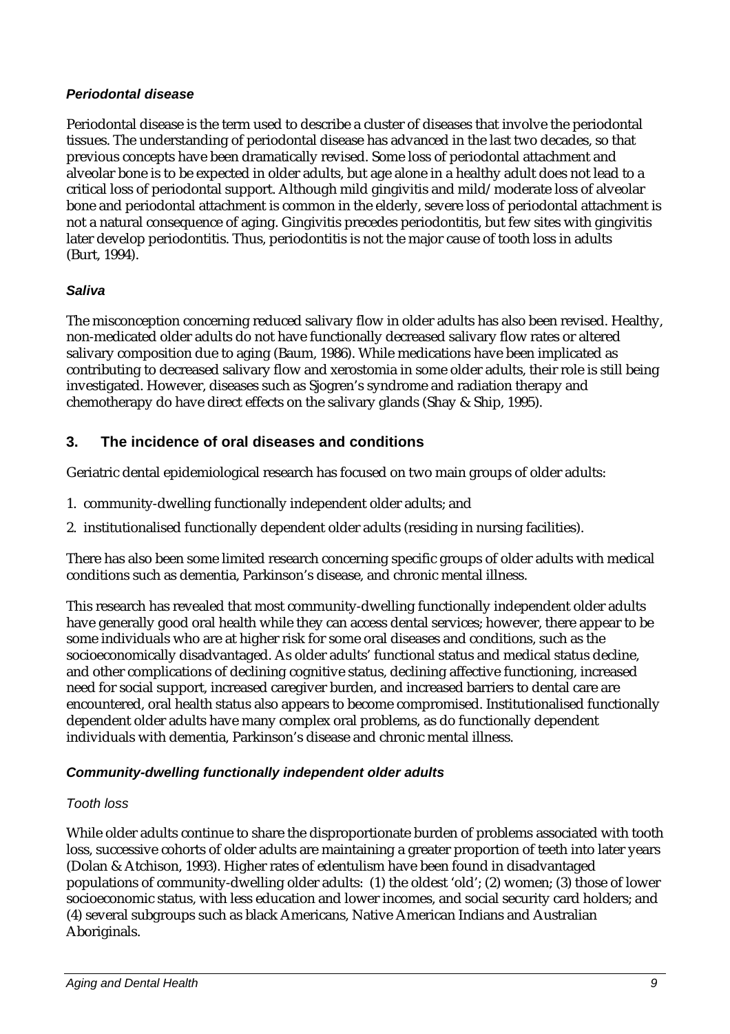### *Periodontal disease*

Periodontal disease is the term used to describe a cluster of diseases that involve the periodontal tissues. The understanding of periodontal disease has advanced in the last two decades, so that previous concepts have been dramatically revised. Some loss of periodontal attachment and alveolar bone is to be expected in older adults, but age alone in a healthy adult does not lead to a critical loss of periodontal support. Although mild gingivitis and mild/moderate loss of alveolar bone and periodontal attachment is common in the elderly, severe loss of periodontal attachment is not a natural consequence of aging. Gingivitis precedes periodontitis, but few sites with gingivitis later develop periodontitis. Thus, periodontitis is not the major cause of tooth loss in adults (Burt, 1994).

### *Saliva*

The misconception concerning reduced salivary flow in older adults has also been revised. Healthy, non-medicated older adults do not have functionally decreased salivary flow rates or altered salivary composition due to aging (Baum, 1986). While medications have been implicated as contributing to decreased salivary flow and xerostomia in some older adults, their role is still being investigated. However, diseases such as Sjogren's syndrome and radiation therapy and chemotherapy do have direct effects on the salivary glands (Shay & Ship, 1995).

## 3. The incidence of oral diseases and conditions

Geriatric dental epidemiological research has focused on two main groups of older adults:

1. community-dwelling functionally independent older adults; and
2. institutionalised functionally dependent older adults (residing in nursing facilities).

There has also been some limited research concerning specific groups of older adults with medical conditions such as dementia, Parkinson's disease, and chronic mental illness.

This research has revealed that most community-dwelling functionally independent older adults have generally good oral health while they can access dental services; however, there appear to be some individuals who are at higher risk for some oral diseases and conditions, such as the socioeconomically disadvantaged. As older adults' functional status and medical status decline, and other complications of declining cognitive status, declining affective functioning, increased need for social support, increased caregiver burden, and increased barriers to dental care are encountered, oral health status also appears to become compromised. Institutionalised functionally dependent older adults have many complex oral problems, as do functionally dependent individuals with dementia, Parkinson's disease and chronic mental illness.

### *Community-dwelling functionally independent older adults*

#### *Tooth loss*

While older adults continue to share the disproportionate burden of problems associated with tooth loss, successive cohorts of older adults are maintaining a greater proportion of teeth into later years (Dolan & Atchison, 1993). Higher rates of edentulism have been found in disadvantaged populations of community-dwelling older adults: (1) the oldest 'old'; (2) women; (3) those of lower socioeconomic status, with less education and lower incomes, and social security card holders; and (4) several subgroups such as black Americans, Native American Indians and Australian Aboriginals.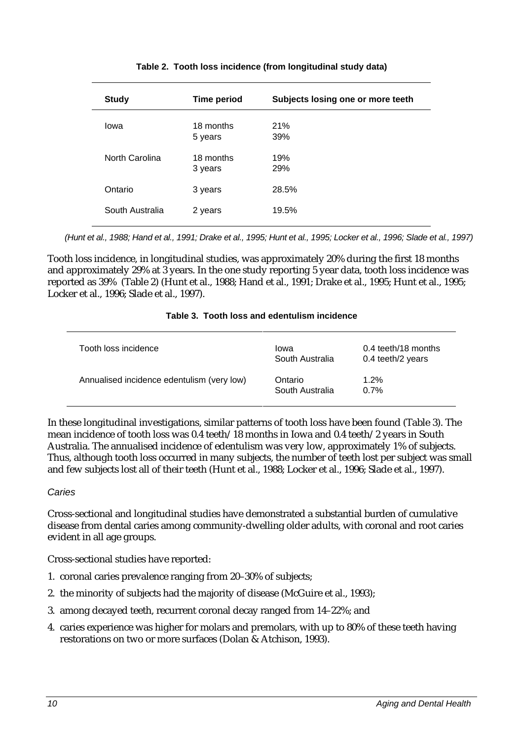**Table 2. Tooth loss incidence (from longitudinal study data)**

| Study | Time period | Subjects losing one or more teeth |
|---|---|---|
| Iowa | 18 months | 21% |
| | 5 years | 39% |
| North Carolina | 18 months | 19% |
| | 3 years | 29% |
| Ontario | 3 years | 28.5% |
| South Australia | 2 years | 19.5% |

*(Hunt et al., 1988; Hand et al., 1991; Drake et al., 1995; Hunt et al., 1995; Locker et al., 1996; Slade et al., 1997)*

Tooth loss incidence, in longitudinal studies, was approximately 20% during the first 18 months and approximately 29% at 3 years. In the one study reporting 5 year data, tooth loss incidence was reported as 39% (Table 2) (Hunt et al., 1988; Hand et al., 1991; Drake et al., 1995; Hunt et al., 1995; Locker et al., 1996; Slade et al., 1997).

**Table 3. Tooth loss and edentulism incidence**

| | | |
|---|---|---|
| Tooth loss incidence | Iowa | 0.4 teeth/18 months |
| | South Australia | 0.4 teeth/2 years |
| Annualised incidence edentulism (very low) | Ontario | 1.2% |
| | South Australia | 0.7% |

In these longitudinal investigations, similar patterns of tooth loss have been found (Table 3). The mean incidence of tooth loss was 0.4 teeth/18 months in Iowa and 0.4 teeth/2 years in South Australia. The annualised incidence of edentulism was very low, approximately 1% of subjects. Thus, although tooth loss occurred in many subjects, the number of teeth lost per subject was small and few subjects lost all of their teeth (Hunt et al., 1988; Locker et al., 1996; Slade et al., 1997).

*Caries*

Cross-sectional and longitudinal studies have demonstrated a substantial burden of cumulative disease from dental caries among community-dwelling older adults, with coronal and root caries evident in all age groups.

Cross-sectional studies have reported:

1. coronal caries prevalence ranging from 20–30% of subjects;
2. the minority of subjects had the majority of disease (McGuire et al., 1993);
3. among decayed teeth, recurrent coronal decay ranged from 14–22%; and
4. caries experience was higher for molars and premolars, with up to 80% of these teeth having restorations on two or more surfaces (Dolan & Atchison, 1993).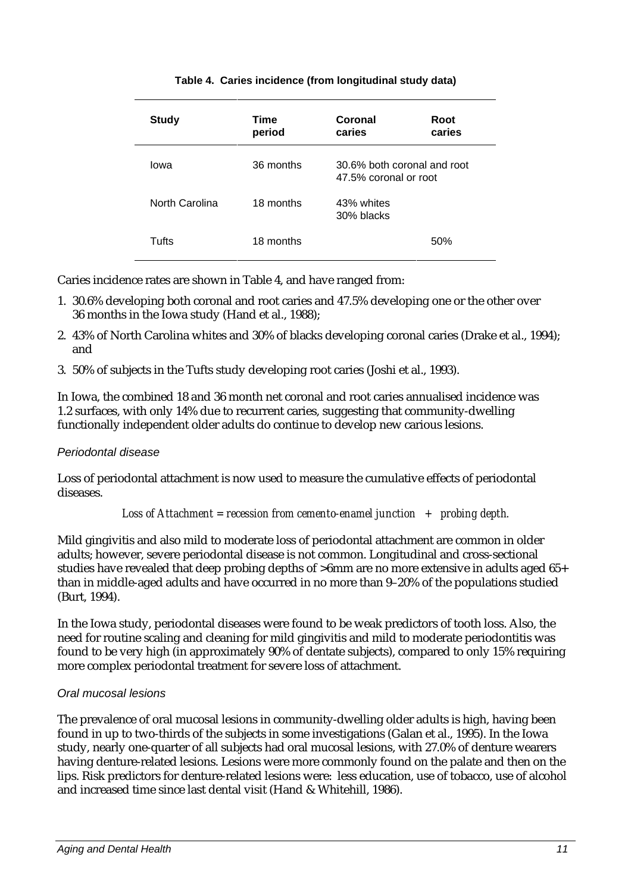**Table 4. Caries incidence (from longitudinal study data)**

| Study | Time period | Coronal caries | Root caries |
|---|---|---|---|
| Iowa | 36 months | 30.6% both coronal and root<br>47.5% coronal or root | |
| North Carolina | 18 months | 43% whites<br>30% blacks | |
| Tufts | 18 months | | 50% |

Caries incidence rates are shown in Table 4, and have ranged from:

1. 30.6% developing both coronal and root caries and 47.5% developing one or the other over 36 months in the Iowa study (Hand et al., 1988);
2. 43% of North Carolina whites and 30% of blacks developing coronal caries (Drake et al., 1994); and
3. 50% of subjects in the Tufts study developing root caries (Joshi et al., 1993).

In Iowa, the combined 18 and 36 month net coronal and root caries annualised incidence was 1.2 surfaces, with only 14% due to recurrent caries, suggesting that community-dwelling functionally independent older adults do continue to develop new carious lesions.

### *Periodontal disease*

Loss of periodontal attachment is now used to measure the cumulative effects of periodontal diseases.

*Loss of Attachment = recession from cemento-enamel junction + probing depth.*

Mild gingivitis and also mild to moderate loss of periodontal attachment are common in older adults; however, severe periodontal disease is not common. Longitudinal and cross-sectional studies have revealed that deep probing depths of >6mm are no more extensive in adults aged 65+ than in middle-aged adults and have occurred in no more than 9–20% of the populations studied (Burt, 1994).

In the Iowa study, periodontal diseases were found to be weak predictors of tooth loss. Also, the need for routine scaling and cleaning for mild gingivitis and mild to moderate periodontitis was found to be very high (in approximately 90% of dentate subjects), compared to only 15% requiring more complex periodontal treatment for severe loss of attachment.

### *Oral mucosal lesions*

The prevalence of oral mucosal lesions in community-dwelling older adults is high, having been found in up to two-thirds of the subjects in some investigations (Galan et al., 1995). In the Iowa study, nearly one-quarter of all subjects had oral mucosal lesions, with 27.0% of denture wearers having denture-related lesions. Lesions were more commonly found on the palate and then on the lips. Risk predictors for denture-related lesions were: less education, use of tobacco, use of alcohol and increased time since last dental visit (Hand & Whitehill, 1986).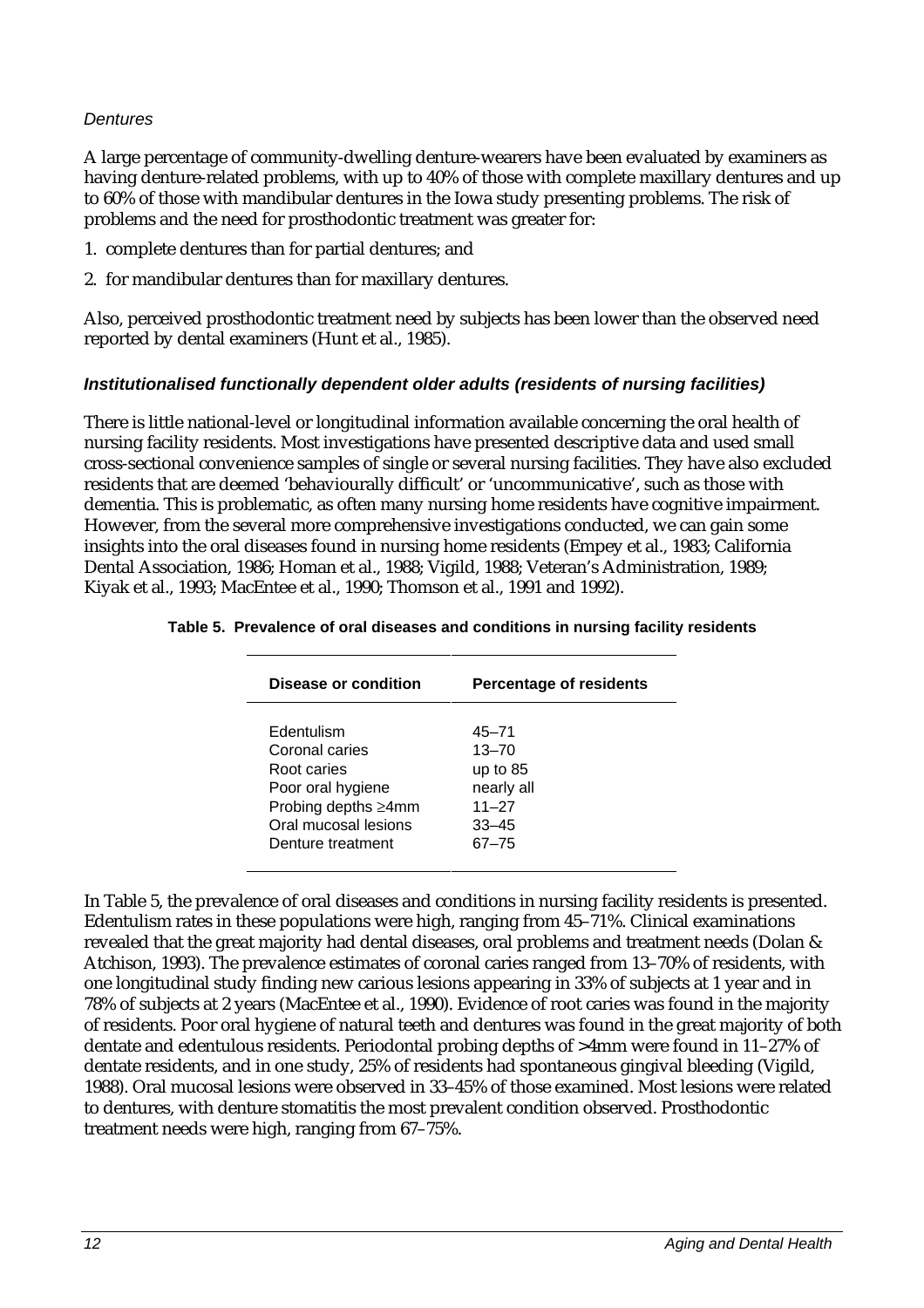*Dentures*

A large percentage of community-dwelling denture-wearers have been evaluated by examiners as having denture-related problems, with up to 40% of those with complete maxillary dentures and up to 60% of those with mandibular dentures in the Iowa study presenting problems. The risk of problems and the need for prosthodontic treatment was greater for:

1. complete dentures than for partial dentures; and
2. for mandibular dentures than for maxillary dentures.

Also, perceived prosthodontic treatment need by subjects has been lower than the observed need reported by dental examiners (Hunt et al., 1985).

### *Institutionalised functionally dependent older adults (residents of nursing facilities)*

There is little national-level or longitudinal information available concerning the oral health of nursing facility residents. Most investigations have presented descriptive data and used small cross-sectional convenience samples of single or several nursing facilities. They have also excluded residents that are deemed 'behaviourally difficult' or 'uncommunicative', such as those with dementia. This is problematic, as often many nursing home residents have cognitive impairment. However, from the several more comprehensive investigations conducted, we can gain some insights into the oral diseases found in nursing home residents (Empey et al., 1983; California Dental Association, 1986; Homan et al., 1988; Vigild, 1988; Veteran's Administration, 1989; Kiyak et al., 1993; MacEntee et al., 1990; Thomson et al., 1991 and 1992).

**Table 5. Prevalence of oral diseases and conditions in nursing facility residents**

| Disease or condition | Percentage of residents |
|---|---|
| Edentulism | 45–71 |
| Coronal caries | 13–70 |
| Root caries | up to 85 |
| Poor oral hygiene | nearly all |
| Probing depths ≥4mm | 11–27 |
| Oral mucosal lesions | 33–45 |
| Denture treatment | 67–75 |

In Table 5, the prevalence of oral diseases and conditions in nursing facility residents is presented. Edentulism rates in these populations were high, ranging from 45–71%. Clinical examinations revealed that the great majority had dental diseases, oral problems and treatment needs (Dolan & Atchison, 1993). The prevalence estimates of coronal caries ranged from 13–70% of residents, with one longitudinal study finding new carious lesions appearing in 33% of subjects at 1 year and in 78% of subjects at 2 years (MacEntee et al., 1990). Evidence of root caries was found in the majority of residents. Poor oral hygiene of natural teeth and dentures was found in the great majority of both dentate and edentulous residents. Periodontal probing depths of >4mm were found in 11–27% of dentate residents, and in one study, 25% of residents had spontaneous gingival bleeding (Vigild, 1988). Oral mucosal lesions were observed in 33–45% of those examined. Most lesions were related to dentures, with denture stomatitis the most prevalent condition observed. Prosthodontic treatment needs were high, ranging from 67–75%.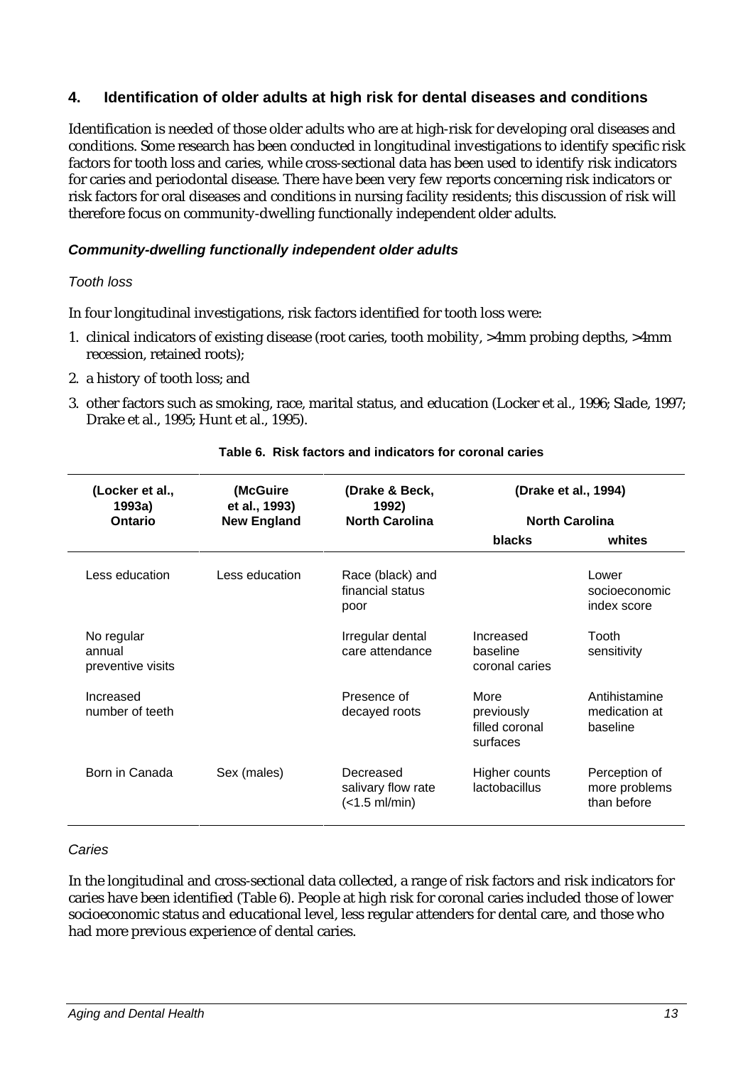## 4. Identification of older adults at high risk for dental diseases and conditions

Identification is needed of those older adults who are at high-risk for developing oral diseases and conditions. Some research has been conducted in longitudinal investigations to identify specific risk factors for tooth loss and caries, while cross-sectional data has been used to identify risk indicators for caries and periodontal disease. There have been very few reports concerning risk indicators or risk factors for oral diseases and conditions in nursing facility residents; this discussion of risk will therefore focus on community-dwelling functionally independent older adults.

### *Community-dwelling functionally independent older adults*

*Tooth loss*

In four longitudinal investigations, risk factors identified for tooth loss were:

1. clinical indicators of existing disease (root caries, tooth mobility, >4mm probing depths, >4mm recession, retained roots);
2. a history of tooth loss; and
3. other factors such as smoking, race, marital status, and education (Locker et al., 1996; Slade, 1997; Drake et al., 1995; Hunt et al., 1995).

**Table 6. Risk factors and indicators for coronal caries**

| (Locker et al., 1993a) Ontario | (McGuire et al., 1993) New England | (Drake & Beck, 1992) North Carolina | (Drake et al., 1994) North Carolina | |
|---|---|---|---|---|
| | | | blacks | whites |
| Less education | Less education | Race (black) and financial status poor | | Lower socioeconomic index score |
| No regular annual preventive visits | | Irregular dental care attendance | Increased baseline coronal caries | Tooth sensitivity |
| Increased number of teeth | | Presence of decayed roots | More previously filled coronal surfaces | Antihistamine medication at baseline |
| Born in Canada | Sex (males) | Decreased salivary flow rate (<1.5 ml/min) | Higher counts lactobacillus | Perception of more problems than before |

*Caries*

In the longitudinal and cross-sectional data collected, a range of risk factors and risk indicators for caries have been identified (Table 6). People at high risk for coronal caries included those of lower socioeconomic status and educational level, less regular attenders for dental care, and those who had more previous experience of dental caries.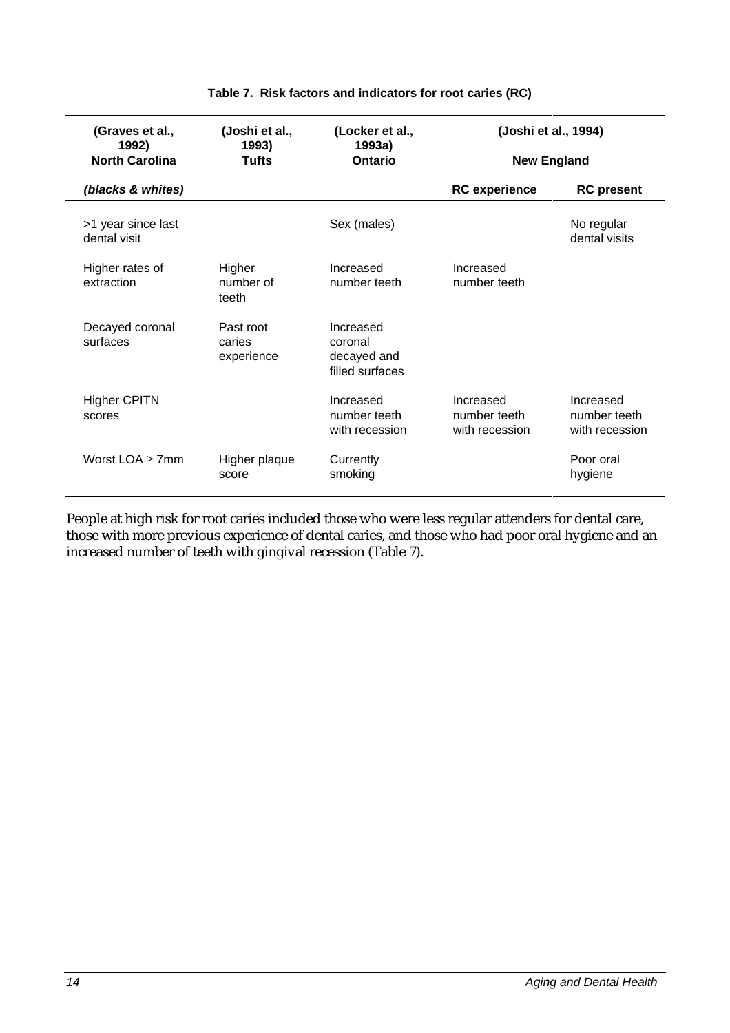**Table 7. Risk factors and indicators for root caries (RC)**

| (Graves et al., 1992) North Carolina | (Joshi et al., 1993) Tufts | (Locker et al., 1993a) Ontario | (Joshi et al., 1994) New England | |
|---|---|---|---|---|
| *(blacks & whites)* | | | **RC experience** | **RC present** |
| >1 year since last dental visit | | Sex (males) | | No regular dental visits |
| Higher rates of extraction | Higher number of teeth | Increased number teeth | Increased number teeth | |
| Decayed coronal surfaces | Past root caries experience | Increased coronal decayed and filled surfaces | | |
| Higher CPITN scores | | Increased number teeth with recession | Increased number teeth with recession | Increased number teeth with recession |
| Worst LOA $\geq$ 7mm | Higher plaque score | Currently smoking | | Poor oral hygiene |

People at high risk for root caries included those who were less regular attenders for dental care, those with more previous experience of dental caries, and those who had poor oral hygiene and an increased number of teeth with gingival recession (Table 7).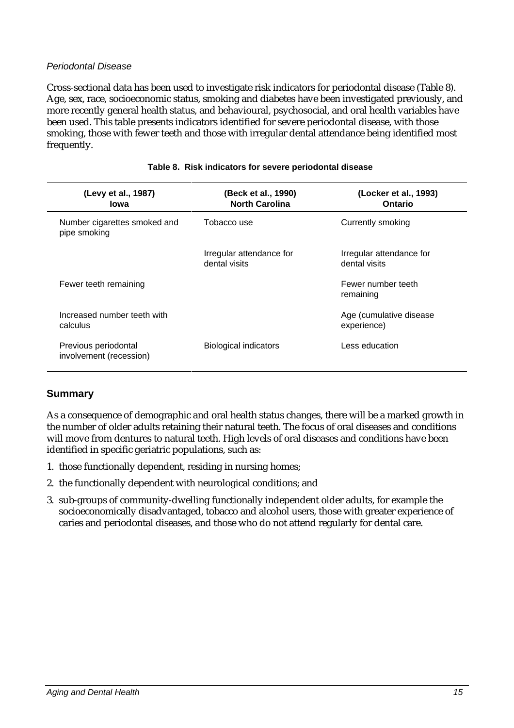*Periodontal Disease*

Cross-sectional data has been used to investigate risk indicators for periodontal disease (Table 8). Age, sex, race, socioeconomic status, smoking and diabetes have been investigated previously, and more recently general health status, and behavioural, psychosocial, and oral health variables have been used. This table presents indicators identified for severe periodontal disease, with those smoking, those with fewer teeth and those with irregular dental attendance being identified most frequently.

**Table 8. Risk indicators for severe periodontal disease**

| (Levy et al., 1987) Iowa | (Beck et al., 1990) North Carolina | (Locker et al., 1993) Ontario |
|---|---|---|
| Number cigarettes smoked and pipe smoking | Tobacco use | Currently smoking |
| | Irregular attendance for dental visits | Irregular attendance for dental visits |
| Fewer teeth remaining | | Fewer number teeth remaining |
| Increased number teeth with calculus | | Age (cumulative disease experience) |
| Previous periodontal involvement (recession) | Biological indicators | Less education |

## Summary

As a consequence of demographic and oral health status changes, there will be a marked growth in the number of older adults retaining their natural teeth. The focus of oral diseases and conditions will move from dentures to natural teeth. High levels of oral diseases and conditions have been identified in specific geriatric populations, such as:

1. those functionally dependent, residing in nursing homes;
2. the functionally dependent with neurological conditions; and
3. sub-groups of community-dwelling functionally independent older adults, for example the socioeconomically disadvantaged, tobacco and alcohol users, those with greater experience of caries and periodontal diseases, and those who do not attend regularly for dental care.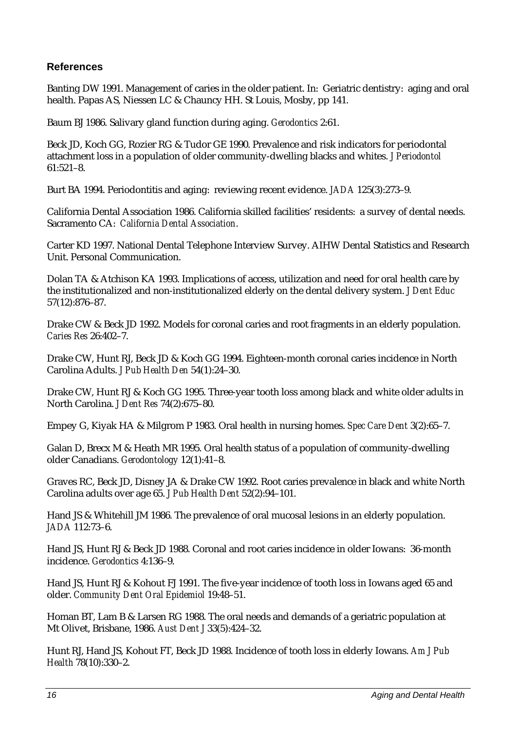### References

Banting DW 1991. Management of caries in the older patient. In: Geriatric dentistry: aging and oral health. Papas AS, Niessen LC & Chauncy HH. St Louis, Mosby, pp 141.

Baum BJ 1986. Salivary gland function during aging. *Gerodontics* 2:61.

Beck JD, Koch GG, Rozier RG & Tudor GE 1990. Prevalence and risk indicators for periodontal attachment loss in a population of older community-dwelling blacks and whites. *J Periodontol* 61:521–8.

Burt BA 1994. Periodontitis and aging: reviewing recent evidence. *JADA* 125(3):273–9.

California Dental Association 1986. California skilled facilities' residents: a survey of dental needs. Sacramento CA: *California Dental Association*.

Carter KD 1997. National Dental Telephone Interview Survey. AIHW Dental Statistics and Research Unit. Personal Communication.

Dolan TA & Atchison KA 1993. Implications of access, utilization and need for oral health care by the institutionalized and non-institutionalized elderly on the dental delivery system. *J Dent Educ* 57(12):876–87.

Drake CW & Beck JD 1992. Models for coronal caries and root fragments in an elderly population. *Caries Res* 26:402–7.

Drake CW, Hunt RJ, Beck JD & Koch GG 1994. Eighteen-month coronal caries incidence in North Carolina Adults. *J Pub Health Den* 54(1):24–30.

Drake CW, Hunt RJ & Koch GG 1995. Three-year tooth loss among black and white older adults in North Carolina. *J Dent Res* 74(2):675–80.

Empey G, Kiyak HA & Milgrom P 1983. Oral health in nursing homes. *Spec Care Dent* 3(2):65–7.

Galan D, Brecx M & Heath MR 1995. Oral health status of a population of community-dwelling older Canadians. *Gerodontology* 12(1):41–8.

Graves RC, Beck JD, Disney JA & Drake CW 1992. Root caries prevalence in black and white North Carolina adults over age 65. *J Pub Health Dent* 52(2):94–101.

Hand JS & Whitehill JM 1986. The prevalence of oral mucosal lesions in an elderly population. *JADA* 112:73–6.

Hand JS, Hunt RJ & Beck JD 1988. Coronal and root caries incidence in older Iowans: 36-month incidence. *Gerodontics* 4:136–9.

Hand JS, Hunt RJ & Kohout FJ 1991. The five-year incidence of tooth loss in Iowans aged 65 and older. *Community Dent Oral Epidemiol* 19:48–51.

Homan BT, Lam B & Larsen RG 1988. The oral needs and demands of a geriatric population at Mt Olivet, Brisbane, 1986. *Aust Dent J* 33(5):424–32.

Hunt RJ, Hand JS, Kohout FT, Beck JD 1988. Incidence of tooth loss in elderly Iowans. *Am J Pub Health* 78(10):330–2.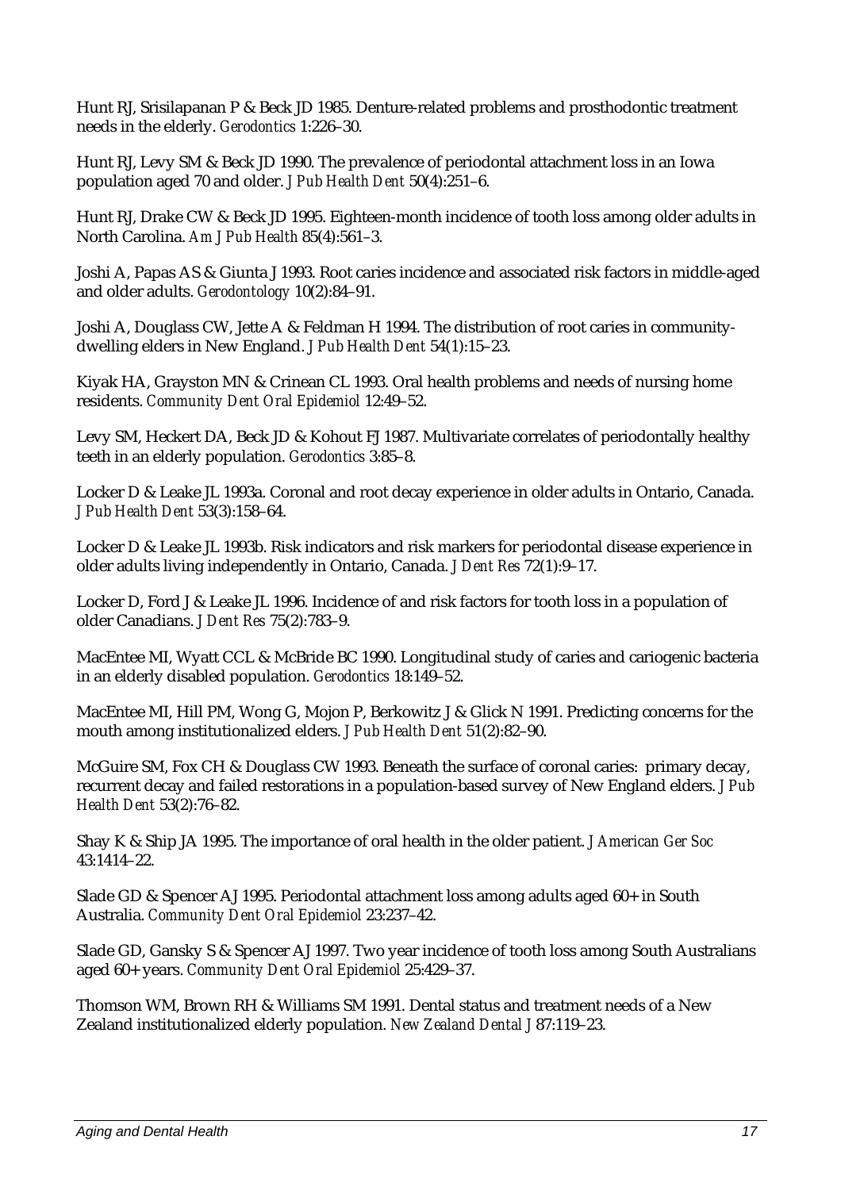Hunt RJ, Srisilapanan P & Beck JD 1985. Denture-related problems and prosthodontic treatment needs in the elderly. *Gerodontics* 1:226–30.

Hunt RJ, Levy SM & Beck JD 1990. The prevalence of periodontal attachment loss in an Iowa population aged 70 and older. *J Pub Health Dent* 50(4):251–6.

Hunt RJ, Drake CW & Beck JD 1995. Eighteen-month incidence of tooth loss among older adults in North Carolina. *Am J Pub Health* 85(4):561–3.

Joshi A, Papas AS & Giunta J 1993. Root caries incidence and associated risk factors in middle-aged and older adults. *Gerodontology* 10(2):84–91.

Joshi A, Douglass CW, Jette A & Feldman H 1994. The distribution of root caries in community-dwelling elders in New England. *J Pub Health Dent* 54(1):15–23.

Kiyak HA, Grayston MN & Crinean CL 1993. Oral health problems and needs of nursing home residents. *Community Dent Oral Epidemiol* 12:49–52.

Levy SM, Heckert DA, Beck JD & Kohout FJ 1987. Multivariate correlates of periodontally healthy teeth in an elderly population. *Gerodontics* 3:85–8.

Locker D & Leake JL 1993a. Coronal and root decay experience in older adults in Ontario, Canada. *J Pub Health Dent* 53(3):158–64.

Locker D & Leake JL 1993b. Risk indicators and risk markers for periodontal disease experience in older adults living independently in Ontario, Canada. *J Dent Res* 72(1):9–17.

Locker D, Ford J & Leake JL 1996. Incidence of and risk factors for tooth loss in a population of older Canadians. *J Dent Res* 75(2):783–9.

MacEntee MI, Wyatt CCL & McBride BC 1990. Longitudinal study of caries and cariogenic bacteria in an elderly disabled population. *Gerodontics* 18:149–52.

MacEntee MI, Hill PM, Wong G, Mojon P, Berkowitz J & Glick N 1991. Predicting concerns for the mouth among institutionalized elders. *J Pub Health Dent* 51(2):82–90.

McGuire SM, Fox CH & Douglass CW 1993. Beneath the surface of coronal caries: primary decay, recurrent decay and failed restorations in a population-based survey of New England elders. *J Pub Health Dent* 53(2):76–82.

Shay K & Ship JA 1995. The importance of oral health in the older patient. *J American Ger Soc* 43:1414–22.

Slade GD & Spencer AJ 1995. Periodontal attachment loss among adults aged 60+ in South Australia. *Community Dent Oral Epidemiol* 23:237–42.

Slade GD, Gansky S & Spencer AJ 1997. Two year incidence of tooth loss among South Australians aged 60+ years. *Community Dent Oral Epidemiol* 25:429–37.

Thomson WM, Brown RH & Williams SM 1991. Dental status and treatment needs of a New Zealand institutionalized elderly population. *New Zealand Dental J* 87:119–23.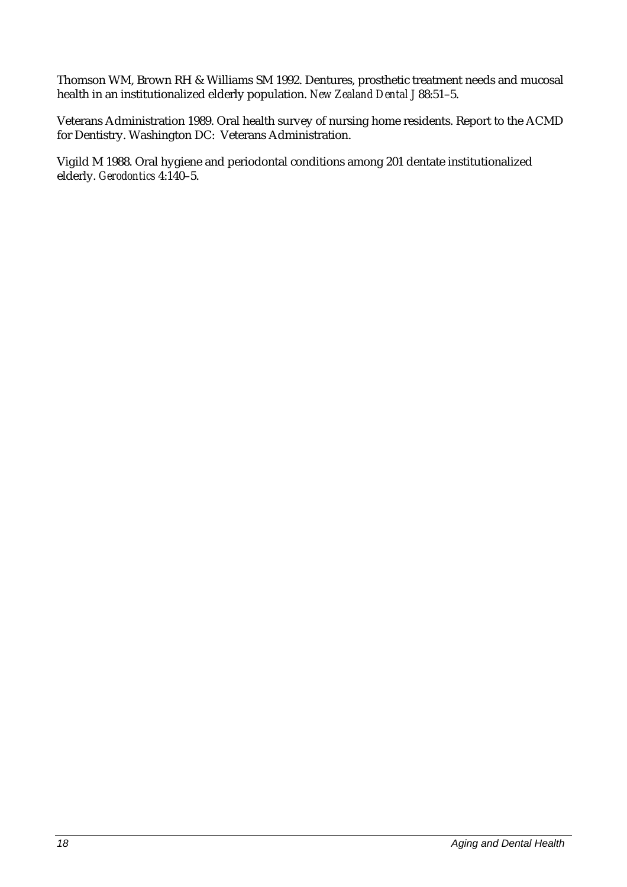Thomson WM, Brown RH & Williams SM 1992. Dentures, prosthetic treatment needs and mucosal health in an institutionalized elderly population. *New Zealand Dental J* 88:51–5.

Veterans Administration 1989. Oral health survey of nursing home residents. Report to the ACMD for Dentistry. Washington DC: Veterans Administration.

Vigild M 1988. Oral hygiene and periodontal conditions among 201 dentate institutionalized elderly. *Gerodontics* 4:140–5.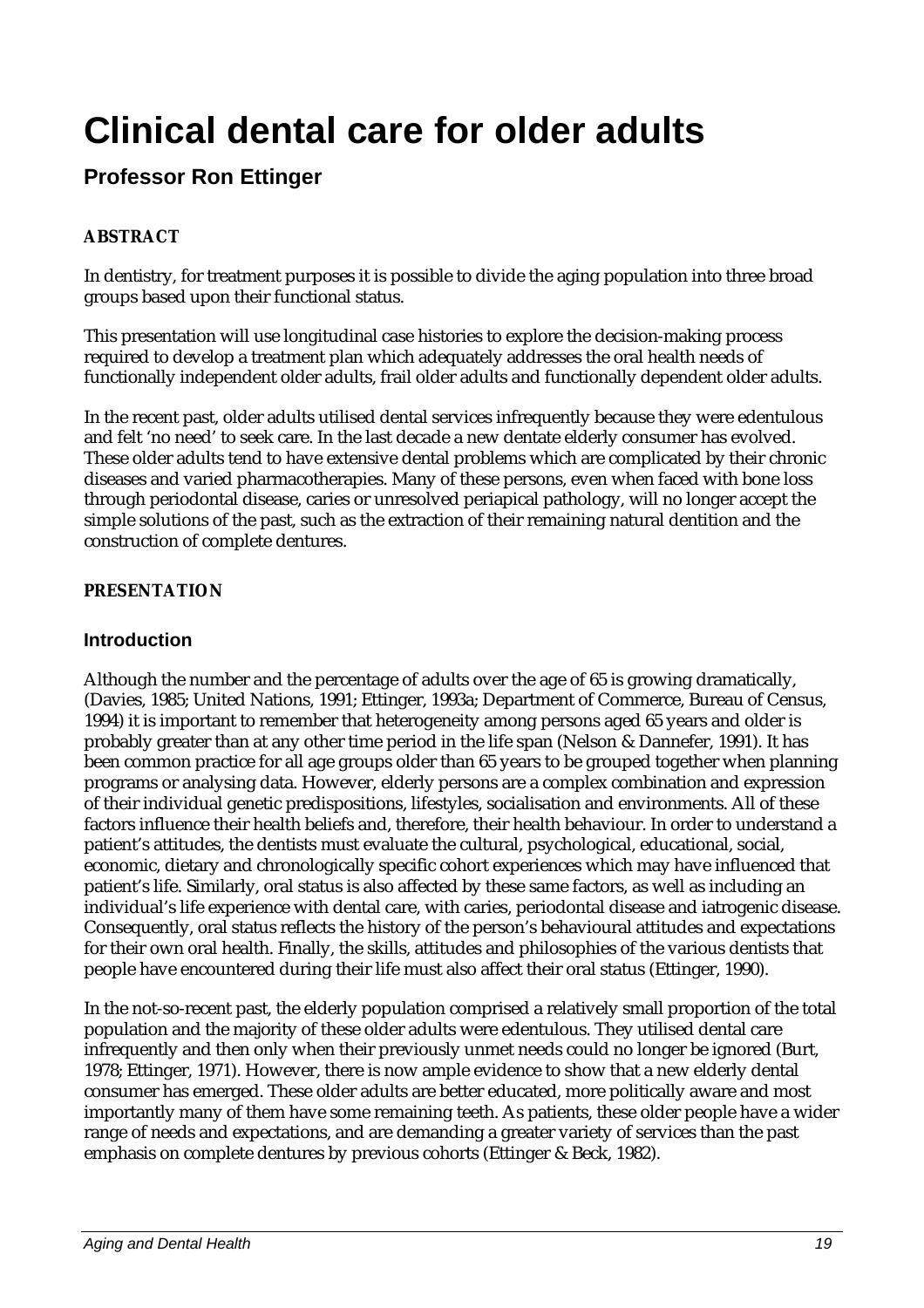# Clinical dental care for older adults

## Professor Ron Ettinger

**ABSTRACT**

In dentistry, for treatment purposes it is possible to divide the aging population into three broad groups based upon their functional status.

This presentation will use longitudinal case histories to explore the decision-making process required to develop a treatment plan which adequately addresses the oral health needs of functionally independent older adults, frail older adults and functionally dependent older adults.

In the recent past, older adults utilised dental services infrequently because they were edentulous and felt 'no need' to seek care. In the last decade a new dentate elderly consumer has evolved. These older adults tend to have extensive dental problems which are complicated by their chronic diseases and varied pharmacotherapies. Many of these persons, even when faced with bone loss through periodontal disease, caries or unresolved periapical pathology, will no longer accept the simple solutions of the past, such as the extraction of their remaining natural dentition and the construction of complete dentures.

**PRESENTATION**

### Introduction

Although the number and the percentage of adults over the age of 65 is growing dramatically, (Davies, 1985; United Nations, 1991; Ettinger, 1993a; Department of Commerce, Bureau of Census, 1994) it is important to remember that heterogeneity among persons aged 65 years and older is probably greater than at any other time period in the life span (Nelson & Dannefer, 1991). It has been common practice for all age groups older than 65 years to be grouped together when planning programs or analysing data. However, elderly persons are a complex combination and expression of their individual genetic predispositions, lifestyles, socialisation and environments. All of these factors influence their health beliefs and, therefore, their health behaviour. In order to understand a patient's attitudes, the dentists must evaluate the cultural, psychological, educational, social, economic, dietary and chronologically specific cohort experiences which may have influenced that patient's life. Similarly, oral status is also affected by these same factors, as well as including an individual's life experience with dental care, with caries, periodontal disease and iatrogenic disease. Consequently, oral status reflects the history of the person's behavioural attitudes and expectations for their own oral health. Finally, the skills, attitudes and philosophies of the various dentists that people have encountered during their life must also affect their oral status (Ettinger, 1990).

In the not-so-recent past, the elderly population comprised a relatively small proportion of the total population and the majority of these older adults were edentulous. They utilised dental care infrequently and then only when their previously unmet needs could no longer be ignored (Burt, 1978; Ettinger, 1971). However, there is now ample evidence to show that a new elderly dental consumer has emerged. These older adults are better educated, more politically aware and most importantly many of them have some remaining teeth. As patients, these older people have a wider range of needs and expectations, and are demanding a greater variety of services than the past emphasis on complete dentures by previous cohorts (Ettinger & Beck, 1982).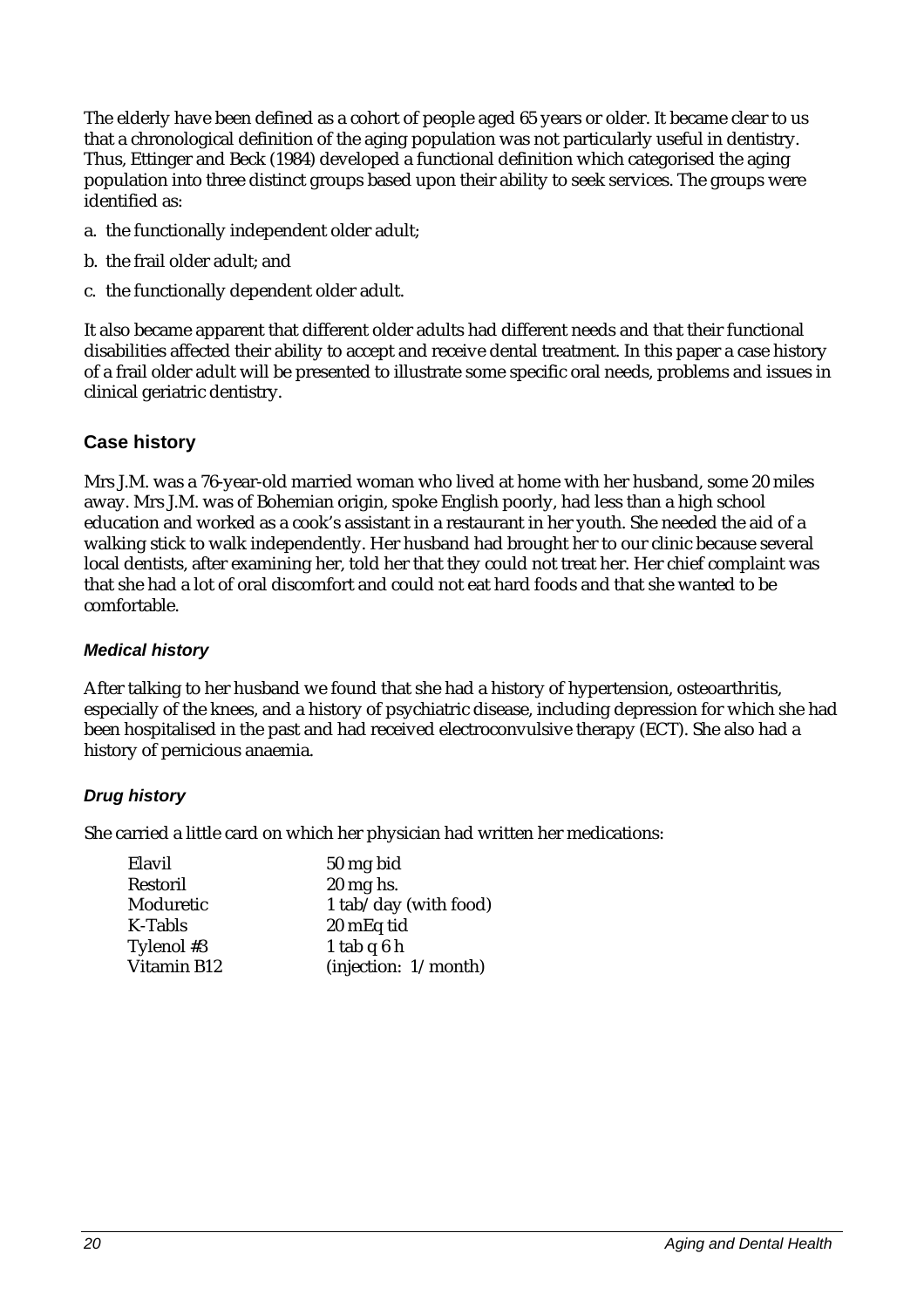The elderly have been defined as a cohort of people aged 65 years or older. It became clear to us that a chronological definition of the aging population was not particularly useful in dentistry. Thus, Ettinger and Beck (1984) developed a functional definition which categorised the aging population into three distinct groups based upon their ability to seek services. The groups were identified as:

a. the functionally independent older adult;

b. the frail older adult; and

c. the functionally dependent older adult.

It also became apparent that different older adults had different needs and that their functional disabilities affected their ability to accept and receive dental treatment. In this paper a case history of a frail older adult will be presented to illustrate some specific oral needs, problems and issues in clinical geriatric dentistry.

## Case history

Mrs J.M. was a 76-year-old married woman who lived at home with her husband, some 20 miles away. Mrs J.M. was of Bohemian origin, spoke English poorly, had less than a high school education and worked as a cook's assistant in a restaurant in her youth. She needed the aid of a walking stick to walk independently. Her husband had brought her to our clinic because several local dentists, after examining her, told her that they could not treat her. Her chief complaint was that she had a lot of oral discomfort and could not eat hard foods and that she wanted to be comfortable.

### *Medical history*

After talking to her husband we found that she had a history of hypertension, osteoarthritis, especially of the knees, and a history of psychiatric disease, including depression for which she had been hospitalised in the past and had received electroconvulsive therapy (ECT). She also had a history of pernicious anaemia.

### *Drug history*

She carried a little card on which her physician had written her medications:

| | |
|---|---|
| Elavil | 50 mg bid |
| Restoril | 20 mg hs. |
| Moduretic | 1 tab/day (with food) |
| K-Tabls | 20 mEq tid |
| Tylenol #3 | 1 tab q 6 h |
| Vitamin B12 | (injection: 1/month) |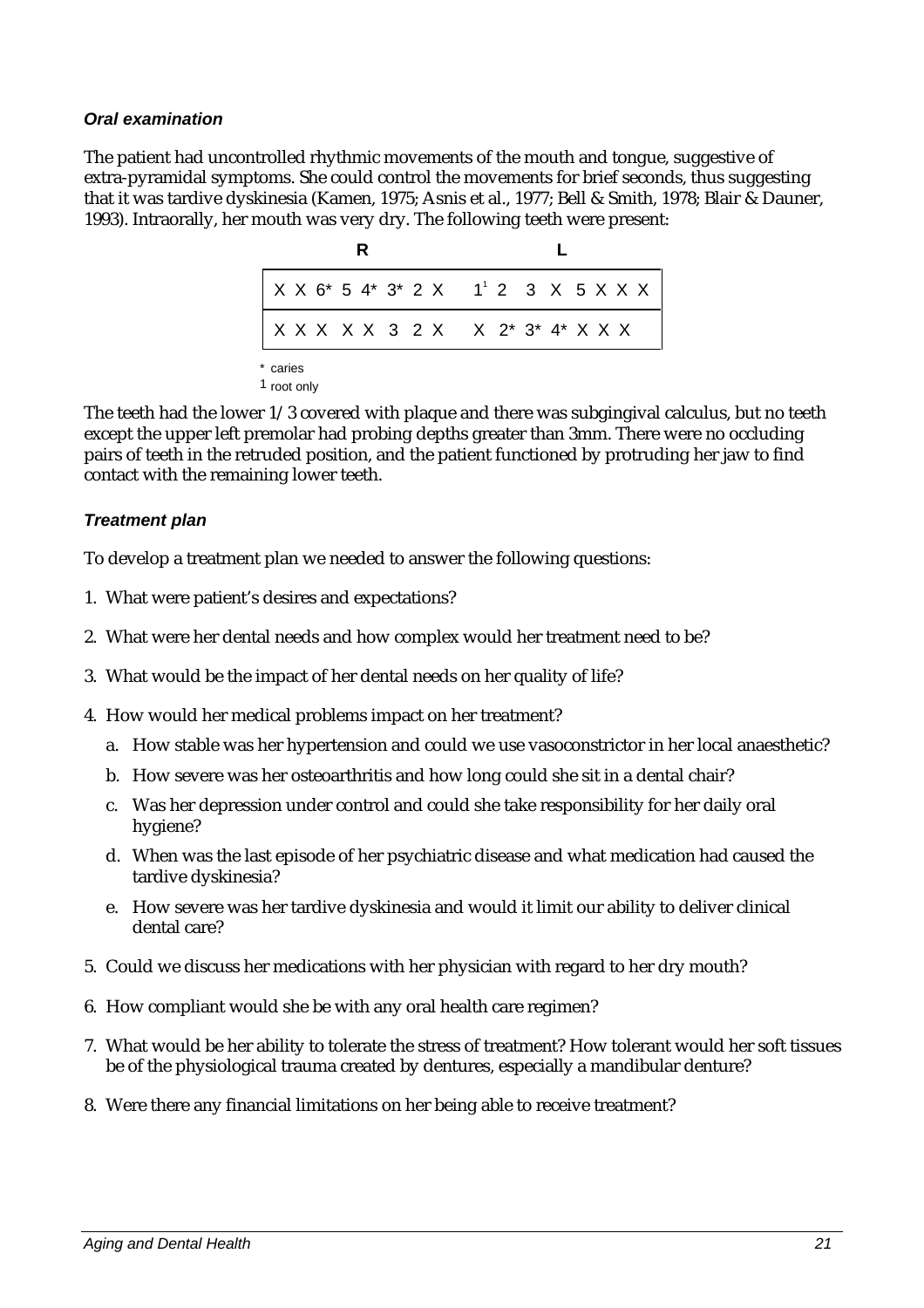### *Oral examination*

The patient had uncontrolled rhythmic movements of the mouth and tongue, suggestive of extra-pyramidal symptoms. She could control the movements for brief seconds, thus suggesting that it was tardive dyskinesia (Kamen, 1975; Asnis et al., 1977; Bell & Smith, 1978; Blair & Dauner, 1993). Intraorally, her mouth was very dry. The following teeth were present:

| R | L |
|---|---|
| X X 6* 5 4* 3* 2 X | 1[1] 2 3 X 5 X X X |
| X X X X X 3 2 X | X 2* 3* 4* X X X |

\* caries

1 root only

The teeth had the lower 1/3 covered with plaque and there was subgingival calculus, but no teeth except the upper left premolar had probing depths greater than 3mm. There were no occluding pairs of teeth in the retruded position, and the patient functioned by protruding her jaw to find contact with the remaining lower teeth.

### *Treatment plan*

To develop a treatment plan we needed to answer the following questions:

1. What were patient's desires and expectations?
2. What were her dental needs and how complex would her treatment need to be?
3. What would be the impact of her dental needs on her quality of life?
4. How would her medical problems impact on her treatment?
   a. How stable was her hypertension and could we use vasoconstrictor in her local anaesthetic?
   b. How severe was her osteoarthritis and how long could she sit in a dental chair?
   c. Was her depression under control and could she take responsibility for her daily oral hygiene?
   d. When was the last episode of her psychiatric disease and what medication had caused the tardive dyskinesia?
   e. How severe was her tardive dyskinesia and would it limit our ability to deliver clinical dental care?
5. Could we discuss her medications with her physician with regard to her dry mouth?
6. How compliant would she be with any oral health care regimen?
7. What would be her ability to tolerate the stress of treatment? How tolerant would her soft tissues be of the physiological trauma created by dentures, especially a mandibular denture?
8. Were there any financial limitations on her being able to receive treatment?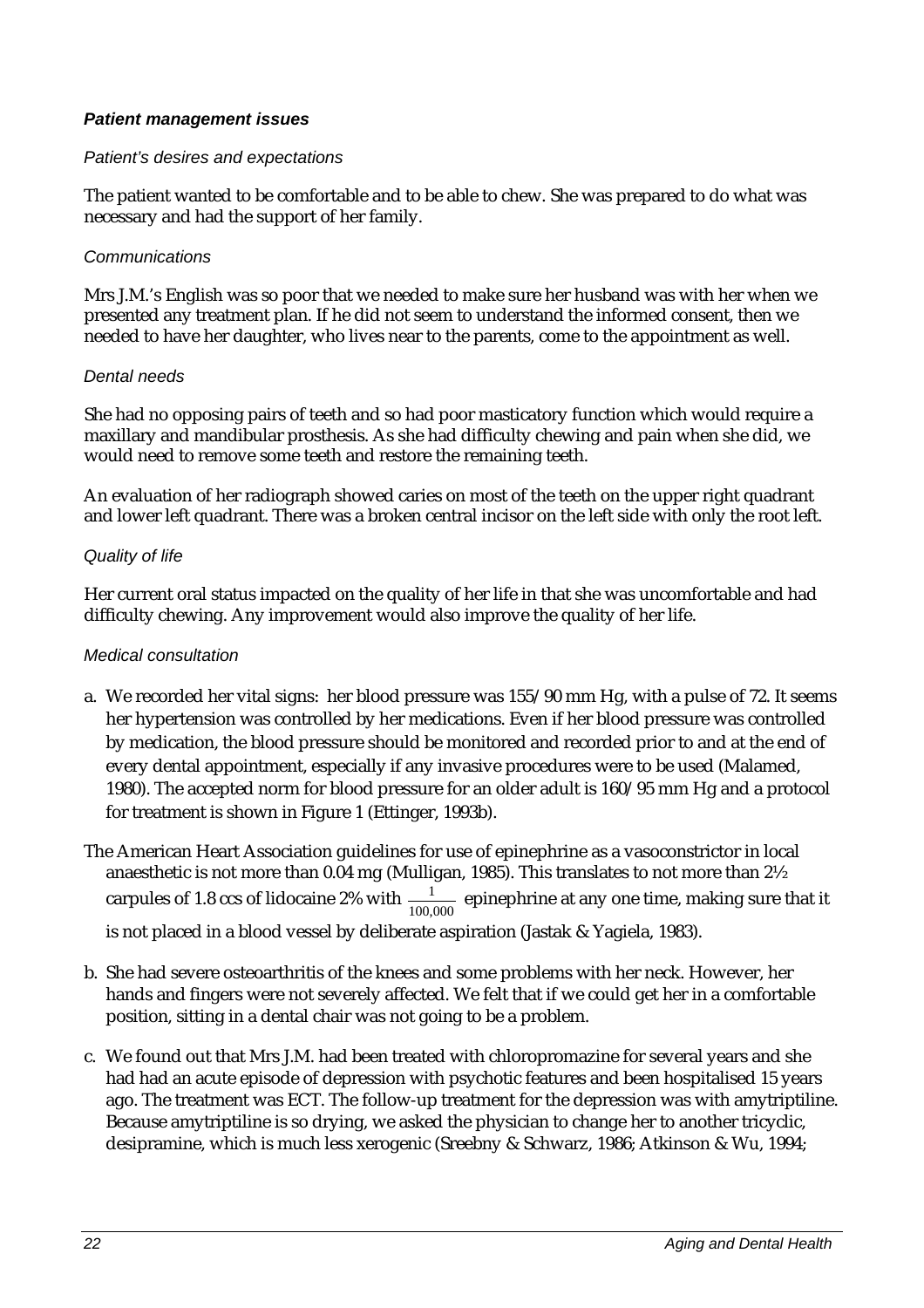***Patient management issues***

*Patient's desires and expectations*

The patient wanted to be comfortable and to be able to chew. She was prepared to do what was necessary and had the support of her family.

*Communications*

Mrs J.M.'s English was so poor that we needed to make sure her husband was with her when we presented any treatment plan. If he did not seem to understand the informed consent, then we needed to have her daughter, who lives near to the parents, come to the appointment as well.

*Dental needs*

She had no opposing pairs of teeth and so had poor masticatory function which would require a maxillary and mandibular prosthesis. As she had difficulty chewing and pain when she did, we would need to remove some teeth and restore the remaining teeth.

An evaluation of her radiograph showed caries on most of the teeth on the upper right quadrant and lower left quadrant. There was a broken central incisor on the left side with only the root left.

*Quality of life*

Her current oral status impacted on the quality of her life in that she was uncomfortable and had difficulty chewing. Any improvement would also improve the quality of her life.

*Medical consultation*

a. We recorded her vital signs: her blood pressure was 155/90 mm Hg, with a pulse of 72. It seems her hypertension was controlled by her medications. Even if her blood pressure was controlled by medication, the blood pressure should be monitored and recorded prior to and at the end of every dental appointment, especially if any invasive procedures were to be used (Malamed, 1980). The accepted norm for blood pressure for an older adult is 160/95 mm Hg and a protocol for treatment is shown in Figure 1 (Ettinger, 1993b).

The American Heart Association guidelines for use of epinephrine as a vasoconstrictor in local anaesthetic is not more than 0.04 mg (Mulligan, 1985). This translates to not more than 2½ carpules of 1.8 ccs of lidocaine 2% with $\frac{1}{100,000}$ epinephrine at any one time, making sure that it is not placed in a blood vessel by deliberate aspiration (Jastak & Yagiela, 1983).

b. She had severe osteoarthritis of the knees and some problems with her neck. However, her hands and fingers were not severely affected. We felt that if we could get her in a comfortable position, sitting in a dental chair was not going to be a problem.

c. We found out that Mrs J.M. had been treated with chloropromazine for several years and she had had an acute episode of depression with psychotic features and been hospitalised 15 years ago. The treatment was ECT. The follow-up treatment for the depression was with amytriptiline. Because amytriptiline is so drying, we asked the physician to change her to another tricyclic, desipramine, which is much less xerogenic (Sreebny & Schwarz, 1986; Atkinson & Wu, 1994;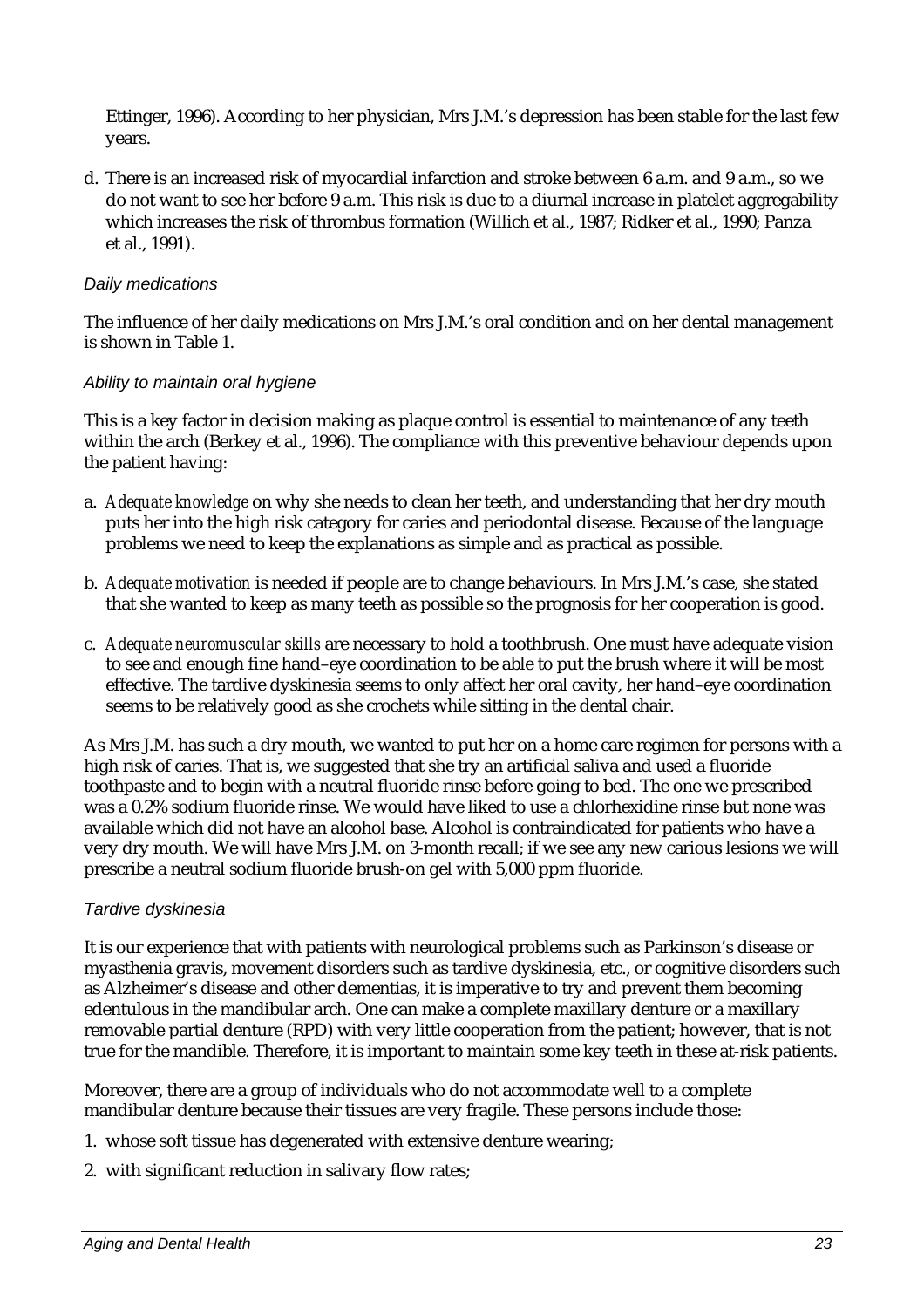Ettinger, 1996). According to her physician, Mrs J.M.'s depression has been stable for the last few years.

d. There is an increased risk of myocardial infarction and stroke between 6 a.m. and 9 a.m., so we do not want to see her before 9 a.m. This risk is due to a diurnal increase in platelet aggregability which increases the risk of thrombus formation (Willich et al., 1987; Ridker et al., 1990; Panza et al., 1991).

### *Daily medications*

The influence of her daily medications on Mrs J.M.'s oral condition and on her dental management is shown in Table 1.

### *Ability to maintain oral hygiene*

This is a key factor in decision making as plaque control is essential to maintenance of any teeth within the arch (Berkey et al., 1996). The compliance with this preventive behaviour depends upon the patient having:

a. *Adequate knowledge* on why she needs to clean her teeth, and understanding that her dry mouth puts her into the high risk category for caries and periodontal disease. Because of the language problems we need to keep the explanations as simple and as practical as possible.

b. *Adequate motivation* is needed if people are to change behaviours. In Mrs J.M.'s case, she stated that she wanted to keep as many teeth as possible so the prognosis for her cooperation is good.

c. *Adequate neuromuscular skills* are necessary to hold a toothbrush. One must have adequate vision to see and enough fine hand–eye coordination to be able to put the brush where it will be most effective. The tardive dyskinesia seems to only affect her oral cavity, her hand–eye coordination seems to be relatively good as she crochets while sitting in the dental chair.

As Mrs J.M. has such a dry mouth, we wanted to put her on a home care regimen for persons with a high risk of caries. That is, we suggested that she try an artificial saliva and used a fluoride toothpaste and to begin with a neutral fluoride rinse before going to bed. The one we prescribed was a 0.2% sodium fluoride rinse. We would have liked to use a chlorhexidine rinse but none was available which did not have an alcohol base. Alcohol is contraindicated for patients who have a very dry mouth. We will have Mrs J.M. on 3-month recall; if we see any new carious lesions we will prescribe a neutral sodium fluoride brush-on gel with 5,000 ppm fluoride.

### *Tardive dyskinesia*

It is our experience that with patients with neurological problems such as Parkinson's disease or myasthenia gravis, movement disorders such as tardive dyskinesia, etc., or cognitive disorders such as Alzheimer's disease and other dementias, it is imperative to try and prevent them becoming edentulous in the mandibular arch. One can make a complete maxillary denture or a maxillary removable partial denture (RPD) with very little cooperation from the patient; however, that is not true for the mandible. Therefore, it is important to maintain some key teeth in these at-risk patients.

Moreover, there are a group of individuals who do not accommodate well to a complete mandibular denture because their tissues are very fragile. These persons include those:

1. whose soft tissue has degenerated with extensive denture wearing;
2. with significant reduction in salivary flow rates;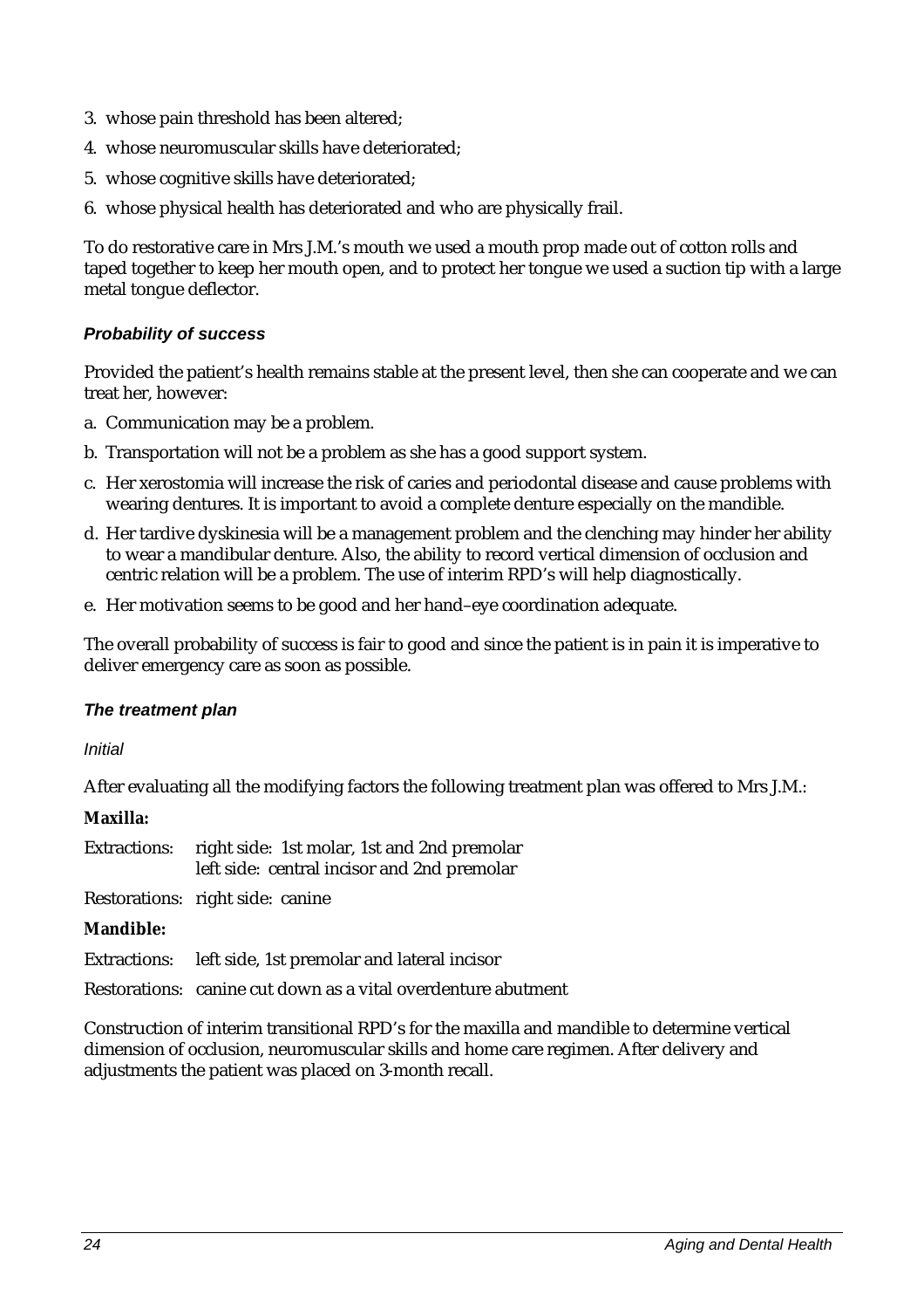3. whose pain threshold has been altered;
4. whose neuromuscular skills have deteriorated;
5. whose cognitive skills have deteriorated;
6. whose physical health has deteriorated and who are physically frail.

To do restorative care in Mrs J.M.'s mouth we used a mouth prop made out of cotton rolls and taped together to keep her mouth open, and to protect her tongue we used a suction tip with a large metal tongue deflector.

### *Probability of success*

Provided the patient's health remains stable at the present level, then she can cooperate and we can treat her, however:

a. Communication may be a problem.
b. Transportation will not be a problem as she has a good support system.
c. Her xerostomia will increase the risk of caries and periodontal disease and cause problems with wearing dentures. It is important to avoid a complete denture especially on the mandible.
d. Her tardive dyskinesia will be a management problem and the clenching may hinder her ability to wear a mandibular denture. Also, the ability to record vertical dimension of occlusion and centric relation will be a problem. The use of interim RPD's will help diagnostically.
e. Her motivation seems to be good and her hand–eye coordination adequate.

The overall probability of success is fair to good and since the patient is in pain it is imperative to deliver emergency care as soon as possible.

### *The treatment plan*

*Initial*

After evaluating all the modifying factors the following treatment plan was offered to Mrs J.M.:

**Maxilla:**

Extractions: right side: 1st molar, 1st and 2nd premolar
left side: central incisor and 2nd premolar

Restorations: right side: canine

**Mandible:**

Extractions: left side, 1st premolar and lateral incisor

Restorations: canine cut down as a vital overdenture abutment

Construction of interim transitional RPD's for the maxilla and mandible to determine vertical dimension of occlusion, neuromuscular skills and home care regimen. After delivery and adjustments the patient was placed on 3-month recall.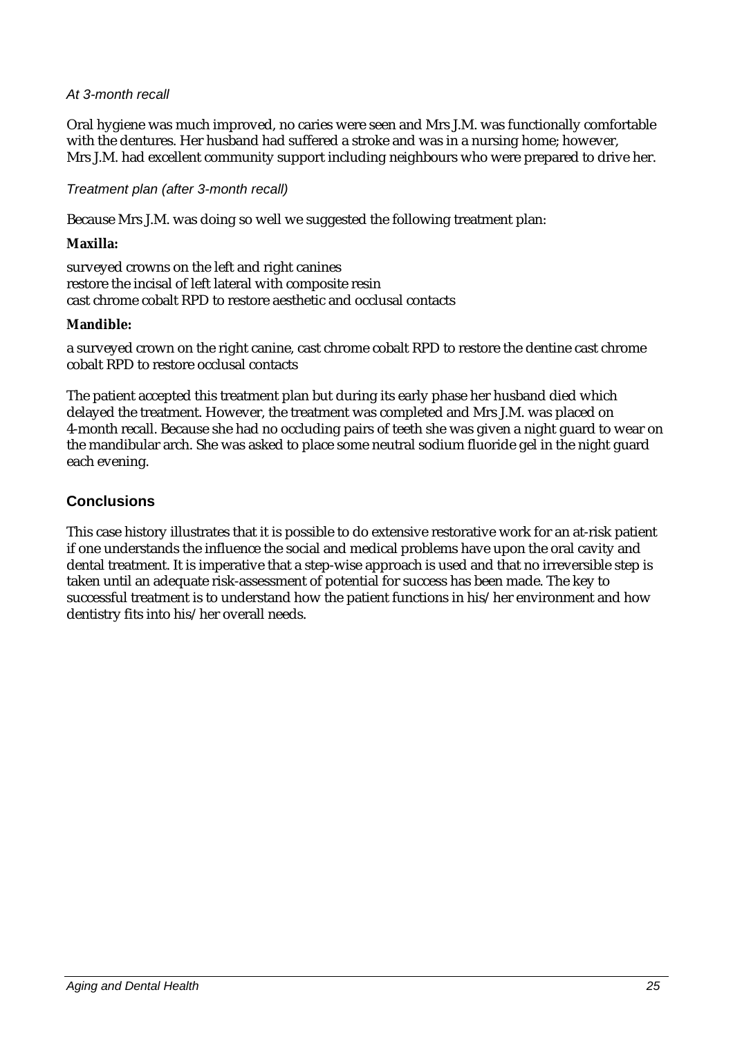*At 3-month recall*

Oral hygiene was much improved, no caries were seen and Mrs J.M. was functionally comfortable with the dentures. Her husband had suffered a stroke and was in a nursing home; however, Mrs J.M. had excellent community support including neighbours who were prepared to drive her.

*Treatment plan (after 3-month recall)*

Because Mrs J.M. was doing so well we suggested the following treatment plan:

**Maxilla:**

surveyed crowns on the left and right canines
restore the incisal of left lateral with composite resin
cast chrome cobalt RPD to restore aesthetic and occlusal contacts

**Mandible:**

a surveyed crown on the right canine, cast chrome cobalt RPD to restore the dentine cast chrome cobalt RPD to restore occlusal contacts

The patient accepted this treatment plan but during its early phase her husband died which delayed the treatment. However, the treatment was completed and Mrs J.M. was placed on 4-month recall. Because she had no occluding pairs of teeth she was given a night guard to wear on the mandibular arch. She was asked to place some neutral sodium fluoride gel in the night guard each evening.

## Conclusions

This case history illustrates that it is possible to do extensive restorative work for an at-risk patient if one understands the influence the social and medical problems have upon the oral cavity and dental treatment. It is imperative that a step-wise approach is used and that no irreversible step is taken until an adequate risk-assessment of potential for success has been made. The key to successful treatment is to understand how the patient functions in his/her environment and how dentistry fits into his/her overall needs.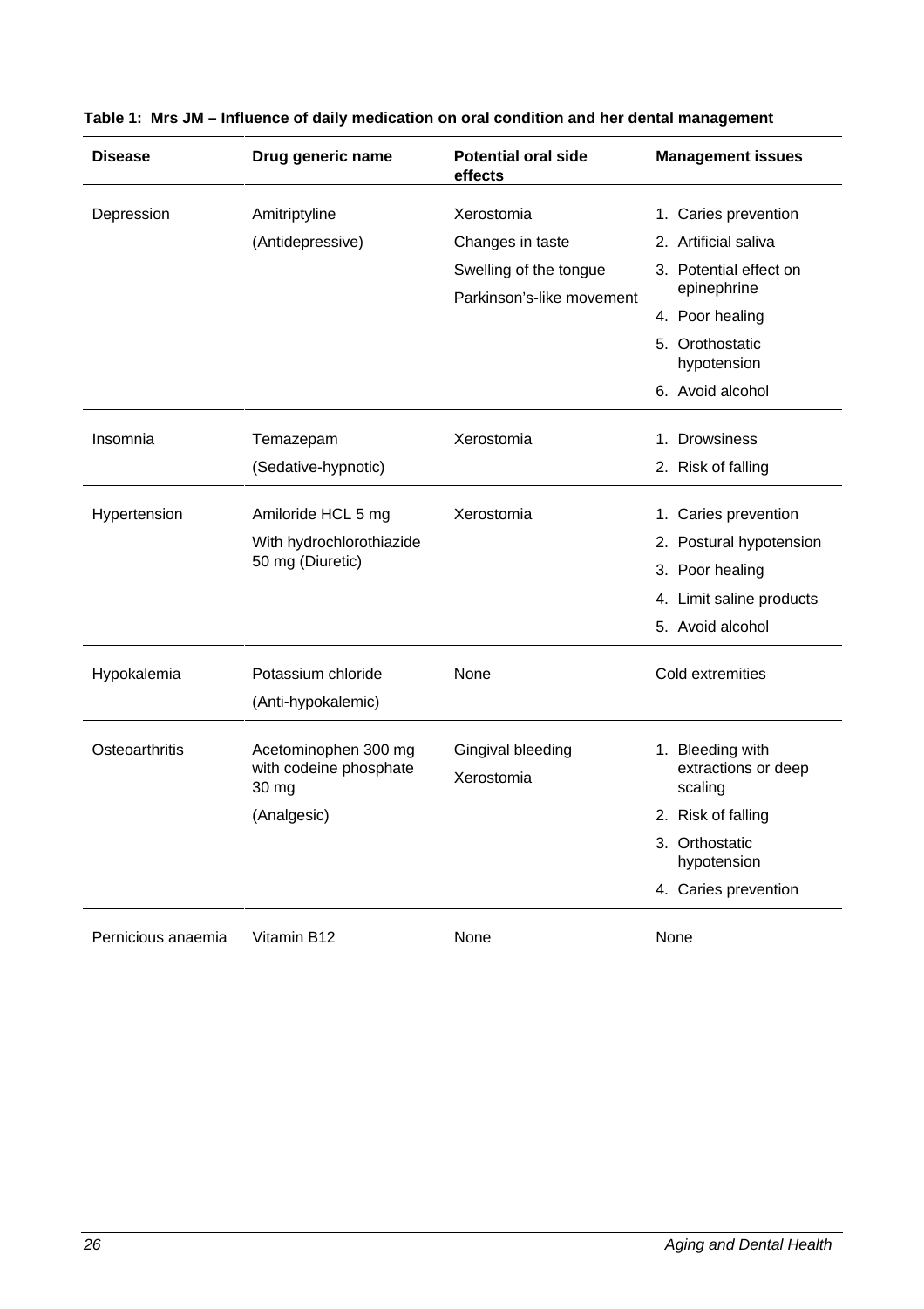**Table 1: Mrs JM – Influence of daily medication on oral condition and her dental management**

| Disease | Drug generic name | Potential oral side effects | Management issues |
|---|---|---|---|
| Depression | Amitriptyline<br>(Antidepressive) | Xerostomia<br>Changes in taste<br>Swelling of the tongue<br>Parkinson's-like movement | 1. Caries prevention<br>2. Artificial saliva<br>3. Potential effect on epinephrine<br>4. Poor healing<br>5. Orothostatic hypotension<br>6. Avoid alcohol |
| Insomnia | Temazepam<br>(Sedative-hypnotic) | Xerostomia | 1. Drowsiness<br>2. Risk of falling |
| Hypertension | Amiloride HCL 5 mg<br>With hydrochlorothiazide 50 mg (Diuretic) | Xerostomia | 1. Caries prevention<br>2. Postural hypotension<br>3. Poor healing<br>4. Limit saline products<br>5. Avoid alcohol |
| Hypokalemia | Potassium chloride<br>(Anti-hypokalemic) | None | Cold extremities |
| Osteoarthritis | Acetominophen 300 mg with codeine phosphate 30 mg<br>(Analgesic) | Gingival bleeding<br>Xerostomia | 1. Bleeding with extractions or deep scaling<br>2. Risk of falling<br>3. Orthostatic hypotension<br>4. Caries prevention |
| Pernicious anaemia | Vitamin B12 | None | None |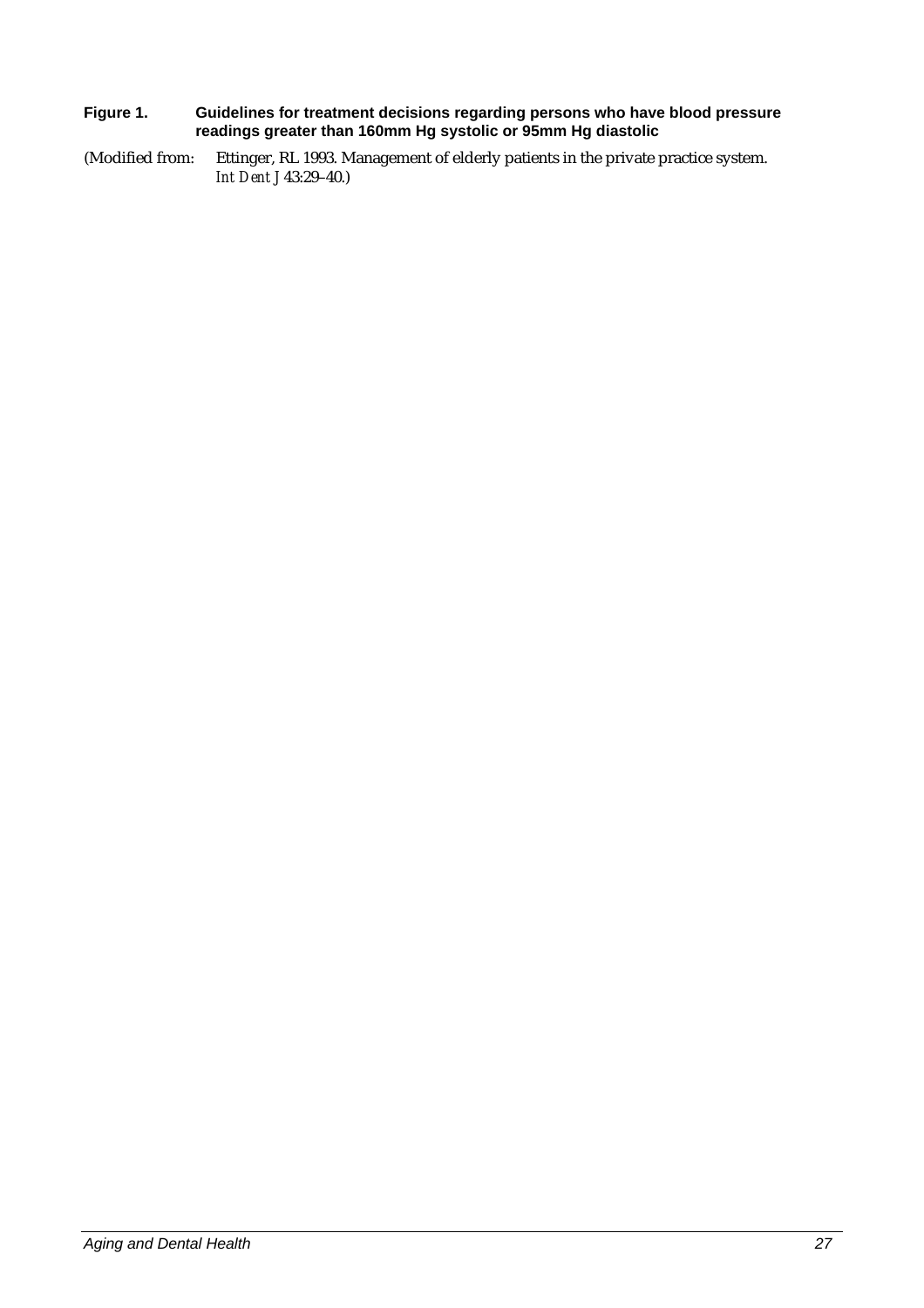**Figure 1. Guidelines for treatment decisions regarding persons who have blood pressure readings greater than 160mm Hg systolic or 95mm Hg diastolic**

(Modified from: Ettinger, RL 1993. Management of elderly patients in the private practice system. *Int Dent J* 43:29–40.)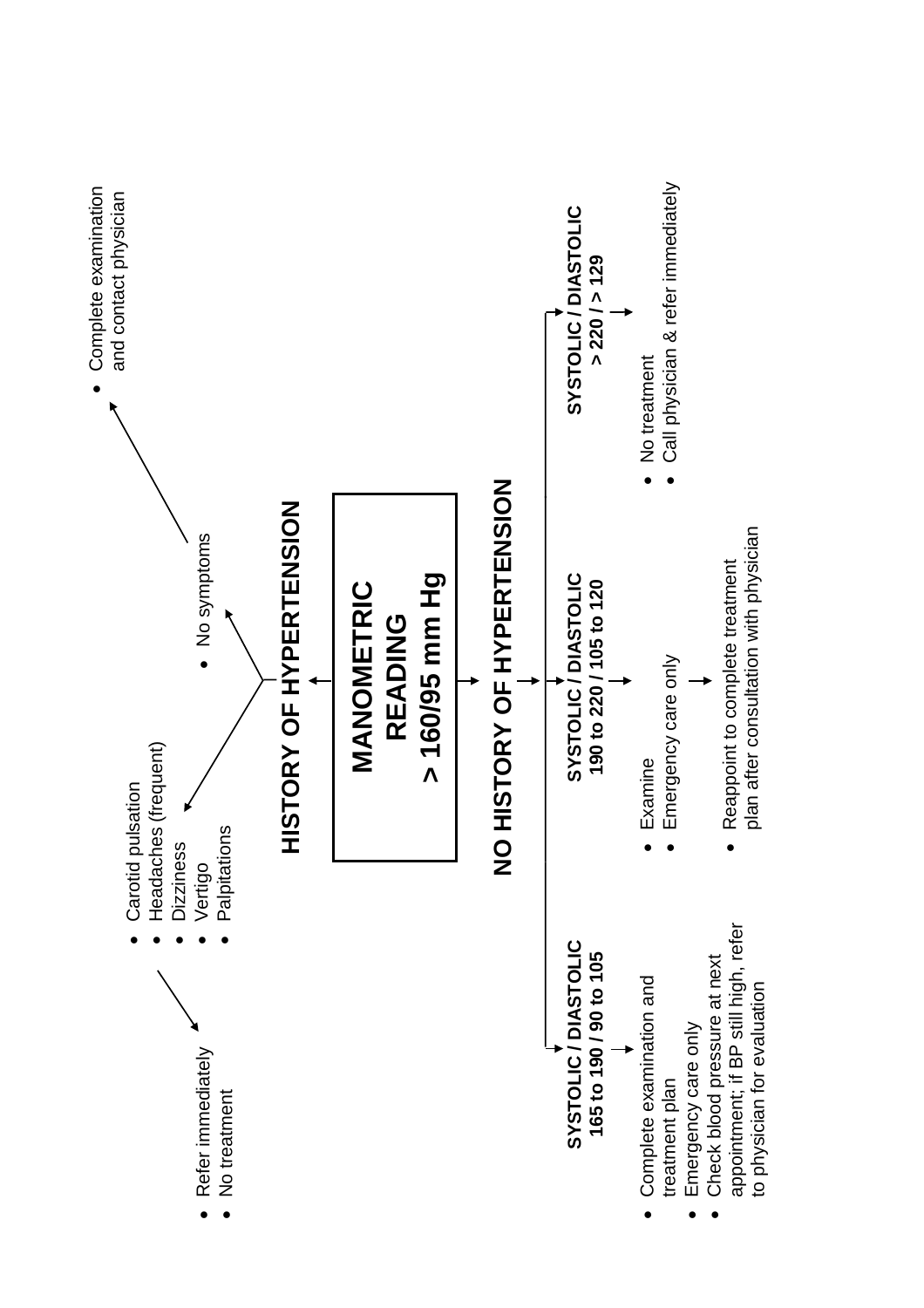# MANOMETRIC READING > 160/95 mm Hg

## HISTORY OF HYPERTENSION

**Symptoms:**

- Carotid pulsation
- Headaches (frequent)
- Dizziness
- Vertigo
- Palpitations

→

- Refer immediately
- No treatment

**No symptoms:**

- No symptoms

→

- Complete examination and contact physician

## NO HISTORY OF HYPERTENSION

**SYSTOLIC / DIASTOLIC 165 to 190 / 90 to 105**

→

- Complete examination and treatment plan
- Emergency care only
- Check blood pressure at next appointment; if BP still high, refer to physician for evaluation

**SYSTOLIC / DIASTOLIC 190 to 220 / 105 to 120**

→

- Examine
- Emergency care only

→

- Reappoint to complete treatment plan after consultation with physician

**SYSTOLIC / DIASTOLIC > 220 / > 129**

→

- No treatment
- Call physician & refer immediately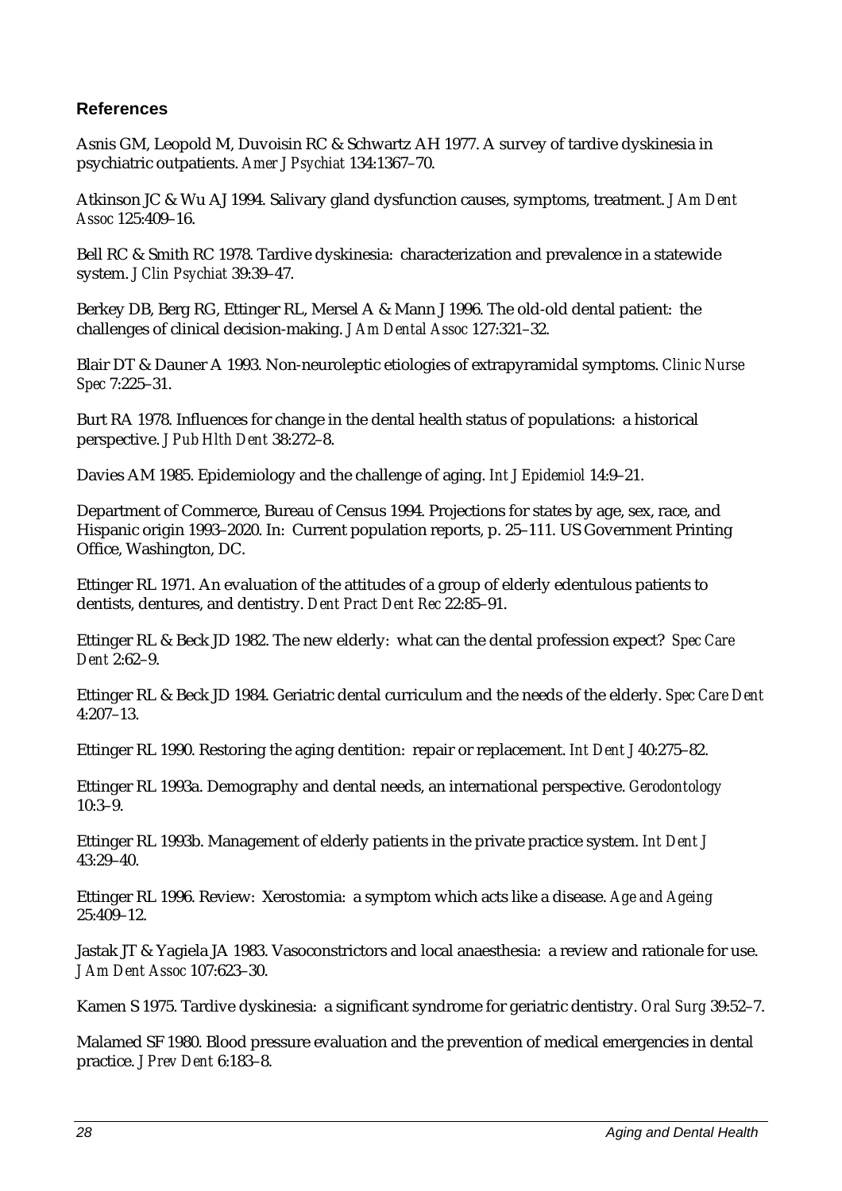## References

Asnis GM, Leopold M, Duvoisin RC & Schwartz AH 1977. A survey of tardive dyskinesia in psychiatric outpatients. *Amer J Psychiat* 134:1367–70.

Atkinson JC & Wu AJ 1994. Salivary gland dysfunction causes, symptoms, treatment. *J Am Dent Assoc* 125:409–16.

Bell RC & Smith RC 1978. Tardive dyskinesia: characterization and prevalence in a statewide system. *J Clin Psychiat* 39:39–47.

Berkey DB, Berg RG, Ettinger RL, Mersel A & Mann J 1996. The old-old dental patient: the challenges of clinical decision-making. *J Am Dental Assoc* 127:321–32.

Blair DT & Dauner A 1993. Non-neuroleptic etiologies of extrapyramidal symptoms. *Clinic Nurse Spec* 7:225–31.

Burt RA 1978. Influences for change in the dental health status of populations: a historical perspective. *J Pub Hlth Dent* 38:272–8.

Davies AM 1985. Epidemiology and the challenge of aging. *Int J Epidemiol* 14:9–21.

Department of Commerce, Bureau of Census 1994. Projections for states by age, sex, race, and Hispanic origin 1993–2020. In: Current population reports, p. 25–111. US Government Printing Office, Washington, DC.

Ettinger RL 1971. An evaluation of the attitudes of a group of elderly edentulous patients to dentists, dentures, and dentistry. *Dent Pract Dent Rec* 22:85–91.

Ettinger RL & Beck JD 1982. The new elderly: what can the dental profession expect? *Spec Care Dent* 2:62–9.

Ettinger RL & Beck JD 1984. Geriatric dental curriculum and the needs of the elderly. *Spec Care Dent* 4:207–13.

Ettinger RL 1990. Restoring the aging dentition: repair or replacement. *Int Dent J* 40:275–82.

Ettinger RL 1993a. Demography and dental needs, an international perspective. *Gerodontology* 10:3–9.

Ettinger RL 1993b. Management of elderly patients in the private practice system. *Int Dent J* 43:29–40.

Ettinger RL 1996. Review: Xerostomia: a symptom which acts like a disease. *Age and Ageing* 25:409–12.

Jastak JT & Yagiela JA 1983. Vasoconstrictors and local anaesthesia: a review and rationale for use. *J Am Dent Assoc* 107:623–30.

Kamen S 1975. Tardive dyskinesia: a significant syndrome for geriatric dentistry. *Oral Surg* 39:52–7.

Malamed SF 1980. Blood pressure evaluation and the prevention of medical emergencies in dental practice. *J Prev Dent* 6:183–8.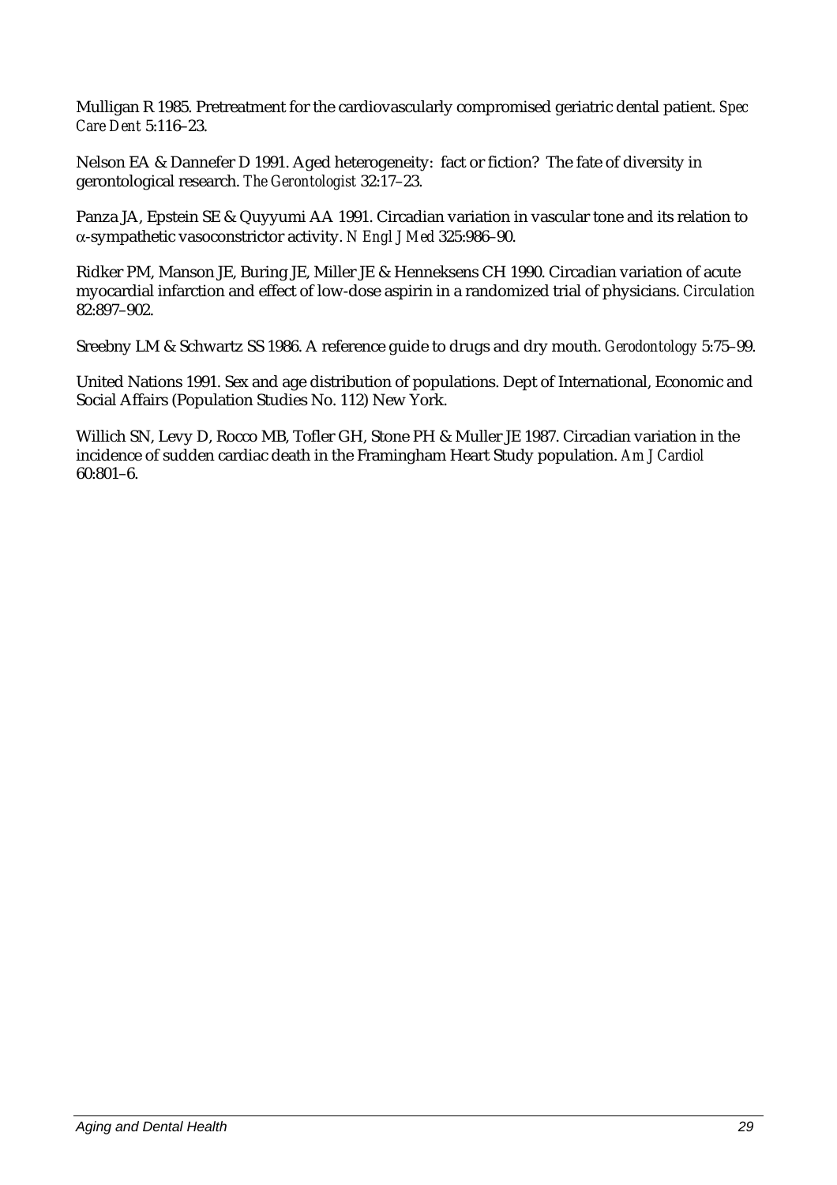Mulligan R 1985. Pretreatment for the cardiovascularly compromised geriatric dental patient. *Spec Care Dent* 5:116–23.

Nelson EA & Dannefer D 1991. Aged heterogeneity: fact or fiction? The fate of diversity in gerontological research. *The Gerontologist* 32:17–23.

Panza JA, Epstein SE & Quyyumi AA 1991. Circadian variation in vascular tone and its relation to α-sympathetic vasoconstrictor activity. *N Engl J Med* 325:986–90.

Ridker PM, Manson JE, Buring JE, Miller JE & Henneksens CH 1990. Circadian variation of acute myocardial infarction and effect of low-dose aspirin in a randomized trial of physicians. *Circulation* 82:897–902.

Sreebny LM & Schwartz SS 1986. A reference guide to drugs and dry mouth. *Gerodontology* 5:75–99.

United Nations 1991. Sex and age distribution of populations. Dept of International, Economic and Social Affairs (Population Studies No. 112) New York.

Willich SN, Levy D, Rocco MB, Tofler GH, Stone PH & Muller JE 1987. Circadian variation in the incidence of sudden cardiac death in the Framingham Heart Study population. *Am J Cardiol* 60:801–6.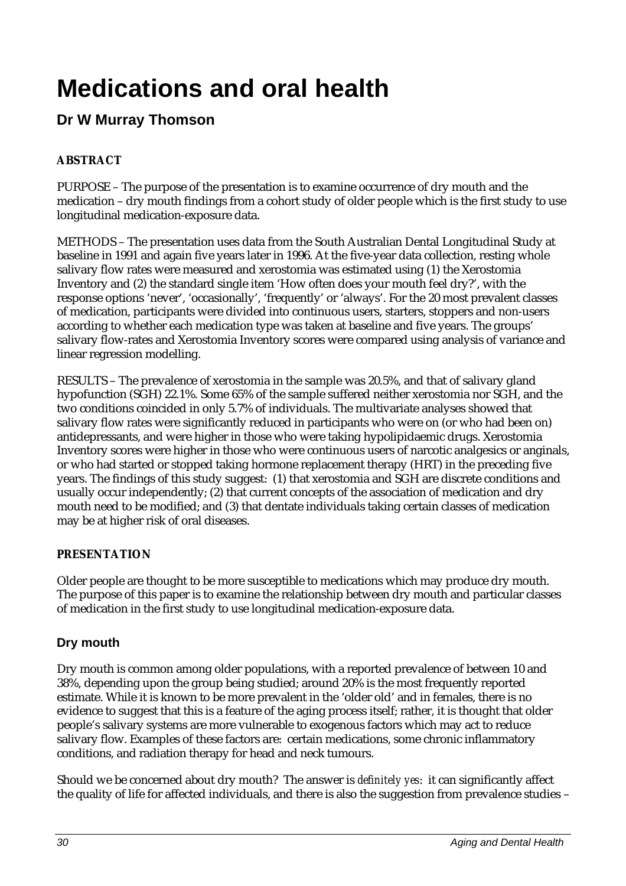# Medications and oral health

## Dr W Murray Thomson

**ABSTRACT**

PURPOSE – The purpose of the presentation is to examine occurrence of dry mouth and the medication – dry mouth findings from a cohort study of older people which is the first study to use longitudinal medication-exposure data.

METHODS – The presentation uses data from the South Australian Dental Longitudinal Study at baseline in 1991 and again five years later in 1996. At the five-year data collection, resting whole salivary flow rates were measured and xerostomia was estimated using (1) the Xerostomia Inventory and (2) the standard single item 'How often does your mouth feel dry?', with the response options 'never', 'occasionally', 'frequently' or 'always'. For the 20 most prevalent classes of medication, participants were divided into continuous users, starters, stoppers and non-users according to whether each medication type was taken at baseline and five years. The groups' salivary flow-rates and Xerostomia Inventory scores were compared using analysis of variance and linear regression modelling.

RESULTS – The prevalence of xerostomia in the sample was 20.5%, and that of salivary gland hypofunction (SGH) 22.1%. Some 65% of the sample suffered neither xerostomia nor SGH, and the two conditions coincided in only 5.7% of individuals. The multivariate analyses showed that salivary flow rates were significantly reduced in participants who were on (or who had been on) antidepressants, and were higher in those who were taking hypolipidaemic drugs. Xerostomia Inventory scores were higher in those who were continuous users of narcotic analgesics or anginals, or who had started or stopped taking hormone replacement therapy (HRT) in the preceding five years. The findings of this study suggest: (1) that xerostomia and SGH are discrete conditions and usually occur independently; (2) that current concepts of the association of medication and dry mouth need to be modified; and (3) that dentate individuals taking certain classes of medication may be at higher risk of oral diseases.

**PRESENTATION**

Older people are thought to be more susceptible to medications which may produce dry mouth. The purpose of this paper is to examine the relationship between dry mouth and particular classes of medication in the first study to use longitudinal medication-exposure data.

### Dry mouth

Dry mouth is common among older populations, with a reported prevalence of between 10 and 38%, depending upon the group being studied; around 20% is the most frequently reported estimate. While it is known to be more prevalent in the 'older old' and in females, there is no evidence to suggest that this is a feature of the aging process itself; rather, it is thought that older people's salivary systems are more vulnerable to exogenous factors which may act to reduce salivary flow. Examples of these factors are: certain medications, some chronic inflammatory conditions, and radiation therapy for head and neck tumours.

Should we be concerned about dry mouth? The answer is *definitely yes*: it can significantly affect the quality of life for affected individuals, and there is also the suggestion from prevalence studies –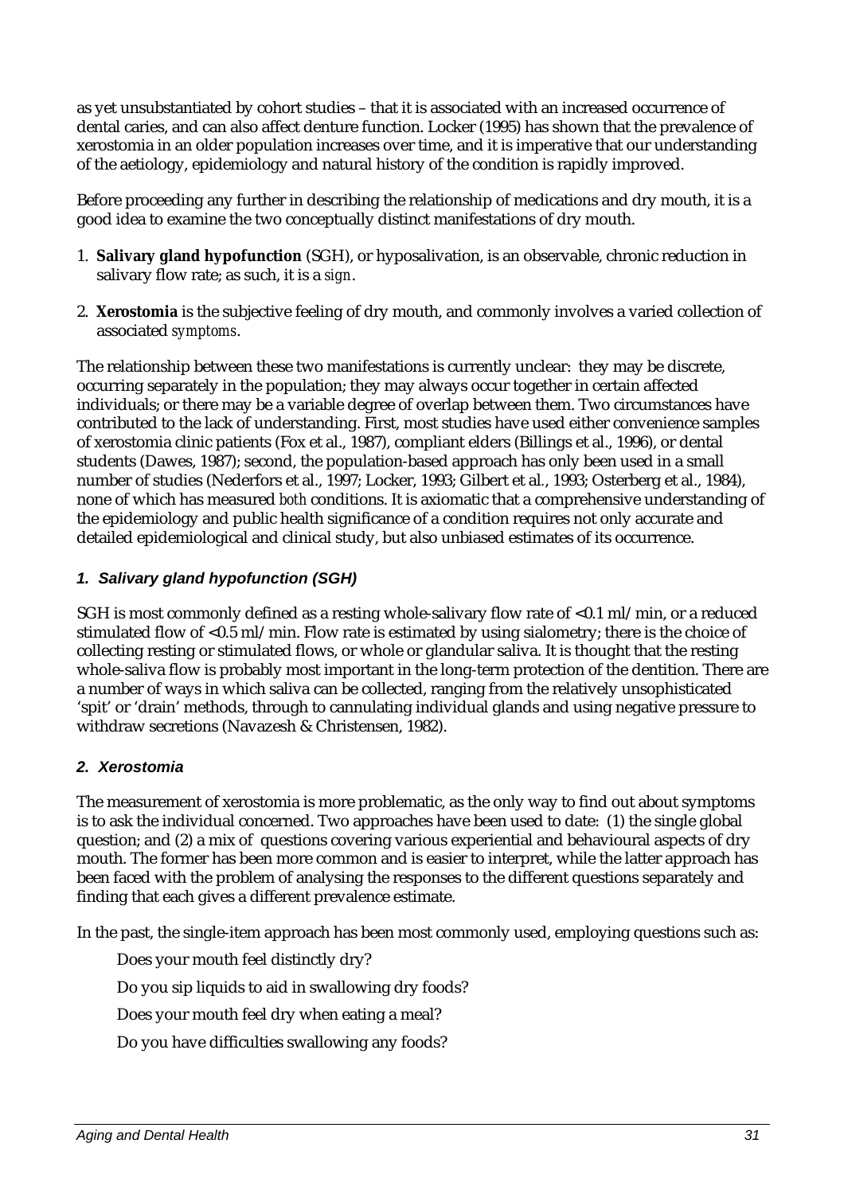as yet unsubstantiated by cohort studies – that it is associated with an increased occurrence of dental caries, and can also affect denture function. Locker (1995) has shown that the prevalence of xerostomia in an older population increases over time, and it is imperative that our understanding of the aetiology, epidemiology and natural history of the condition is rapidly improved.

Before proceeding any further in describing the relationship of medications and dry mouth, it is a good idea to examine the two conceptually distinct manifestations of dry mouth.

1. **Salivary gland hypofunction** (SGH), or hyposalivation, is an observable, chronic reduction in salivary flow rate; as such, it is a *sign*.
2. **Xerostomia** is the subjective feeling of dry mouth, and commonly involves a varied collection of associated *symptoms*.

The relationship between these two manifestations is currently unclear: they may be discrete, occurring separately in the population; they may always occur together in certain affected individuals; or there may be a variable degree of overlap between them. Two circumstances have contributed to the lack of understanding. First, most studies have used either convenience samples of xerostomia clinic patients (Fox et al., 1987), compliant elders (Billings et al., 1996), or dental students (Dawes, 1987); second, the population-based approach has only been used in a small number of studies (Nederfors et al., 1997; Locker, 1993; Gilbert et al., 1993; Osterberg et al., 1984), none of which has measured *both* conditions. It is axiomatic that a comprehensive understanding of the epidemiology and public health significance of a condition requires not only accurate and detailed epidemiological and clinical study, but also unbiased estimates of its occurrence.

### *1. Salivary gland hypofunction (SGH)*

SGH is most commonly defined as a resting whole-salivary flow rate of <0.1 ml/min, or a reduced stimulated flow of <0.5 ml/min. Flow rate is estimated by using sialometry; there is the choice of collecting resting or stimulated flows, or whole or glandular saliva. It is thought that the resting whole-saliva flow is probably most important in the long-term protection of the dentition. There are a number of ways in which saliva can be collected, ranging from the relatively unsophisticated 'spit' or 'drain' methods, through to cannulating individual glands and using negative pressure to withdraw secretions (Navazesh & Christensen, 1982).

### *2. Xerostomia*

The measurement of xerostomia is more problematic, as the only way to find out about symptoms is to ask the individual concerned. Two approaches have been used to date: (1) the single global question; and (2) a mix of questions covering various experiential and behavioural aspects of dry mouth. The former has been more common and is easier to interpret, while the latter approach has been faced with the problem of analysing the responses to the different questions separately and finding that each gives a different prevalence estimate.

In the past, the single-item approach has been most commonly used, employing questions such as:

Does your mouth feel distinctly dry?

Do you sip liquids to aid in swallowing dry foods?

Does your mouth feel dry when eating a meal?

Do you have difficulties swallowing any foods?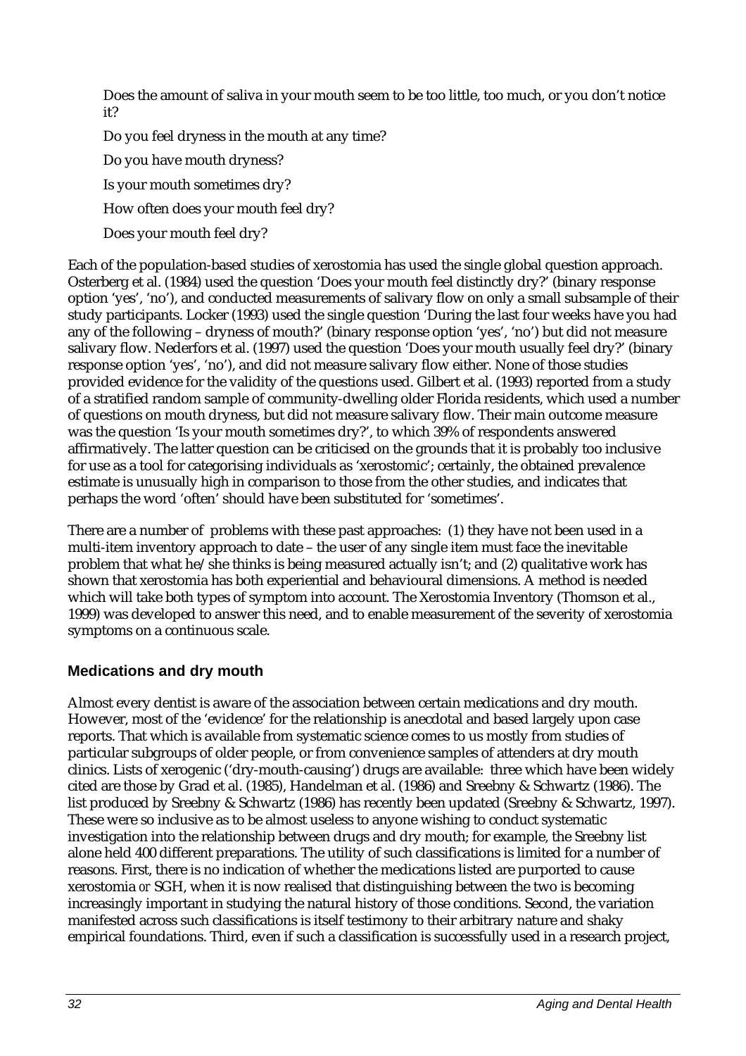Does the amount of saliva in your mouth seem to be too little, too much, or you don't notice it?

Do you feel dryness in the mouth at any time?

Do you have mouth dryness?

Is your mouth sometimes dry?

How often does your mouth feel dry?

Does your mouth feel dry?

Each of the population-based studies of xerostomia has used the single global question approach. Osterberg et al. (1984) used the question 'Does your mouth feel distinctly dry?' (binary response option 'yes', 'no'), and conducted measurements of salivary flow on only a small subsample of their study participants. Locker (1993) used the single question 'During the last four weeks have you had any of the following – dryness of mouth?' (binary response option 'yes', 'no') but did not measure salivary flow. Nederfors et al. (1997) used the question 'Does your mouth usually feel dry?' (binary response option 'yes', 'no'), and did not measure salivary flow either. None of those studies provided evidence for the validity of the questions used. Gilbert et al. (1993) reported from a study of a stratified random sample of community-dwelling older Florida residents, which used a number of questions on mouth dryness, but did not measure salivary flow. Their main outcome measure was the question 'Is your mouth sometimes dry?', to which 39% of respondents answered affirmatively. The latter question can be criticised on the grounds that it is probably too inclusive for use as a tool for categorising individuals as 'xerostomic'; certainly, the obtained prevalence estimate is unusually high in comparison to those from the other studies, and indicates that perhaps the word 'often' should have been substituted for 'sometimes'.

There are a number of problems with these past approaches: (1) they have not been used in a multi-item inventory approach to date – the user of any single item must face the inevitable problem that what he/she thinks is being measured actually isn't; and (2) qualitative work has shown that xerostomia has both experiential and behavioural dimensions. A method is needed which will take both types of symptom into account. The Xerostomia Inventory (Thomson et al., 1999) was developed to answer this need, and to enable measurement of the severity of xerostomia symptoms on a continuous scale.

### Medications and dry mouth

Almost every dentist is aware of the association between certain medications and dry mouth. However, most of the 'evidence' for the relationship is anecdotal and based largely upon case reports. That which is available from systematic science comes to us mostly from studies of particular subgroups of older people, or from convenience samples of attenders at dry mouth clinics. Lists of xerogenic ('dry-mouth-causing') drugs are available: three which have been widely cited are those by Grad et al. (1985), Handelman et al. (1986) and Sreebny & Schwartz (1986). The list produced by Sreebny & Schwartz (1986) has recently been updated (Sreebny & Schwartz, 1997). These were so inclusive as to be almost useless to anyone wishing to conduct systematic investigation into the relationship between drugs and dry mouth; for example, the Sreebny list alone held 400 different preparations. The utility of such classifications is limited for a number of reasons. First, there is no indication of whether the medications listed are purported to cause xerostomia *or* SGH, when it is now realised that distinguishing between the two is becoming increasingly important in studying the natural history of those conditions. Second, the variation manifested across such classifications is itself testimony to their arbitrary nature and shaky empirical foundations. Third, even if such a classification is successfully used in a research project,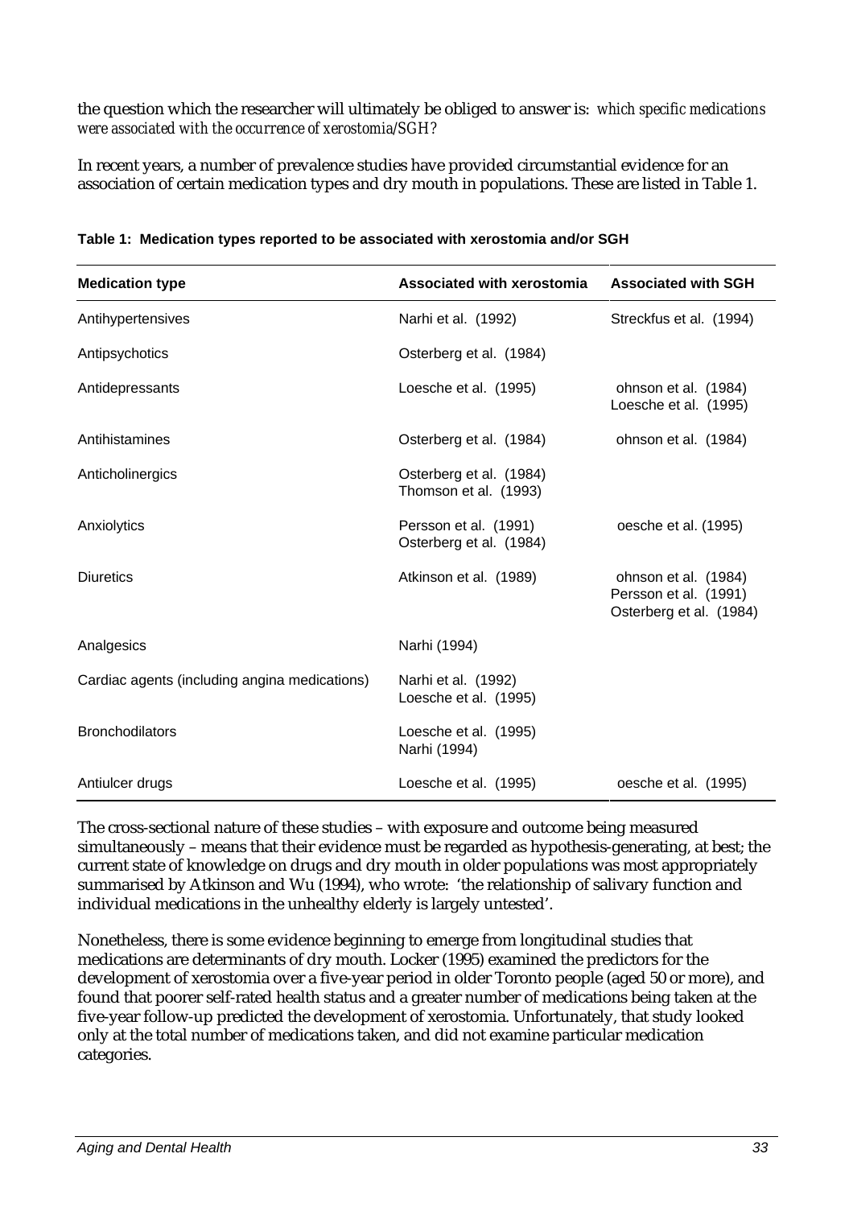the question which the researcher will ultimately be obliged to answer is: *which specific medications were associated with the occurrence of xerostomia/SGH?*

In recent years, a number of prevalence studies have provided circumstantial evidence for an association of certain medication types and dry mouth in populations. These are listed in Table 1.

**Table 1: Medication types reported to be associated with xerostomia and/or SGH**

| Medication type | Associated with xerostomia | Associated with SGH |
|---|---|---|
| Antihypertensives | Narhi et al. (1992) | Streckfus et al. (1994) |
| Antipsychotics | Osterberg et al. (1984) | |
| Antidepressants | Loesche et al. (1995) | ohnson et al. (1984)<br>Loesche et al. (1995) |
| Antihistamines | Osterberg et al. (1984) | ohnson et al. (1984) |
| Anticholinergics | Osterberg et al. (1984)<br>Thomson et al. (1993) | |
| Anxiolytics | Persson et al. (1991)<br>Osterberg et al. (1984) | oesche et al. (1995) |
| Diuretics | Atkinson et al. (1989) | ohnson et al. (1984)<br>Persson et al. (1991)<br>Osterberg et al. (1984) |
| Analgesics | Narhi (1994) | |
| Cardiac agents (including angina medications) | Narhi et al. (1992)<br>Loesche et al. (1995) | |
| Bronchodilators | Loesche et al. (1995)<br>Narhi (1994) | |
| Antiulcer drugs | Loesche et al. (1995) | oesche et al. (1995) |

The cross-sectional nature of these studies – with exposure and outcome being measured simultaneously – means that their evidence must be regarded as hypothesis-generating, at best; the current state of knowledge on drugs and dry mouth in older populations was most appropriately summarised by Atkinson and Wu (1994), who wrote: 'the relationship of salivary function and individual medications in the unhealthy elderly is largely untested'.

Nonetheless, there is some evidence beginning to emerge from longitudinal studies that medications are determinants of dry mouth. Locker (1995) examined the predictors for the development of xerostomia over a five-year period in older Toronto people (aged 50 or more), and found that poorer self-rated health status and a greater number of medications being taken at the five-year follow-up predicted the development of xerostomia. Unfortunately, that study looked only at the total number of medications taken, and did not examine particular medication categories.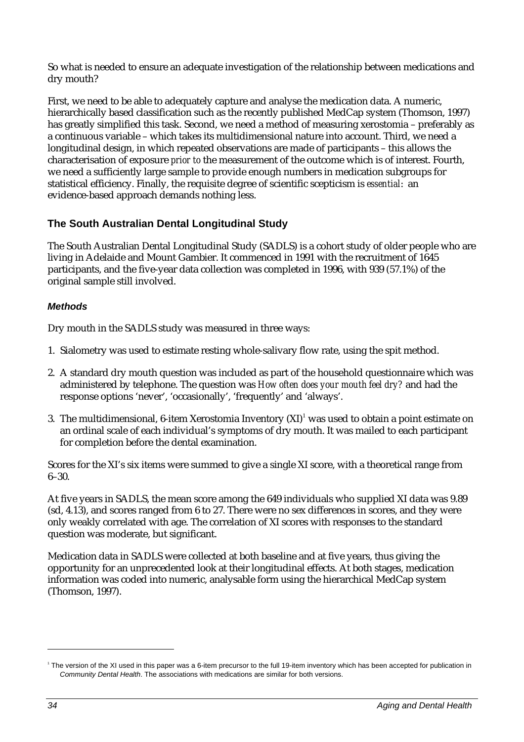So what is needed to ensure an adequate investigation of the relationship between medications and dry mouth?

First, we need to be able to adequately capture and analyse the medication data. A numeric, hierarchically based classification such as the recently published MedCap system (Thomson, 1997) has greatly simplified this task. Second, we need a method of measuring xerostomia – preferably as a continuous variable – which takes its multidimensional nature into account. Third, we need a longitudinal design, in which repeated observations are made of participants – this allows the characterisation of exposure *prior to* the measurement of the outcome which is of interest. Fourth, we need a sufficiently large sample to provide enough numbers in medication subgroups for statistical efficiency. Finally, the requisite degree of scientific scepticism is *essential*: an evidence-based approach demands nothing less.

## The South Australian Dental Longitudinal Study

The South Australian Dental Longitudinal Study (SADLS) is a cohort study of older people who are living in Adelaide and Mount Gambier. It commenced in 1991 with the recruitment of 1645 participants, and the five-year data collection was completed in 1996, with 939 (57.1%) of the original sample still involved.

### *Methods*

Dry mouth in the SADLS study was measured in three ways:

1. Sialometry was used to estimate resting whole-salivary flow rate, using the spit method.
2. A standard dry mouth question was included as part of the household questionnaire which was administered by telephone. The question was *How often does your mouth feel dry?* and had the response options 'never', 'occasionally', 'frequently' and 'always'.
3. The multidimensional, 6-item Xerostomia Inventory (XI)[1] was used to obtain a point estimate on an ordinal scale of each individual's symptoms of dry mouth. It was mailed to each participant for completion before the dental examination.

Scores for the XI's six items were summed to give a single XI score, with a theoretical range from 6–30.

At five years in SADLS, the mean score among the 649 individuals who supplied XI data was 9.89 (sd, 4.13), and scores ranged from 6 to 27. There were no sex differences in scores, and they were only weakly correlated with age. The correlation of XI scores with responses to the standard question was moderate, but significant.

Medication data in SADLS were collected at both baseline and at five years, thus giving the opportunity for an unprecedented look at their longitudinal effects. At both stages, medication information was coded into numeric, analysable form using the hierarchical MedCap system (Thomson, 1997).

---

[1] The version of the XI used in this paper was a 6-item precursor to the full 19-item inventory which has been accepted for publication in *Community Dental Health*. The associations with medications are similar for both versions.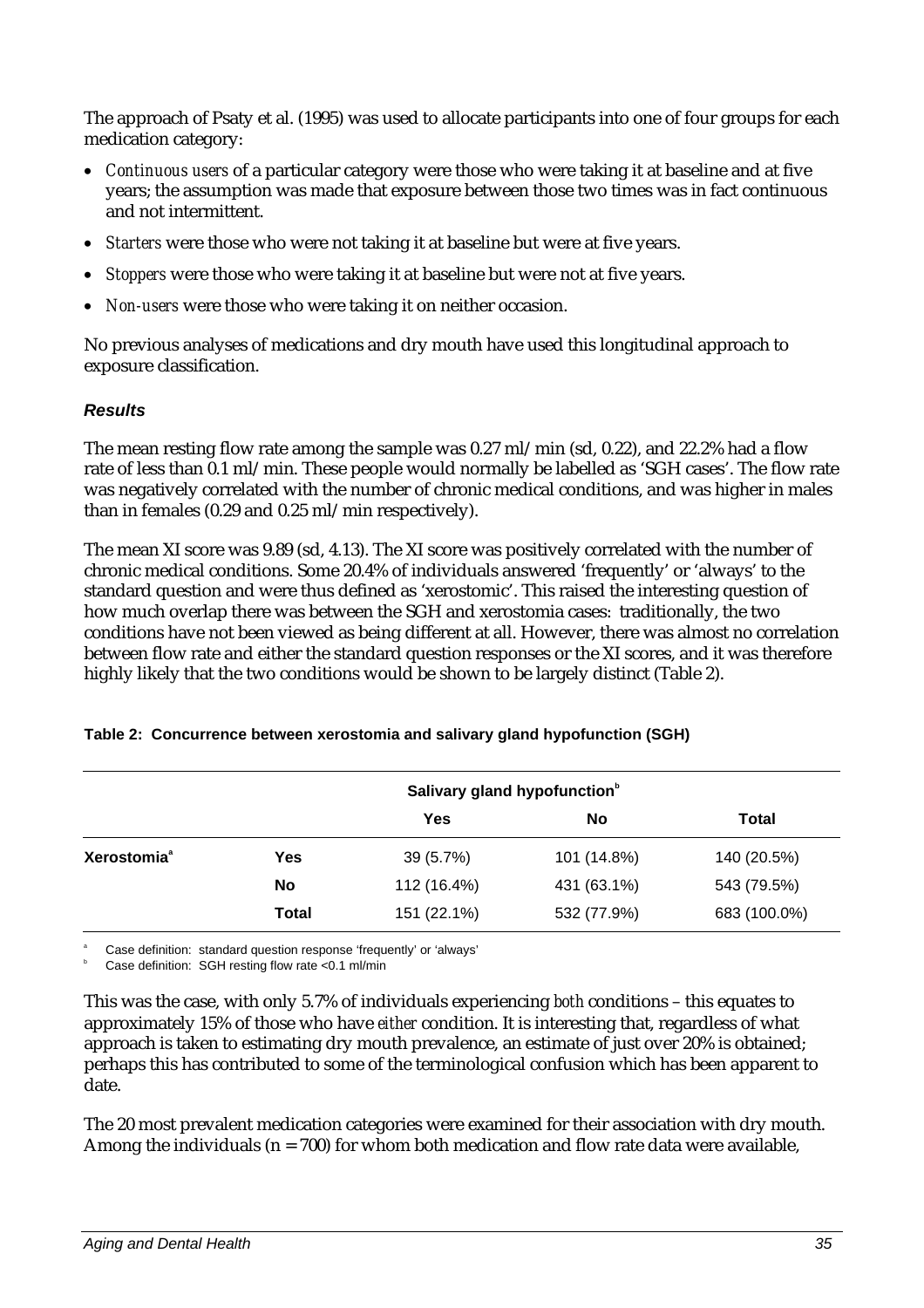The approach of Psaty et al. (1995) was used to allocate participants into one of four groups for each medication category:

- *Continuous users* of a particular category were those who were taking it at baseline and at five years; the assumption was made that exposure between those two times was in fact continuous and not intermittent.
- *Starters* were those who were not taking it at baseline but were at five years.
- *Stoppers* were those who were taking it at baseline but were not at five years.
- *Non-users* were those who were taking it on neither occasion.

No previous analyses of medications and dry mouth have used this longitudinal approach to exposure classification.

### *Results*

The mean resting flow rate among the sample was 0.27 ml/min (sd, 0.22), and 22.2% had a flow rate of less than 0.1 ml/min. These people would normally be labelled as 'SGH cases'. The flow rate was negatively correlated with the number of chronic medical conditions, and was higher in males than in females (0.29 and 0.25 ml/min respectively).

The mean XI score was 9.89 (sd, 4.13). The XI score was positively correlated with the number of chronic medical conditions. Some 20.4% of individuals answered 'frequently' or 'always' to the standard question and were thus defined as 'xerostomic'. This raised the interesting question of how much overlap there was between the SGH and xerostomia cases: traditionally, the two conditions have not been viewed as being different at all. However, there was almost no correlation between flow rate and either the standard question responses or the XI scores, and it was therefore highly likely that the two conditions would be shown to be largely distinct (Table 2).

**Table 2: Concurrence between xerostomia and salivary gland hypofunction (SGH)**

| | | Salivary gland hypofunction[b] | | |
|---|---|---|---|---|
| | | **Yes** | **No** | **Total** |
| **Xerostomia**[a] | **Yes** | 39 (5.7%) | 101 (14.8%) | 140 (20.5%) |
| | **No** | 112 (16.4%) | 431 (63.1%) | 543 (79.5%) |
| | **Total** | 151 (22.1%) | 532 (77.9%) | 683 (100.0%) |

[a] Case definition: standard question response 'frequently' or 'always'
[b] Case definition: SGH resting flow rate <0.1 ml/min

This was the case, with only 5.7% of individuals experiencing *both* conditions – this equates to approximately 15% of those who have *either* condition. It is interesting that, regardless of what approach is taken to estimating dry mouth prevalence, an estimate of just over 20% is obtained; perhaps this has contributed to some of the terminological confusion which has been apparent to date.

The 20 most prevalent medication categories were examined for their association with dry mouth. Among the individuals (n = 700) for whom both medication and flow rate data were available,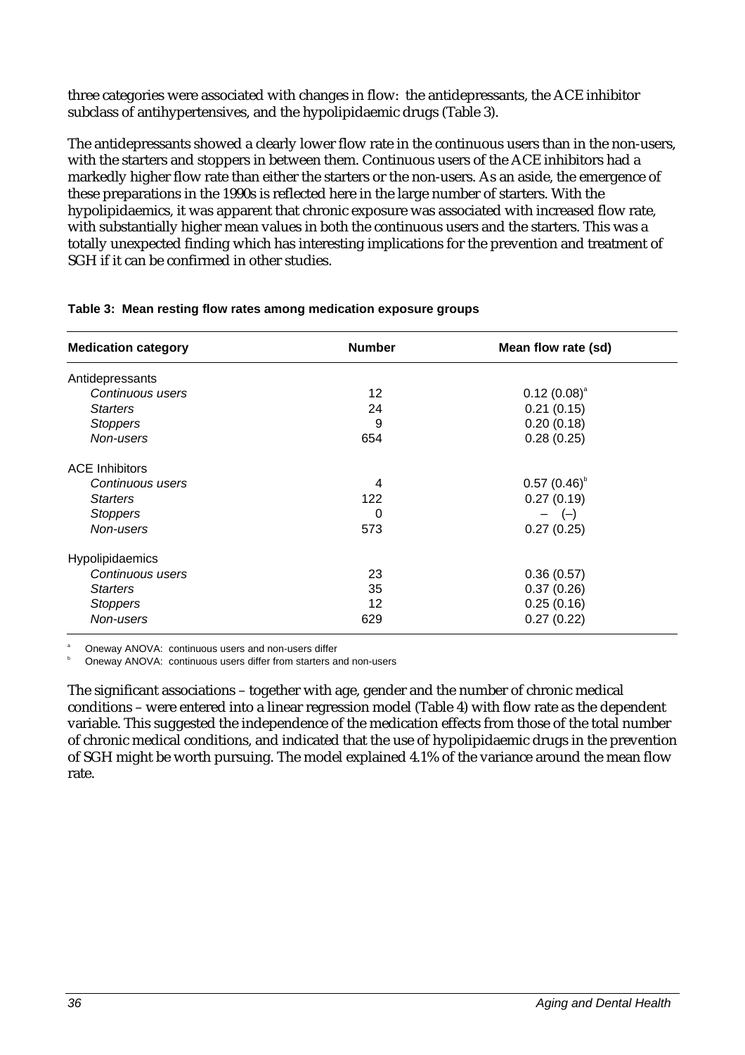three categories were associated with changes in flow: the antidepressants, the ACE inhibitor subclass of antihypertensives, and the hypolipidaemic drugs (Table 3).

The antidepressants showed a clearly lower flow rate in the continuous users than in the non-users, with the starters and stoppers in between them. Continuous users of the ACE inhibitors had a markedly higher flow rate than either the starters or the non-users. As an aside, the emergence of these preparations in the 1990s is reflected here in the large number of starters. With the hypolipidaemics, it was apparent that chronic exposure was associated with increased flow rate, with substantially higher mean values in both the continuous users and the starters. This was a totally unexpected finding which has interesting implications for the prevention and treatment of SGH if it can be confirmed in other studies.

**Table 3: Mean resting flow rates among medication exposure groups**

| Medication category | Number | Mean flow rate (sd) |
|---|---|---|
| Antidepressants | | |
| *Continuous users* | 12 | 0.12 (0.08)[a] |
| *Starters* | 24 | 0.21 (0.15) |
| *Stoppers* | 9 | 0.20 (0.18) |
| *Non-users* | 654 | 0.28 (0.25) |
| ACE Inhibitors | | |
| *Continuous users* | 4 | 0.57 (0.46)[b] |
| *Starters* | 122 | 0.27 (0.19) |
| *Stoppers* | 0 | – (–) |
| *Non-users* | 573 | 0.27 (0.25) |
| Hypolipidaemics | | |
| *Continuous users* | 23 | 0.36 (0.57) |
| *Starters* | 35 | 0.37 (0.26) |
| *Stoppers* | 12 | 0.25 (0.16) |
| *Non-users* | 629 | 0.27 (0.22) |

[a] Oneway ANOVA: continuous users and non-users differ
[b] Oneway ANOVA: continuous users differ from starters and non-users

The significant associations – together with age, gender and the number of chronic medical conditions – were entered into a linear regression model (Table 4) with flow rate as the dependent variable. This suggested the independence of the medication effects from those of the total number of chronic medical conditions, and indicated that the use of hypolipidaemic drugs in the prevention of SGH might be worth pursuing. The model explained 4.1% of the variance around the mean flow rate.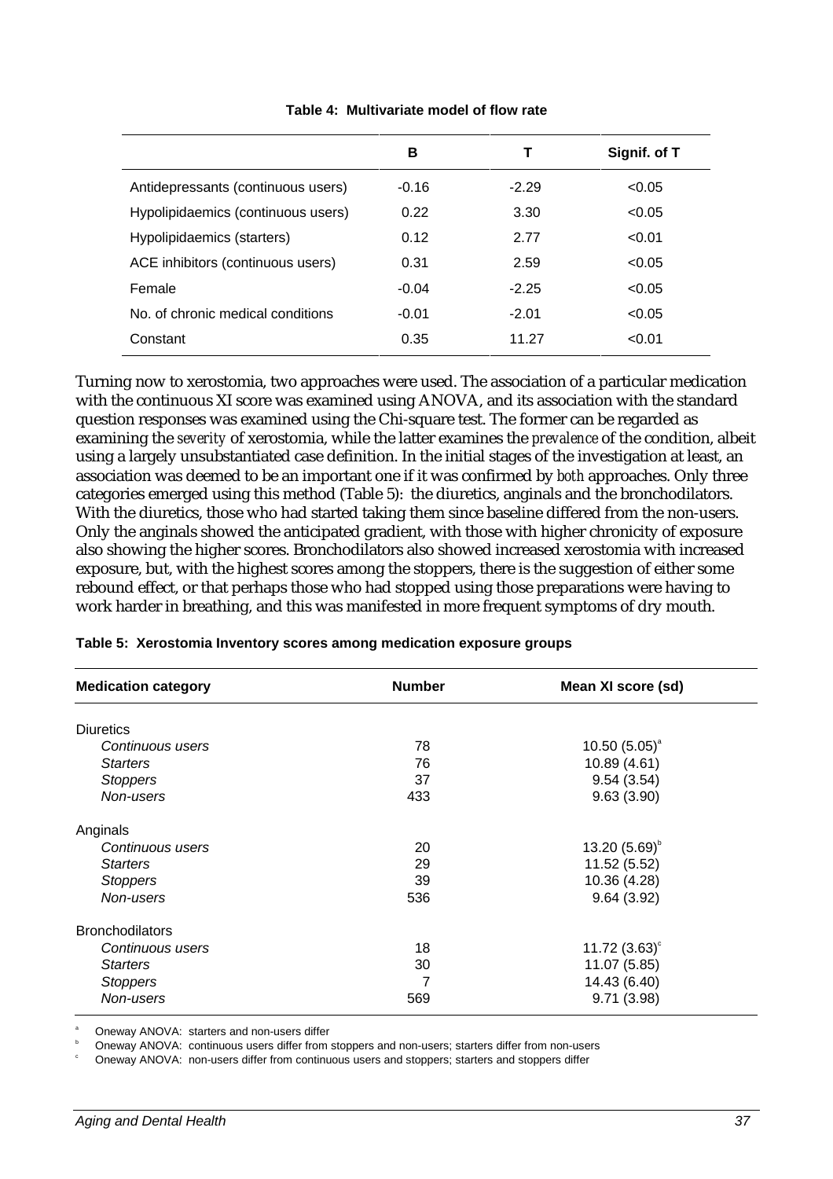**Table 4: Multivariate model of flow rate**

| | B | T | Signif. of T |
|---|---|---|---|
| Antidepressants (continuous users) | -0.16 | -2.29 | <0.05 |
| Hypolipidaemics (continuous users) | 0.22 | 3.30 | <0.05 |
| Hypolipidaemics (starters) | 0.12 | 2.77 | <0.01 |
| ACE inhibitors (continuous users) | 0.31 | 2.59 | <0.05 |
| Female | -0.04 | -2.25 | <0.05 |
| No. of chronic medical conditions | -0.01 | -2.01 | <0.05 |
| Constant | 0.35 | 11.27 | <0.01 |

Turning now to xerostomia, two approaches were used. The association of a particular medication with the continuous XI score was examined using ANOVA, and its association with the standard question responses was examined using the Chi-square test. The former can be regarded as examining the *severity* of xerostomia, while the latter examines the *prevalence* of the condition, albeit using a largely unsubstantiated case definition. In the initial stages of the investigation at least, an association was deemed to be an important one if it was confirmed by *both* approaches. Only three categories emerged using this method (Table 5): the diuretics, anginals and the bronchodilators. With the diuretics, those who had started taking them since baseline differed from the non-users. Only the anginals showed the anticipated gradient, with those with higher chronicity of exposure also showing the higher scores. Bronchodilators also showed increased xerostomia with increased exposure, but, with the highest scores among the stoppers, there is the suggestion of either some rebound effect, or that perhaps those who had stopped using those preparations were having to work harder in breathing, and this was manifested in more frequent symptoms of dry mouth.

**Table 5: Xerostomia Inventory scores among medication exposure groups**

| Medication category | Number | Mean XI score (sd) |
|---|---|---|
| Diuretics | | |
| *Continuous users* | 78 | 10.50 (5.05)[a] |
| *Starters* | 76 | 10.89 (4.61) |
| *Stoppers* | 37 | 9.54 (3.54) |
| *Non-users* | 433 | 9.63 (3.90) |
| Anginals | | |
| *Continuous users* | 20 | 13.20 (5.69)[b] |
| *Starters* | 29 | 11.52 (5.52) |
| *Stoppers* | 39 | 10.36 (4.28) |
| *Non-users* | 536 | 9.64 (3.92) |
| Bronchodilators | | |
| *Continuous users* | 18 | 11.72 (3.63)[c] |
| *Starters* | 30 | 11.07 (5.85) |
| *Stoppers* | 7 | 14.43 (6.40) |
| *Non-users* | 569 | 9.71 (3.98) |

[a] Oneway ANOVA: starters and non-users differ
[b] Oneway ANOVA: continuous users differ from stoppers and non-users; starters differ from non-users
[c] Oneway ANOVA: non-users differ from continuous users and stoppers; starters and stoppers differ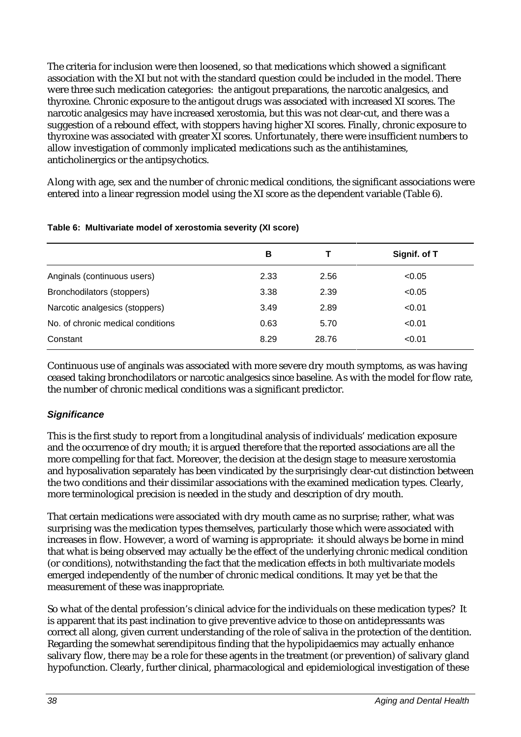The criteria for inclusion were then loosened, so that medications which showed a significant association with the XI but not with the standard question could be included in the model. There were three such medication categories: the antigout preparations, the narcotic analgesics, and thyroxine. Chronic exposure to the antigout drugs was associated with increased XI scores. The narcotic analgesics may have increased xerostomia, but this was not clear-cut, and there was a suggestion of a rebound effect, with stoppers having higher XI scores. Finally, chronic exposure to thyroxine was associated with greater XI scores. Unfortunately, there were insufficient numbers to allow investigation of commonly implicated medications such as the antihistamines, anticholinergics or the antipsychotics.

Along with age, sex and the number of chronic medical conditions, the significant associations were entered into a linear regression model using the XI score as the dependent variable (Table 6).

**Table 6: Multivariate model of xerostomia severity (XI score)**

| | B | T | Signif. of T |
|---|---|---|---|
| Anginals (continuous users) | 2.33 | 2.56 | <0.05 |
| Bronchodilators (stoppers) | 3.38 | 2.39 | <0.05 |
| Narcotic analgesics (stoppers) | 3.49 | 2.89 | <0.01 |
| No. of chronic medical conditions | 0.63 | 5.70 | <0.01 |
| Constant | 8.29 | 28.76 | <0.01 |

Continuous use of anginals was associated with more severe dry mouth symptoms, as was having ceased taking bronchodilators or narcotic analgesics since baseline. As with the model for flow rate, the number of chronic medical conditions was a significant predictor.

### *Significance*

This is the first study to report from a longitudinal analysis of individuals' medication exposure and the occurrence of dry mouth; it is argued therefore that the reported associations are all the more compelling for that fact. Moreover, the decision at the design stage to measure xerostomia and hyposalivation separately has been vindicated by the surprisingly clear-cut distinction between the two conditions and their dissimilar associations with the examined medication types. Clearly, more terminological precision is needed in the study and description of dry mouth.

That certain medications *were* associated with dry mouth came as no surprise; rather, what was surprising was the medication types themselves, particularly those which were associated with increases in flow. However, a word of warning is appropriate: it should always be borne in mind that what is being observed may actually be the effect of the underlying chronic medical condition (or conditions), notwithstanding the fact that the medication effects in *both* multivariate models emerged independently of the number of chronic medical conditions. It may yet be that the measurement of these was inappropriate.

So what of the dental profession's clinical advice for the individuals on these medication types? It is apparent that its past inclination to give preventive advice to those on antidepressants was correct all along, given current understanding of the role of saliva in the protection of the dentition. Regarding the somewhat serendipitous finding that the hypolipidaemics may actually enhance salivary flow, there *may* be a role for these agents in the treatment (or prevention) of salivary gland hypofunction. Clearly, further clinical, pharmacological and epidemiological investigation of these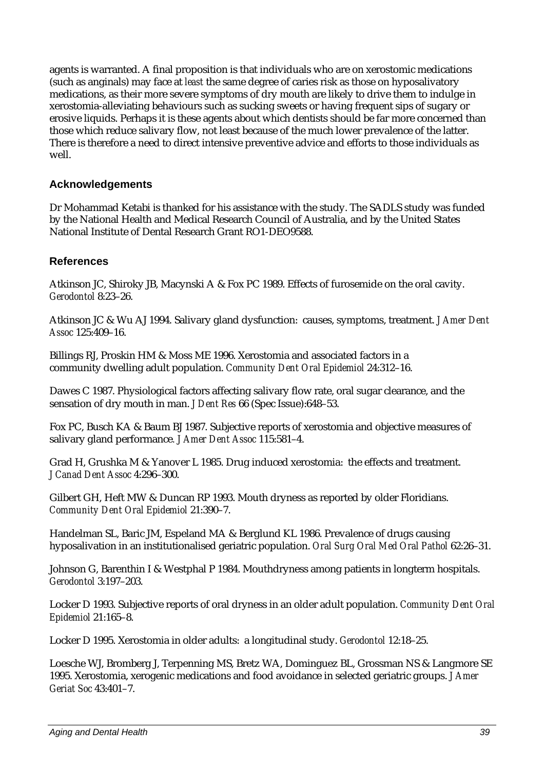agents is warranted. A final proposition is that individuals who are on xerostomic medications (such as anginals) may face at *least* the same degree of caries risk as those on hyposalivatory medications, as their more severe symptoms of dry mouth are likely to drive them to indulge in xerostomia-alleviating behaviours such as sucking sweets or having frequent sips of sugary or erosive liquids. Perhaps it is these agents about which dentists should be far more concerned than those which reduce salivary flow, not least because of the much lower prevalence of the latter. There is therefore a need to direct intensive preventive advice and efforts to those individuals as well.

## Acknowledgements

Dr Mohammad Ketabi is thanked for his assistance with the study. The SADLS study was funded by the National Health and Medical Research Council of Australia, and by the United States National Institute of Dental Research Grant RO1-DEO9588.

## References

Atkinson JC, Shiroky JB, Macynski A & Fox PC 1989. Effects of furosemide on the oral cavity. *Gerodontol* 8:23–26.

Atkinson JC & Wu AJ 1994. Salivary gland dysfunction: causes, symptoms, treatment. *J Amer Dent Assoc* 125:409–16.

Billings RJ, Proskin HM & Moss ME 1996. Xerostomia and associated factors in a community dwelling adult population. *Community Dent Oral Epidemiol* 24:312–16.

Dawes C 1987. Physiological factors affecting salivary flow rate, oral sugar clearance, and the sensation of dry mouth in man. *J Dent Res* 66 (Spec Issue):648–53.

Fox PC, Busch KA & Baum BJ 1987. Subjective reports of xerostomia and objective measures of salivary gland performance. *J Amer Dent Assoc* 115:581–4.

Grad H, Grushka M & Yanover L 1985. Drug induced xerostomia: the effects and treatment. *J Canad Dent Assoc* 4:296–300.

Gilbert GH, Heft MW & Duncan RP 1993. Mouth dryness as reported by older Floridians. *Community Dent Oral Epidemiol* 21:390–7.

Handelman SL, Baric JM, Espeland MA & Berglund KL 1986. Prevalence of drugs causing hyposalivation in an institutionalised geriatric population. *Oral Surg Oral Med Oral Pathol* 62:26–31.

Johnson G, Barenthin I & Westphal P 1984. Mouthdryness among patients in longterm hospitals. *Gerodontol* 3:197–203.

Locker D 1993. Subjective reports of oral dryness in an older adult population. *Community Dent Oral Epidemiol* 21:165–8.

Locker D 1995. Xerostomia in older adults: a longitudinal study. *Gerodontol* 12:18–25.

Loesche WJ, Bromberg J, Terpenning MS, Bretz WA, Dominguez BL, Grossman NS & Langmore SE 1995. Xerostomia, xerogenic medications and food avoidance in selected geriatric groups. *J Amer Geriat Soc* 43:401–7.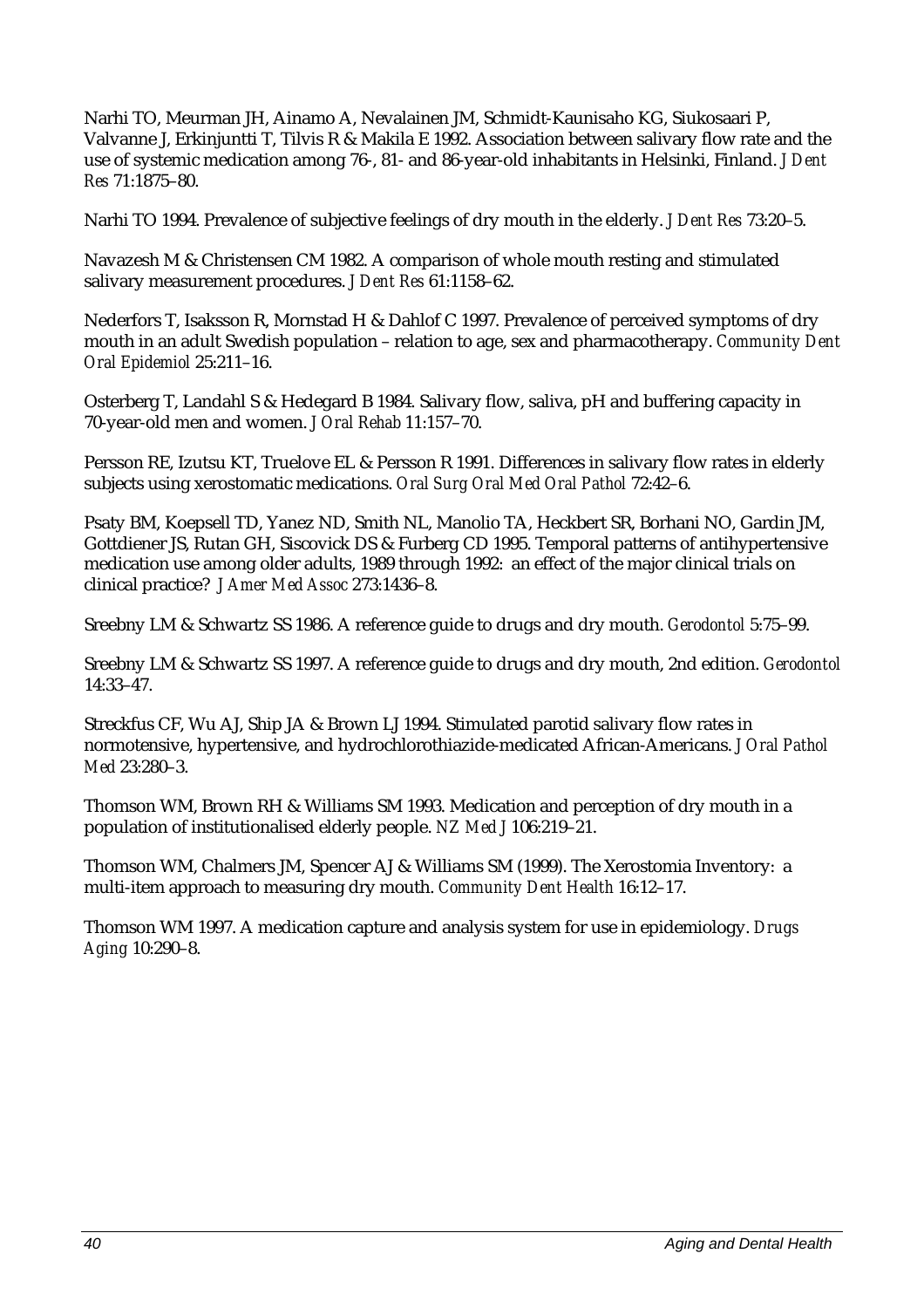Narhi TO, Meurman JH, Ainamo A, Nevalainen JM, Schmidt-Kaunisaho KG, Siukosaari P, Valvanne J, Erkinjuntti T, Tilvis R & Makila E 1992. Association between salivary flow rate and the use of systemic medication among 76-, 81- and 86-year-old inhabitants in Helsinki, Finland. *J Dent Res* 71:1875–80.

Narhi TO 1994. Prevalence of subjective feelings of dry mouth in the elderly. *J Dent Res* 73:20–5.

Navazesh M & Christensen CM 1982. A comparison of whole mouth resting and stimulated salivary measurement procedures. *J Dent Res* 61:1158–62.

Nederfors T, Isaksson R, Mornstad H & Dahlof C 1997. Prevalence of perceived symptoms of dry mouth in an adult Swedish population – relation to age, sex and pharmacotherapy. *Community Dent Oral Epidemiol* 25:211–16.

Osterberg T, Landahl S & Hedegard B 1984. Salivary flow, saliva, pH and buffering capacity in 70-year-old men and women. *J Oral Rehab* 11:157–70.

Persson RE, Izutsu KT, Truelove EL & Persson R 1991. Differences in salivary flow rates in elderly subjects using xerostomatic medications. *Oral Surg Oral Med Oral Pathol* 72:42–6.

Psaty BM, Koepsell TD, Yanez ND, Smith NL, Manolio TA, Heckbert SR, Borhani NO, Gardin JM, Gottdiener JS, Rutan GH, Siscovick DS & Furberg CD 1995. Temporal patterns of antihypertensive medication use among older adults, 1989 through 1992: an effect of the major clinical trials on clinical practice? *J Amer Med Assoc* 273:1436–8.

Sreebny LM & Schwartz SS 1986. A reference guide to drugs and dry mouth. *Gerodontol* 5:75–99.

Sreebny LM & Schwartz SS 1997. A reference guide to drugs and dry mouth, 2nd edition. *Gerodontol* 14:33–47.

Streckfus CF, Wu AJ, Ship JA & Brown LJ 1994. Stimulated parotid salivary flow rates in normotensive, hypertensive, and hydrochlorothiazide-medicated African-Americans. *J Oral Pathol Med* 23:280–3.

Thomson WM, Brown RH & Williams SM 1993. Medication and perception of dry mouth in a population of institutionalised elderly people. *NZ Med J* 106:219–21.

Thomson WM, Chalmers JM, Spencer AJ & Williams SM (1999). The Xerostomia Inventory: a multi-item approach to measuring dry mouth. *Community Dent Health* 16:12–17.

Thomson WM 1997. A medication capture and analysis system for use in epidemiology. *Drugs Aging* 10:290–8.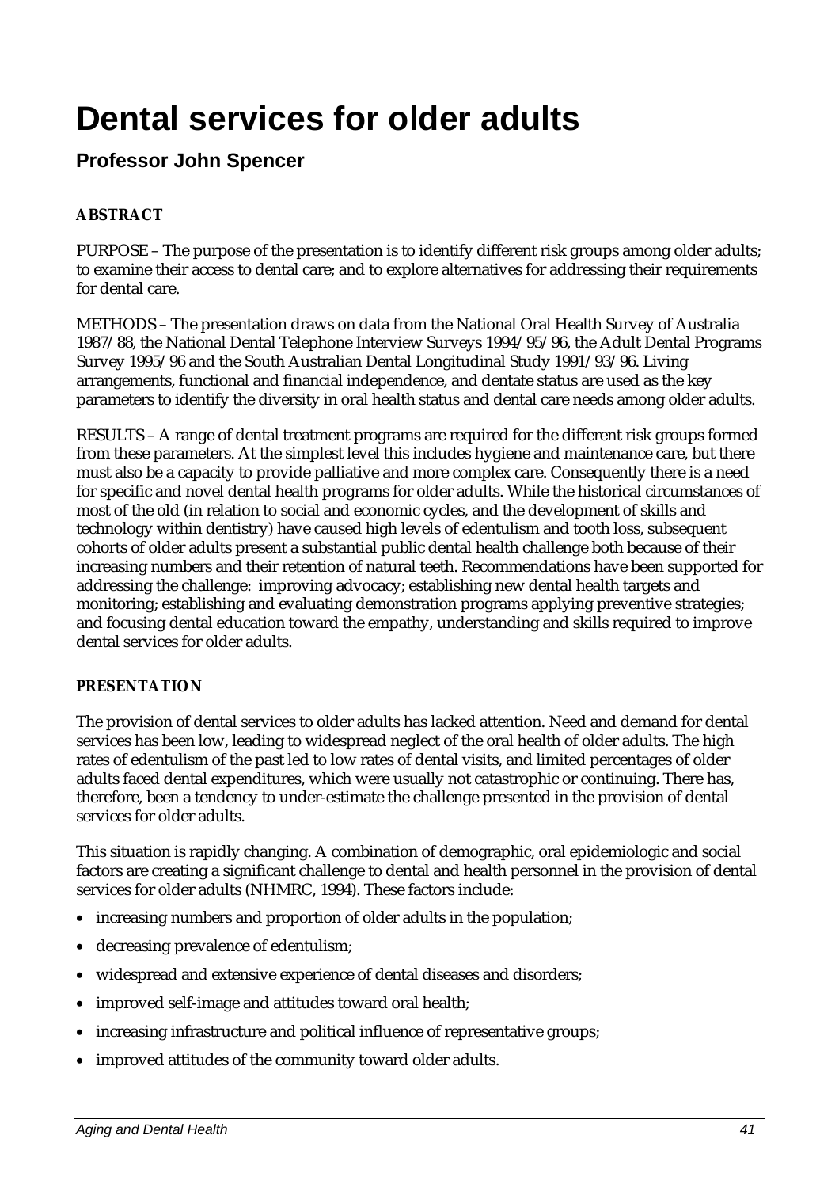# Dental services for older adults

## Professor John Spencer

**ABSTRACT**

PURPOSE – The purpose of the presentation is to identify different risk groups among older adults; to examine their access to dental care; and to explore alternatives for addressing their requirements for dental care.

METHODS – The presentation draws on data from the National Oral Health Survey of Australia 1987/88, the National Dental Telephone Interview Surveys 1994/95/96, the Adult Dental Programs Survey 1995/96 and the South Australian Dental Longitudinal Study 1991/93/96. Living arrangements, functional and financial independence, and dentate status are used as the key parameters to identify the diversity in oral health status and dental care needs among older adults.

RESULTS – A range of dental treatment programs are required for the different risk groups formed from these parameters. At the simplest level this includes hygiene and maintenance care, but there must also be a capacity to provide palliative and more complex care. Consequently there is a need for specific and novel dental health programs for older adults. While the historical circumstances of most of the old (in relation to social and economic cycles, and the development of skills and technology within dentistry) have caused high levels of edentulism and tooth loss, subsequent cohorts of older adults present a substantial public dental health challenge both because of their increasing numbers and their retention of natural teeth. Recommendations have been supported for addressing the challenge: improving advocacy; establishing new dental health targets and monitoring; establishing and evaluating demonstration programs applying preventive strategies; and focusing dental education toward the empathy, understanding and skills required to improve dental services for older adults.

**PRESENTATION**

The provision of dental services to older adults has lacked attention. Need and demand for dental services has been low, leading to widespread neglect of the oral health of older adults. The high rates of edentulism of the past led to low rates of dental visits, and limited percentages of older adults faced dental expenditures, which were usually not catastrophic or continuing. There has, therefore, been a tendency to under-estimate the challenge presented in the provision of dental services for older adults.

This situation is rapidly changing. A combination of demographic, oral epidemiologic and social factors are creating a significant challenge to dental and health personnel in the provision of dental services for older adults (NHMRC, 1994). These factors include:

- increasing numbers and proportion of older adults in the population;
- decreasing prevalence of edentulism;
- widespread and extensive experience of dental diseases and disorders;
- improved self-image and attitudes toward oral health;
- increasing infrastructure and political influence of representative groups;
- improved attitudes of the community toward older adults.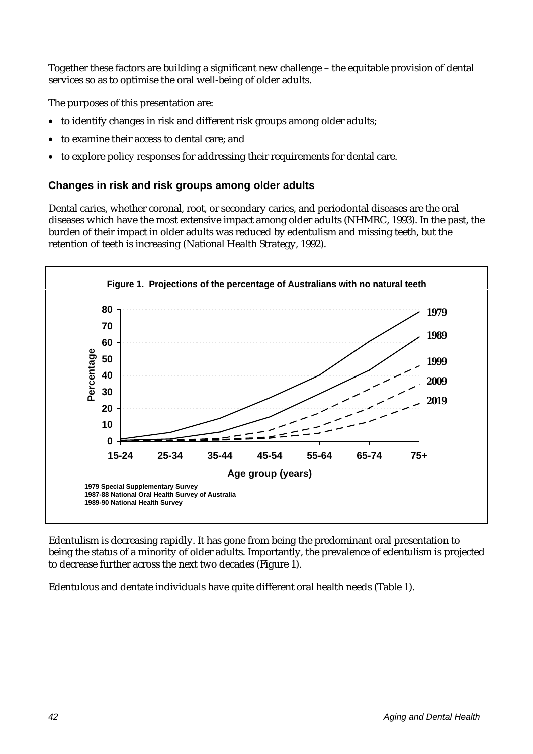Together these factors are building a significant new challenge – the equitable provision of dental services so as to optimise the oral well-being of older adults.

The purposes of this presentation are:

- to identify changes in risk and different risk groups among older adults;
- to examine their access to dental care; and
- to explore policy responses for addressing their requirements for dental care.

### Changes in risk and risk groups among older adults

Dental caries, whether coronal, root, or secondary caries, and periodontal diseases are the oral diseases which have the most extensive impact among older adults (NHMRC, 1993). In the past, the burden of their impact in older adults was reduced by edentulism and missing teeth, but the retention of teeth is increasing (National Health Strategy, 1992).

**Figure 1. Projections of the percentage of Australians with no natural teeth**

1979 Special Supplementary Survey
1987-88 National Oral Health Survey of Australia
1989-90 National Health Survey

Edentulism is decreasing rapidly. It has gone from being the predominant oral presentation to being the status of a minority of older adults. Importantly, the prevalence of edentulism is projected to decrease further across the next two decades (Figure 1).

Edentulous and dentate individuals have quite different oral health needs (Table 1).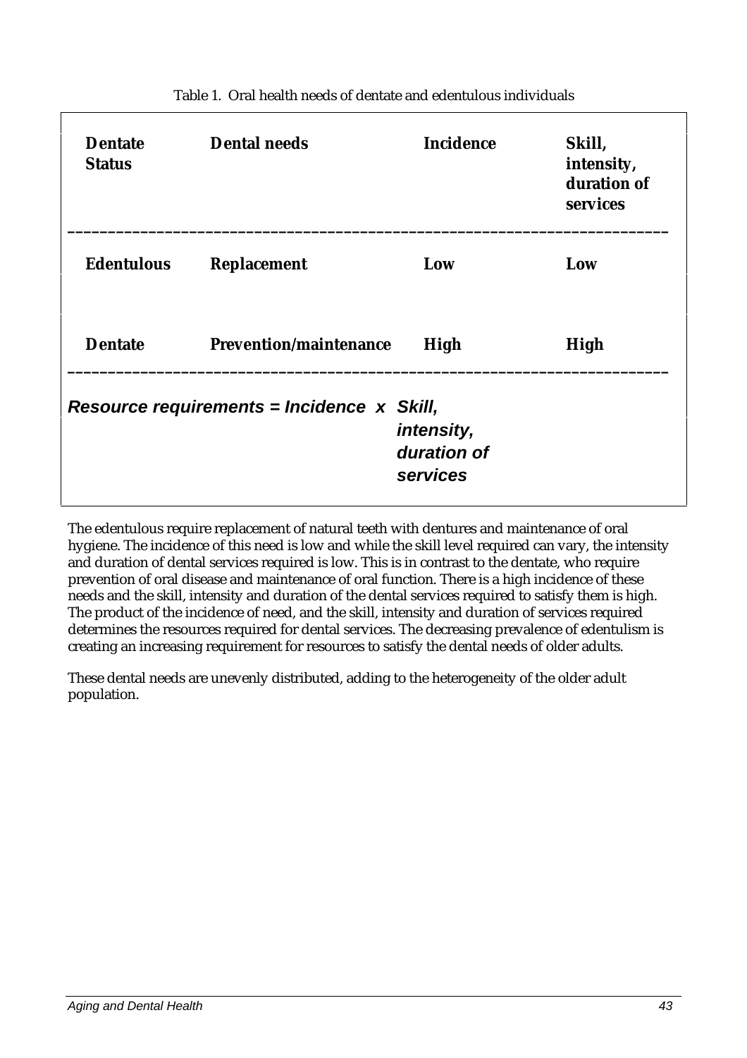Table 1. Oral health needs of dentate and edentulous individuals

| Dentate Status | Dental needs | Incidence | Skill, intensity, duration of services |
|---|---|---|---|
| Edentulous | Replacement | Low | Low |
| Dentate | Prevention/maintenance | High | High |

***Resource requirements = Incidence x Skill, intensity, duration of services***

The edentulous require replacement of natural teeth with dentures and maintenance of oral hygiene. The incidence of this need is low and while the skill level required can vary, the intensity and duration of dental services required is low. This is in contrast to the dentate, who require prevention of oral disease and maintenance of oral function. There is a high incidence of these needs and the skill, intensity and duration of the dental services required to satisfy them is high. The product of the incidence of need, and the skill, intensity and duration of services required determines the resources required for dental services. The decreasing prevalence of edentulism is creating an increasing requirement for resources to satisfy the dental needs of older adults.

These dental needs are unevenly distributed, adding to the heterogeneity of the older adult population.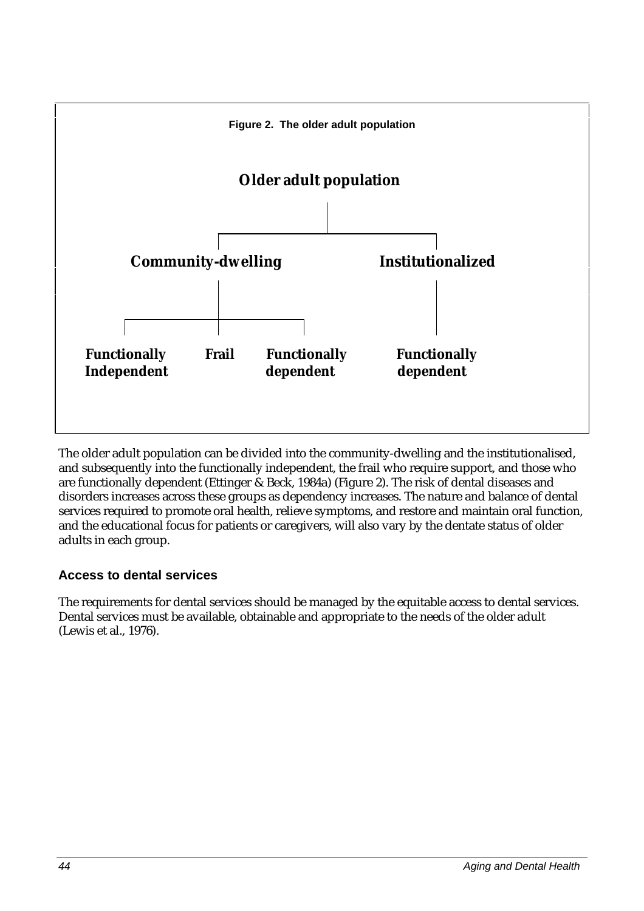**Figure 2. The older adult population**

**Older adult population**

- **Community-dwelling**
  - **Functionally Independent**
  - **Frail**
  - **Functionally dependent**
- **Institutionalized**
  - **Functionally dependent**

The older adult population can be divided into the community-dwelling and the institutionalised, and subsequently into the functionally independent, the frail who require support, and those who are functionally dependent (Ettinger & Beck, 1984a) (Figure 2). The risk of dental diseases and disorders increases across these groups as dependency increases. The nature and balance of dental services required to promote oral health, relieve symptoms, and restore and maintain oral function, and the educational focus for patients or caregivers, will also vary by the dentate status of older adults in each group.

## Access to dental services

The requirements for dental services should be managed by the equitable access to dental services. Dental services must be available, obtainable and appropriate to the needs of the older adult (Lewis et al., 1976).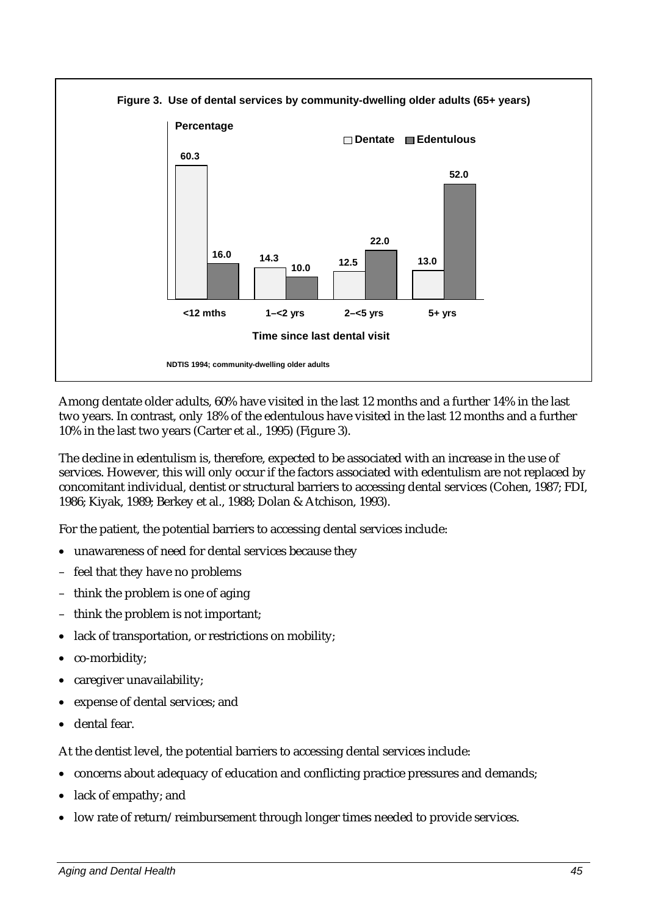**Figure 3. Use of dental services by community-dwelling older adults (65+ years)**

| Time since last dental visit | Dentate (%) | Edentulous (%) |
|---|---|---|
| <12 mths | 60.3 | 16.0 |
| 1–<2 yrs | 14.3 | 10.0 |
| 2–<5 yrs | 12.5 | 22.0 |
| 5+ yrs | 13.0 | 52.0 |

NDTIS 1994; community-dwelling older adults

Among dentate older adults, 60% have visited in the last 12 months and a further 14% in the last two years. In contrast, only 18% of the edentulous have visited in the last 12 months and a further 10% in the last two years (Carter et al., 1995) (Figure 3).

The decline in edentulism is, therefore, expected to be associated with an increase in the use of services. However, this will only occur if the factors associated with edentulism are not replaced by concomitant individual, dentist or structural barriers to accessing dental services (Cohen, 1987; FDI, 1986; Kiyak, 1989; Berkey et al., 1988; Dolan & Atchison, 1993).

For the patient, the potential barriers to accessing dental services include:

- unawareness of need for dental services because they
  - feel that they have no problems
  - think the problem is one of aging
  - think the problem is not important;
- lack of transportation, or restrictions on mobility;
- co-morbidity;
- caregiver unavailability;
- expense of dental services; and
- dental fear.

At the dentist level, the potential barriers to accessing dental services include:

- concerns about adequacy of education and conflicting practice pressures and demands;
- lack of empathy; and
- low rate of return/reimbursement through longer times needed to provide services.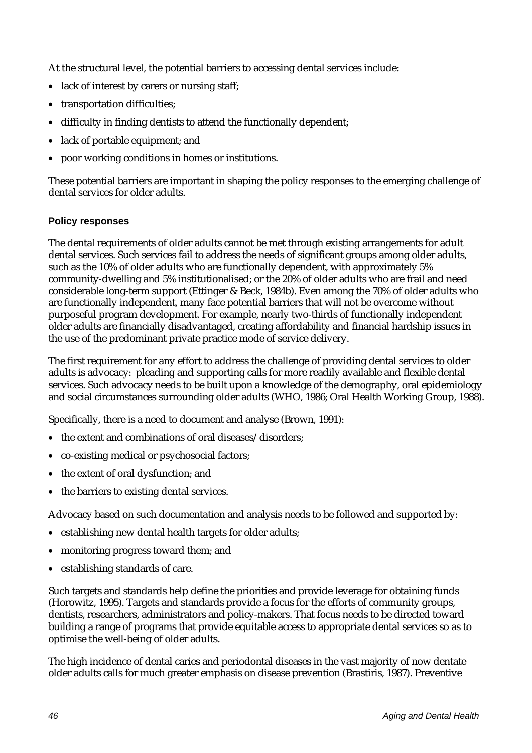At the structural level, the potential barriers to accessing dental services include:

- lack of interest by carers or nursing staff;
- transportation difficulties;
- difficulty in finding dentists to attend the functionally dependent;
- lack of portable equipment; and
- poor working conditions in homes or institutions.

These potential barriers are important in shaping the policy responses to the emerging challenge of dental services for older adults.

### Policy responses

The dental requirements of older adults cannot be met through existing arrangements for adult dental services. Such services fail to address the needs of significant groups among older adults, such as the 10% of older adults who are functionally dependent, with approximately 5% community-dwelling and 5% institutionalised; or the 20% of older adults who are frail and need considerable long-term support (Ettinger & Beck, 1984b). Even among the 70% of older adults who are functionally independent, many face potential barriers that will not be overcome without purposeful program development. For example, nearly two-thirds of functionally independent older adults are financially disadvantaged, creating affordability and financial hardship issues in the use of the predominant private practice mode of service delivery.

The first requirement for any effort to address the challenge of providing dental services to older adults is advocacy: pleading and supporting calls for more readily available and flexible dental services. Such advocacy needs to be built upon a knowledge of the demography, oral epidemiology and social circumstances surrounding older adults (WHO, 1986; Oral Health Working Group, 1988).

Specifically, there is a need to document and analyse (Brown, 1991):

- the extent and combinations of oral diseases/disorders;
- co-existing medical or psychosocial factors;
- the extent of oral dysfunction; and
- the barriers to existing dental services.

Advocacy based on such documentation and analysis needs to be followed and supported by:

- establishing new dental health targets for older adults;
- monitoring progress toward them; and
- establishing standards of care.

Such targets and standards help define the priorities and provide leverage for obtaining funds (Horowitz, 1995). Targets and standards provide a focus for the efforts of community groups, dentists, researchers, administrators and policy-makers. That focus needs to be directed toward building a range of programs that provide equitable access to appropriate dental services so as to optimise the well-being of older adults.

The high incidence of dental caries and periodontal diseases in the vast majority of now dentate older adults calls for much greater emphasis on disease prevention (Brastiris, 1987). Preventive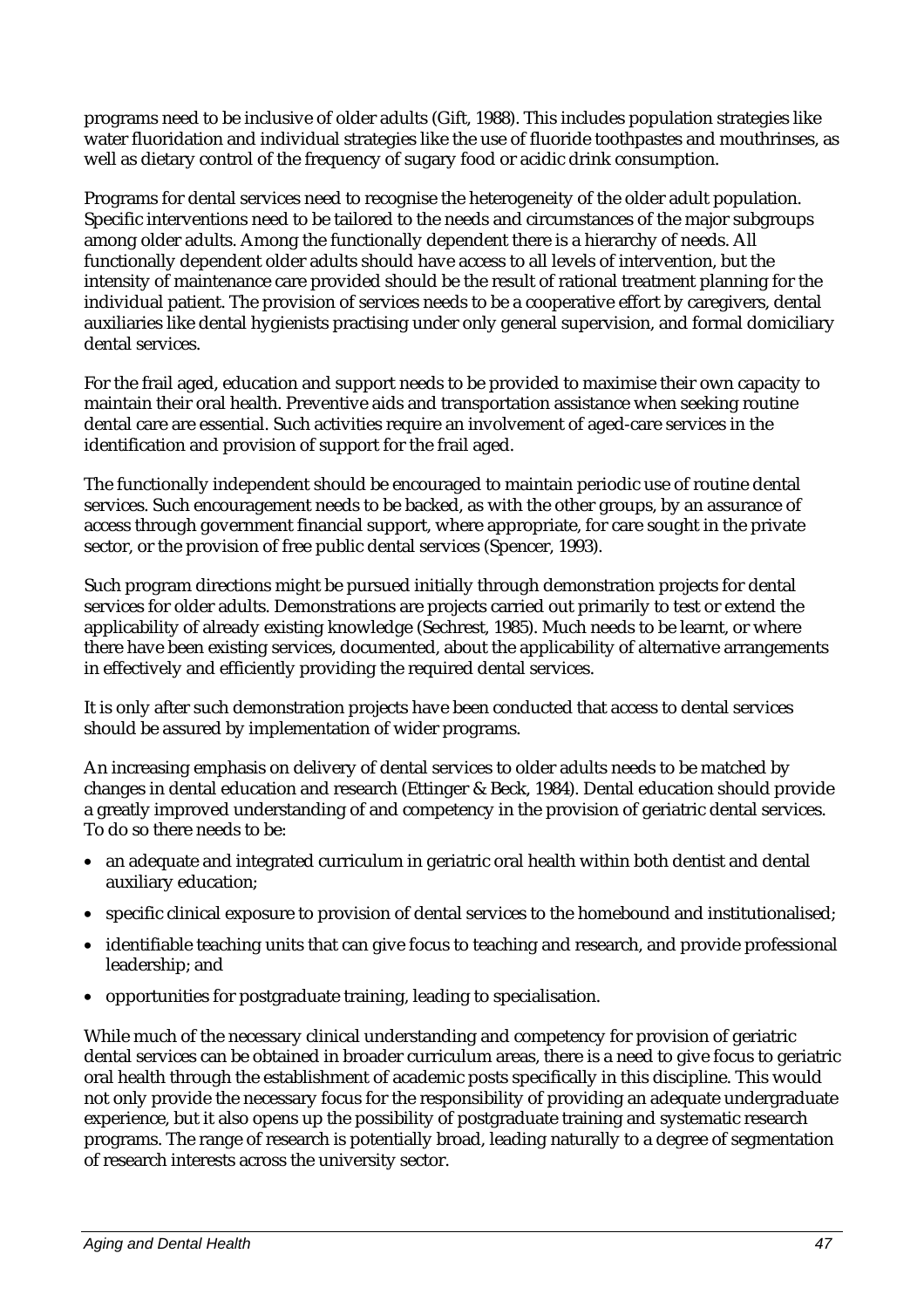programs need to be inclusive of older adults (Gift, 1988). This includes population strategies like water fluoridation and individual strategies like the use of fluoride toothpastes and mouthrinses, as well as dietary control of the frequency of sugary food or acidic drink consumption.

Programs for dental services need to recognise the heterogeneity of the older adult population. Specific interventions need to be tailored to the needs and circumstances of the major subgroups among older adults. Among the functionally dependent there is a hierarchy of needs. All functionally dependent older adults should have access to all levels of intervention, but the intensity of maintenance care provided should be the result of rational treatment planning for the individual patient. The provision of services needs to be a cooperative effort by caregivers, dental auxiliaries like dental hygienists practising under only general supervision, and formal domiciliary dental services.

For the frail aged, education and support needs to be provided to maximise their own capacity to maintain their oral health. Preventive aids and transportation assistance when seeking routine dental care are essential. Such activities require an involvement of aged-care services in the identification and provision of support for the frail aged.

The functionally independent should be encouraged to maintain periodic use of routine dental services. Such encouragement needs to be backed, as with the other groups, by an assurance of access through government financial support, where appropriate, for care sought in the private sector, or the provision of free public dental services (Spencer, 1993).

Such program directions might be pursued initially through demonstration projects for dental services for older adults. Demonstrations are projects carried out primarily to test or extend the applicability of already existing knowledge (Sechrest, 1985). Much needs to be learnt, or where there have been existing services, documented, about the applicability of alternative arrangements in effectively and efficiently providing the required dental services.

It is only after such demonstration projects have been conducted that access to dental services should be assured by implementation of wider programs.

An increasing emphasis on delivery of dental services to older adults needs to be matched by changes in dental education and research (Ettinger & Beck, 1984). Dental education should provide a greatly improved understanding of and competency in the provision of geriatric dental services. To do so there needs to be:

- an adequate and integrated curriculum in geriatric oral health within both dentist and dental auxiliary education;
- specific clinical exposure to provision of dental services to the homebound and institutionalised;
- identifiable teaching units that can give focus to teaching and research, and provide professional leadership; and
- opportunities for postgraduate training, leading to specialisation.

While much of the necessary clinical understanding and competency for provision of geriatric dental services can be obtained in broader curriculum areas, there is a need to give focus to geriatric oral health through the establishment of academic posts specifically in this discipline. This would not only provide the necessary focus for the responsibility of providing an adequate undergraduate experience, but it also opens up the possibility of postgraduate training and systematic research programs. The range of research is potentially broad, leading naturally to a degree of segmentation of research interests across the university sector.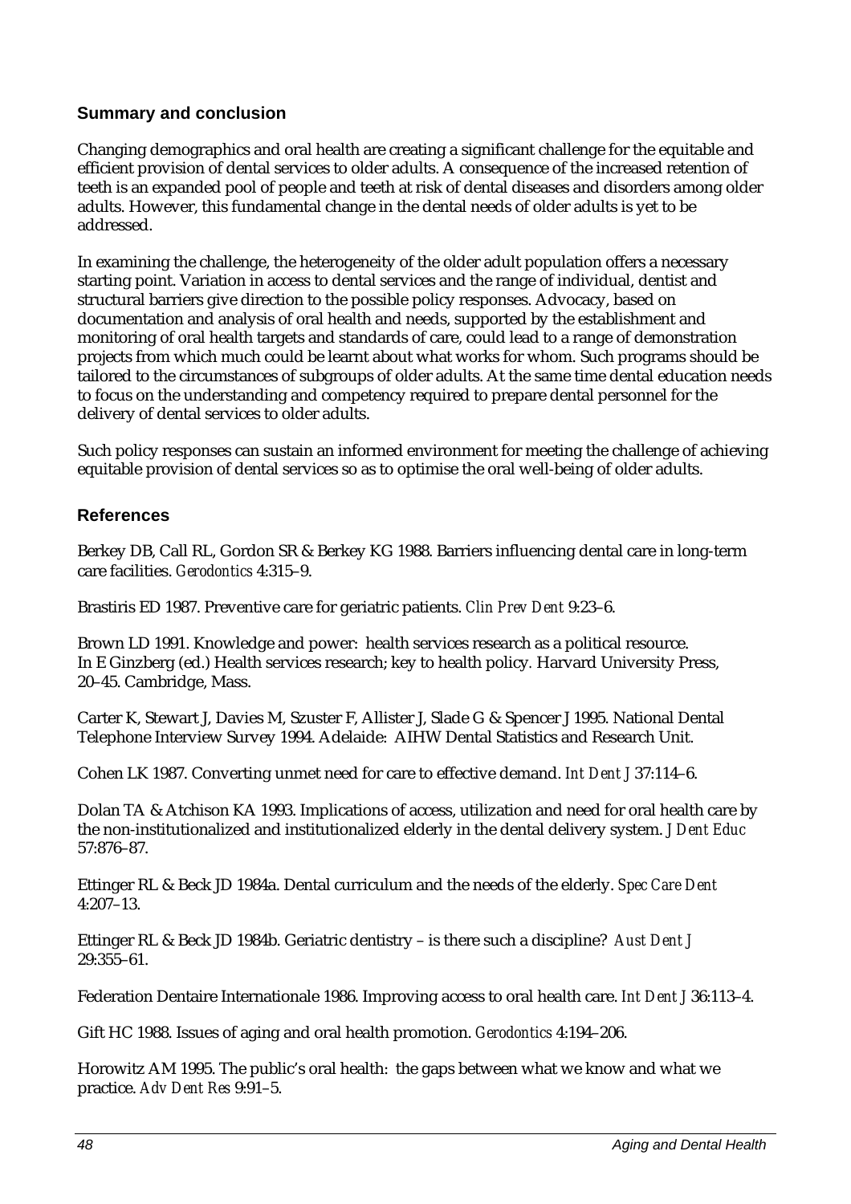## Summary and conclusion

Changing demographics and oral health are creating a significant challenge for the equitable and efficient provision of dental services to older adults. A consequence of the increased retention of teeth is an expanded pool of people and teeth at risk of dental diseases and disorders among older adults. However, this fundamental change in the dental needs of older adults is yet to be addressed.

In examining the challenge, the heterogeneity of the older adult population offers a necessary starting point. Variation in access to dental services and the range of individual, dentist and structural barriers give direction to the possible policy responses. Advocacy, based on documentation and analysis of oral health and needs, supported by the establishment and monitoring of oral health targets and standards of care, could lead to a range of demonstration projects from which much could be learnt about what works for whom. Such programs should be tailored to the circumstances of subgroups of older adults. At the same time dental education needs to focus on the understanding and competency required to prepare dental personnel for the delivery of dental services to older adults.

Such policy responses can sustain an informed environment for meeting the challenge of achieving equitable provision of dental services so as to optimise the oral well-being of older adults.

## References

Berkey DB, Call RL, Gordon SR & Berkey KG 1988. Barriers influencing dental care in long-term care facilities. *Gerodontics* 4:315–9.

Brastiris ED 1987. Preventive care for geriatric patients. *Clin Prev Dent* 9:23–6.

Brown LD 1991. Knowledge and power: health services research as a political resource. In E Ginzberg (ed.) Health services research; key to health policy. Harvard University Press, 20–45. Cambridge, Mass.

Carter K, Stewart J, Davies M, Szuster F, Allister J, Slade G & Spencer J 1995. National Dental Telephone Interview Survey 1994. Adelaide: AIHW Dental Statistics and Research Unit.

Cohen LK 1987. Converting unmet need for care to effective demand. *Int Dent J* 37:114–6.

Dolan TA & Atchison KA 1993. Implications of access, utilization and need for oral health care by the non-institutionalized and institutionalized elderly in the dental delivery system. *J Dent Educ* 57:876–87.

Ettinger RL & Beck JD 1984a. Dental curriculum and the needs of the elderly. *Spec Care Dent* 4:207–13.

Ettinger RL & Beck JD 1984b. Geriatric dentistry – is there such a discipline? *Aust Dent J* 29:355–61.

Federation Dentaire Internationale 1986. Improving access to oral health care. *Int Dent J* 36:113–4.

Gift HC 1988. Issues of aging and oral health promotion. *Gerodontics* 4:194–206.

Horowitz AM 1995. The public's oral health: the gaps between what we know and what we practice. *Adv Dent Res* 9:91–5.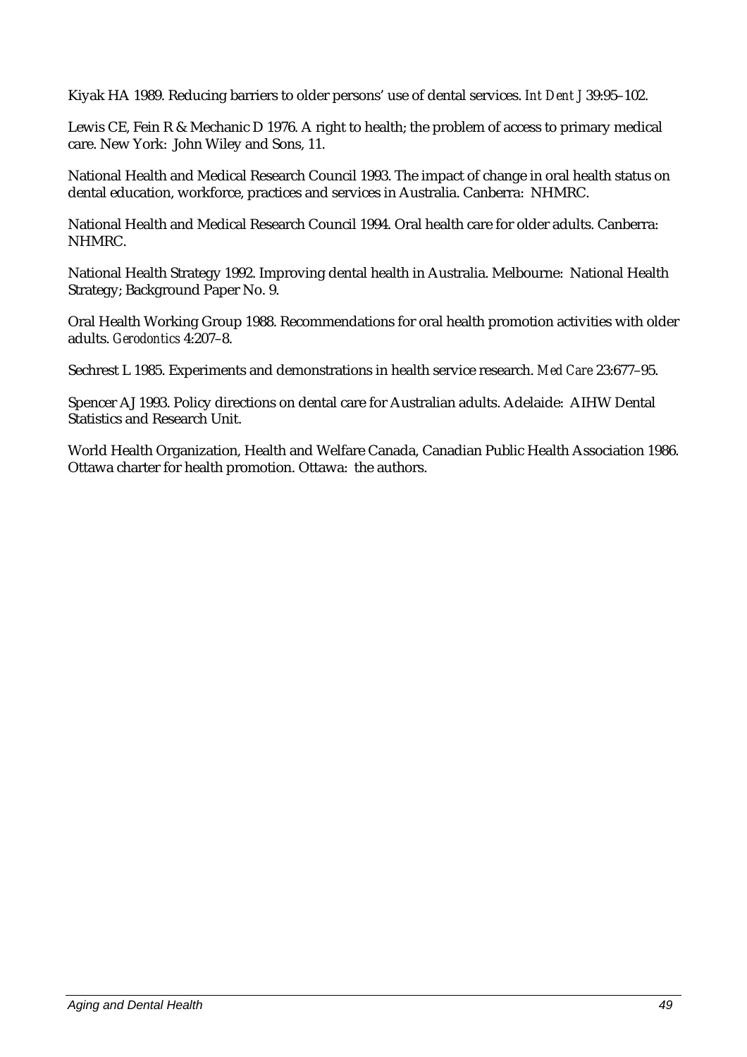Kiyak HA 1989. Reducing barriers to older persons' use of dental services. *Int Dent J* 39:95–102.

Lewis CE, Fein R & Mechanic D 1976. A right to health; the problem of access to primary medical care. New York: John Wiley and Sons, 11.

National Health and Medical Research Council 1993. The impact of change in oral health status on dental education, workforce, practices and services in Australia. Canberra: NHMRC.

National Health and Medical Research Council 1994. Oral health care for older adults. Canberra: NHMRC.

National Health Strategy 1992. Improving dental health in Australia. Melbourne: National Health Strategy; Background Paper No. 9.

Oral Health Working Group 1988. Recommendations for oral health promotion activities with older adults. *Gerodontics* 4:207–8.

Sechrest L 1985. Experiments and demonstrations in health service research. *Med Care* 23:677–95.

Spencer AJ 1993. Policy directions on dental care for Australian adults. Adelaide: AIHW Dental Statistics and Research Unit.

World Health Organization, Health and Welfare Canada, Canadian Public Health Association 1986. Ottawa charter for health promotion. Ottawa: the authors.